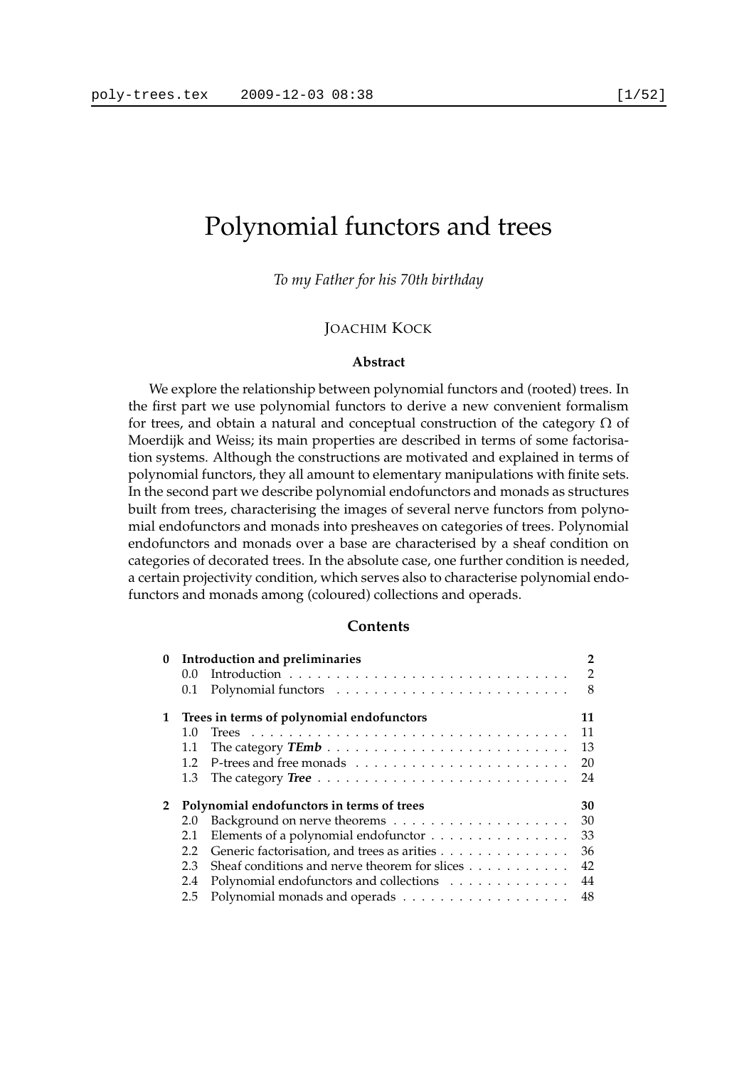# Polynomial functors and trees

*To my Father for his 70th birthday*

JOACHIM KOCK

### Abstract

We explore the relationship between polynomial functors and (rooted) trees. In the first part we use polynomial functors to derive a new convenient formalism for trees, and obtain a natural and conceptual construction of the category $\Omega$ of Moerdijk and Weiss; its main properties are described in terms of some factorisation systems. Although the constructions are motivated and explained in terms of polynomial functors, they all amount to elementary manipulations with finite sets. In the second part we describe polynomial endofunctors and monads as structures built from trees, characterising the images of several nerve functors from polynomial endofunctors and monads into presheaves on categories of trees. Polynomial endofunctors and monads over a base are characterised by a sheaf condition on categories of decorated trees. In the absolute case, one further condition is needed, a certain projectivity condition, which serves also to characterise polynomial endofunctors and monads among (coloured) collections and operads.

### Contents

| | | |
|---|---|---|
| **0** | **Introduction and preliminaries** | **2** |
| 0.0 | Introduction | 2 |
| 0.1 | Polynomial functors | 8 |
| **1** | **Trees in terms of polynomial endofunctors** | **11** |
| 1.0 | Trees | 11 |
| 1.1 | The category ***TEmb*** | 13 |
| 1.2 | P-trees and free monads | 20 |
| 1.3 | The category ***Tree*** | 24 |
| **2** | **Polynomial endofunctors in terms of trees** | **30** |
| 2.0 | Background on nerve theorems | 30 |
| 2.1 | Elements of a polynomial endofunctor | 33 |
| 2.2 | Generic factorisation, and trees as arities | 36 |
| 2.3 | Sheaf conditions and nerve theorem for slices | 42 |
| 2.4 | Polynomial endofunctors and collections | 44 |
| 2.5 | Polynomial monads and operads | 48 |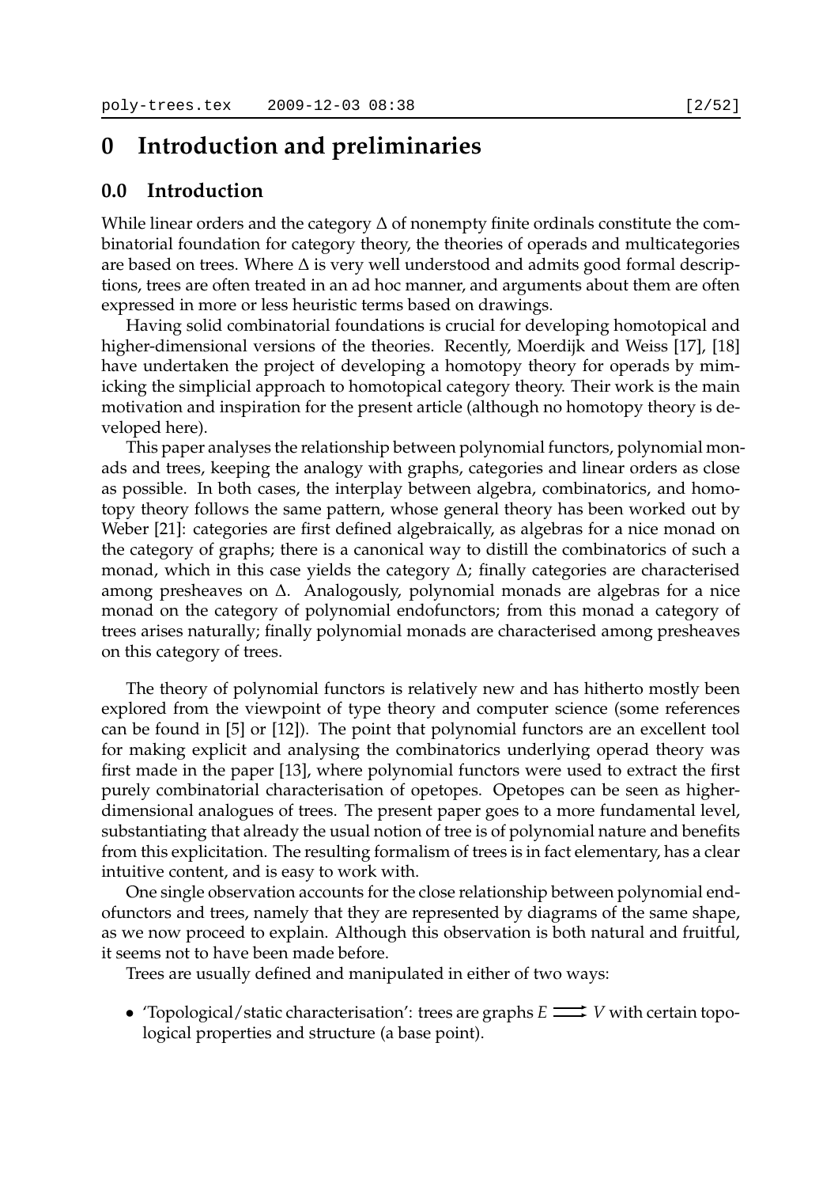# 0 Introduction and preliminaries

## 0.0 Introduction

While linear orders and the category $\Delta$ of nonempty finite ordinals constitute the combinatorial foundation for category theory, the theories of operads and multicategories are based on trees. Where $\Delta$ is very well understood and admits good formal descriptions, trees are often treated in an ad hoc manner, and arguments about them are often expressed in more or less heuristic terms based on drawings.

Having solid combinatorial foundations is crucial for developing homotopical and higher-dimensional versions of the theories. Recently, Moerdijk and Weiss [17], [18] have undertaken the project of developing a homotopy theory for operads by mimicking the simplicial approach to homotopical category theory. Their work is the main motivation and inspiration for the present article (although no homotopy theory is developed here).

This paper analyses the relationship between polynomial functors, polynomial monads and trees, keeping the analogy with graphs, categories and linear orders as close as possible. In both cases, the interplay between algebra, combinatorics, and homotopy theory follows the same pattern, whose general theory has been worked out by Weber [21]: categories are first defined algebraically, as algebras for a nice monad on the category of graphs; there is a canonical way to distill the combinatorics of such a monad, which in this case yields the category $\Delta$; finally categories are characterised among presheaves on $\Delta$. Analogously, polynomial monads are algebras for a nice monad on the category of polynomial endofunctors; from this monad a category of trees arises naturally; finally polynomial monads are characterised among presheaves on this category of trees.

The theory of polynomial functors is relatively new and has hitherto mostly been explored from the viewpoint of type theory and computer science (some references can be found in [5] or [12]). The point that polynomial functors are an excellent tool for making explicit and analysing the combinatorics underlying operad theory was first made in the paper [13], where polynomial functors were used to extract the first purely combinatorial characterisation of opetopes. Opetopes can be seen as higher-dimensional analogues of trees. The present paper goes to a more fundamental level, substantiating that already the usual notion of tree is of polynomial nature and benefits from this explicitation. The resulting formalism of trees is in fact elementary, has a clear intuitive content, and is easy to work with.

One single observation accounts for the close relationship between polynomial endofunctors and trees, namely that they are represented by diagrams of the same shape, as we now proceed to explain. Although this observation is both natural and fruitful, it seems not to have been made before.

Trees are usually defined and manipulated in either of two ways:

- 'Topological/static characterisation': trees are graphs $E \rightrightarrows V$ with certain topological properties and structure (a base point).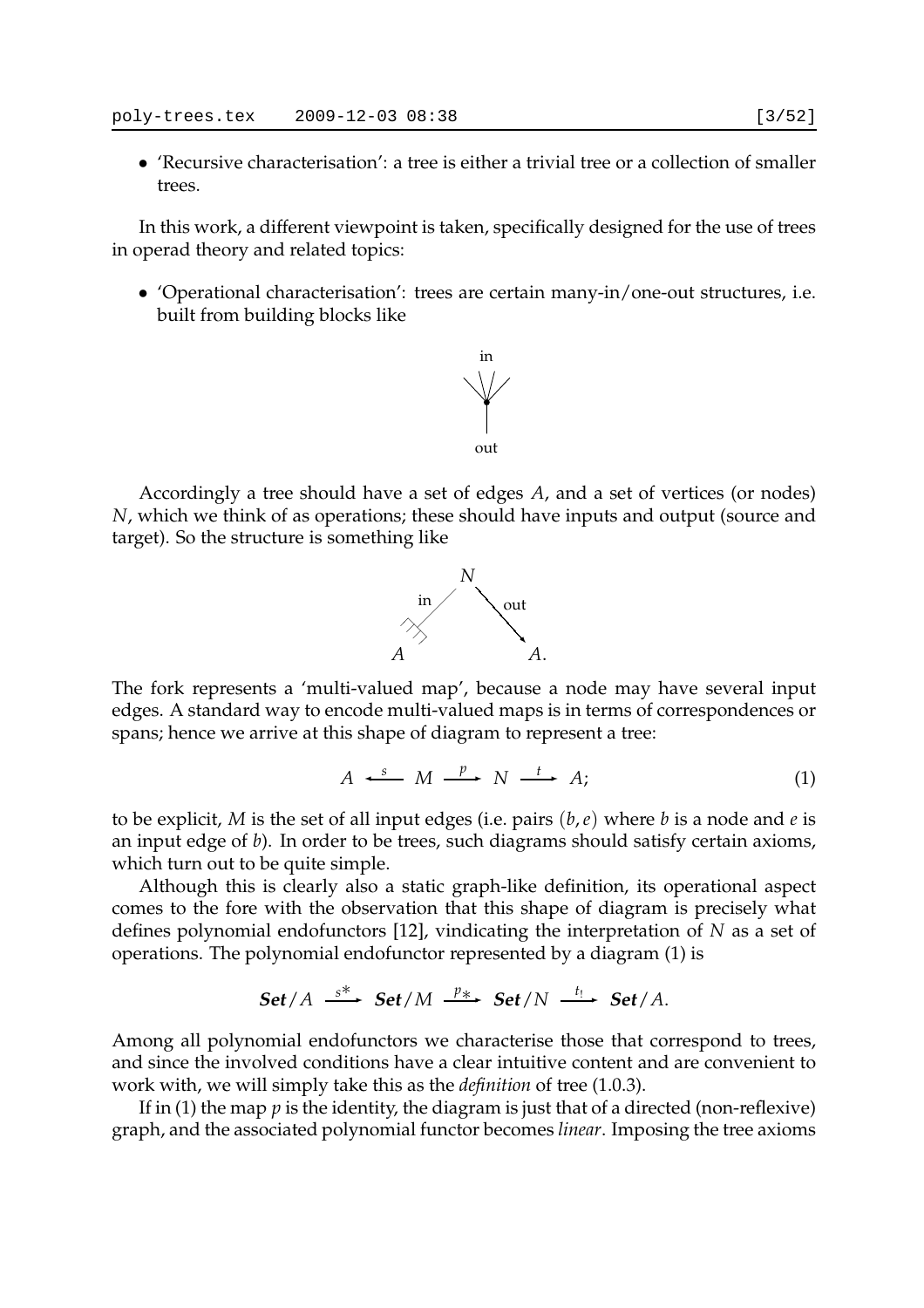- 'Recursive characterisation': a tree is either a trivial tree or a collection of smaller trees.

In this work, a different viewpoint is taken, specifically designed for the use of trees in operad theory and related topics:

- 'Operational characterisation': trees are certain many-in/one-out structures, i.e. built from building blocks like

Accordingly a tree should have a set of edges $A$, and a set of vertices (or nodes) $N$, which we think of as operations; these should have inputs and output (source and target). So the structure is something like

The fork represents a 'multi-valued map', because a node may have several input edges. A standard way to encode multi-valued maps is in terms of correspondences or spans; hence we arrive at this shape of diagram to represent a tree:

$$A \xleftarrow{\ s\ } M \xrightarrow{\ p\ } N \xrightarrow{\ t\ } A; \tag{1}$$

to be explicit, $M$ is the set of all input edges (i.e. pairs $(b, e)$ where $b$ is a node and $e$ is an input edge of $b$). In order to be trees, such diagrams should satisfy certain axioms, which turn out to be quite simple.

Although this is clearly also a static graph-like definition, its operational aspect comes to the fore with the observation that this shape of diagram is precisely what defines polynomial endofunctors [12], vindicating the interpretation of $N$ as a set of operations. The polynomial endofunctor represented by a diagram (1) is

$$\textbf{\textit{Set}}/A \xrightarrow{\ s^*\ } \textbf{\textit{Set}}/M \xrightarrow{\ p_*\ } \textbf{\textit{Set}}/N \xrightarrow{\ t_!\ } \textbf{\textit{Set}}/A.$$

Among all polynomial endofunctors we characterise those that correspond to trees, and since the involved conditions have a clear intuitive content and are convenient to work with, we will simply take this as the *definition* of tree (1.0.3).

If in (1) the map $p$ is the identity, the diagram is just that of a directed (non-reflexive) graph, and the associated polynomial functor becomes *linear*. Imposing the tree axioms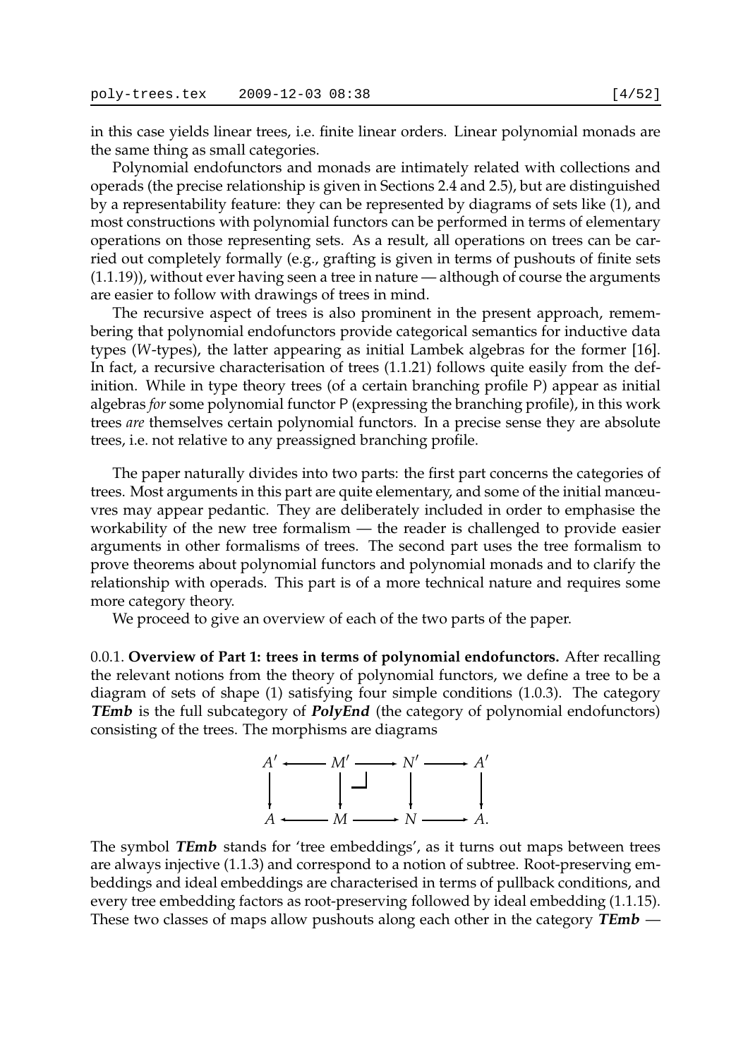in this case yields linear trees, i.e. finite linear orders. Linear polynomial monads are the same thing as small categories.

Polynomial endofunctors and monads are intimately related with collections and operads (the precise relationship is given in Sections 2.4 and 2.5), but are distinguished by a representability feature: they can be represented by diagrams of sets like (1), and most constructions with polynomial functors can be performed in terms of elementary operations on those representing sets. As a result, all operations on trees can be carried out completely formally (e.g., grafting is given in terms of pushouts of finite sets (1.1.19)), without ever having seen a tree in nature — although of course the arguments are easier to follow with drawings of trees in mind.

The recursive aspect of trees is also prominent in the present approach, remembering that polynomial endofunctors provide categorical semantics for inductive data types ($W$-types), the latter appearing as initial Lambek algebras for the former [16]. In fact, a recursive characterisation of trees (1.1.21) follows quite easily from the definition. While in type theory trees (of a certain branching profile $\mathsf{P}$) appear as initial algebras *for* some polynomial functor $\mathsf{P}$ (expressing the branching profile), in this work trees *are* themselves certain polynomial functors. In a precise sense they are absolute trees, i.e. not relative to any preassigned branching profile.

The paper naturally divides into two parts: the first part concerns the categories of trees. Most arguments in this part are quite elementary, and some of the initial manœuvres may appear pedantic. They are deliberately included in order to emphasise the workability of the new tree formalism — the reader is challenged to provide easier arguments in other formalisms of trees. The second part uses the tree formalism to prove theorems about polynomial functors and polynomial monads and to clarify the relationship with operads. This part is of a more technical nature and requires some more category theory.

We proceed to give an overview of each of the two parts of the paper.

0.0.1. **Overview of Part 1: trees in terms of polynomial endofunctors.** After recalling the relevant notions from the theory of polynomial functors, we define a tree to be a diagram of sets of shape (1) satisfying four simple conditions (1.0.3). The category ***TEmb*** is the full subcategory of ***PolyEnd*** (the category of polynomial endofunctors) consisting of the trees. The morphisms are diagrams

$$\begin{array}{ccccccc} A' & \longleftarrow & M' & \longrightarrow & N' & \longrightarrow & A' \\ \downarrow & & \downarrow & \lrcorner & \downarrow & & \downarrow \\ A & \longleftarrow & M & \longrightarrow & N & \longrightarrow & A. \end{array}$$

The symbol ***TEmb*** stands for 'tree embeddings', as it turns out maps between trees are always injective (1.1.3) and correspond to a notion of subtree. Root-preserving embeddings and ideal embeddings are characterised in terms of pullback conditions, and every tree embedding factors as root-preserving followed by ideal embedding (1.1.15). These two classes of maps allow pushouts along each other in the category ***TEmb*** —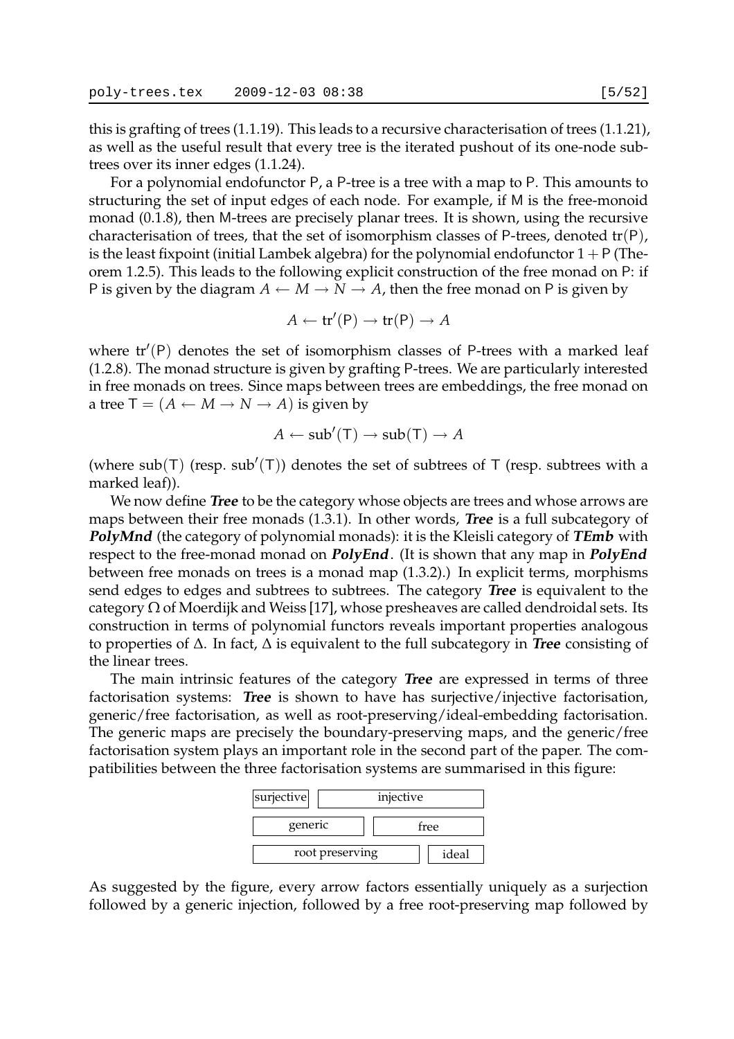this is grafting of trees (1.1.19). This leads to a recursive characterisation of trees (1.1.21), as well as the useful result that every tree is the iterated pushout of its one-node subtrees over its inner edges (1.1.24).

For a polynomial endofunctor $\mathsf{P}$, a $\mathsf{P}$-tree is a tree with a map to $\mathsf{P}$. This amounts to structuring the set of input edges of each node. For example, if $\mathsf{M}$ is the free-monoid monad (0.1.8), then $\mathsf{M}$-trees are precisely planar trees. It is shown, using the recursive characterisation of trees, that the set of isomorphism classes of $\mathsf{P}$-trees, denoted $\mathrm{tr}(\mathsf{P})$, is the least fixpoint (initial Lambek algebra) for the polynomial endofunctor $1+\mathsf{P}$ (Theorem 1.2.5). This leads to the following explicit construction of the free monad on $\mathsf{P}$: if $\mathsf{P}$ is given by the diagram $A \leftarrow M \rightarrow N \rightarrow A$, then the free monad on $\mathsf{P}$ is given by

$$A \leftarrow \mathrm{tr}'(\mathsf{P}) \rightarrow \mathrm{tr}(\mathsf{P}) \rightarrow A$$

where $\mathrm{tr}'(\mathsf{P})$ denotes the set of isomorphism classes of $\mathsf{P}$-trees with a marked leaf (1.2.8). The monad structure is given by grafting $\mathsf{P}$-trees. We are particularly interested in free monads on trees. Since maps between trees are embeddings, the free monad on a tree $\mathsf{T} = (A \leftarrow M \rightarrow N \rightarrow A)$ is given by

$$A \leftarrow \mathrm{sub}'(\mathsf{T}) \rightarrow \mathrm{sub}(\mathsf{T}) \rightarrow A$$

(where $\mathrm{sub}(\mathsf{T})$ (resp. $\mathrm{sub}'(\mathsf{T})$) denotes the set of subtrees of $\mathsf{T}$ (resp. subtrees with a marked leaf)).

We now define ***Tree*** to be the category whose objects are trees and whose arrows are maps between their free monads (1.3.1). In other words, ***Tree*** is a full subcategory of ***PolyMnd*** (the category of polynomial monads): it is the Kleisli category of ***TEmb*** with respect to the free-monad monad on ***PolyEnd***. (It is shown that any map in ***PolyEnd*** between free monads on trees is a monad map (1.3.2).) In explicit terms, morphisms send edges to edges and subtrees to subtrees. The category ***Tree*** is equivalent to the category $\Omega$ of Moerdijk and Weiss [17], whose presheaves are called dendroidal sets. Its construction in terms of polynomial functors reveals important properties analogous to properties of $\Delta$. In fact, $\Delta$ is equivalent to the full subcategory in ***Tree*** consisting of the linear trees.

The main intrinsic features of the category ***Tree*** are expressed in terms of three factorisation systems: ***Tree*** is shown to have has surjective/injective factorisation, generic/free factorisation, as well as root-preserving/ideal-embedding factorisation. The generic maps are precisely the boundary-preserving maps, and the generic/free factorisation system plays an important role in the second part of the paper. The compatibilities between the three factorisation systems are summarised in this figure:

| surjective | injective | | |
|---|---|---|---|
| generic | | free | |
| root preserving | | | ideal |

As suggested by the figure, every arrow factors essentially uniquely as a surjection followed by a generic injection, followed by a free root-preserving map followed by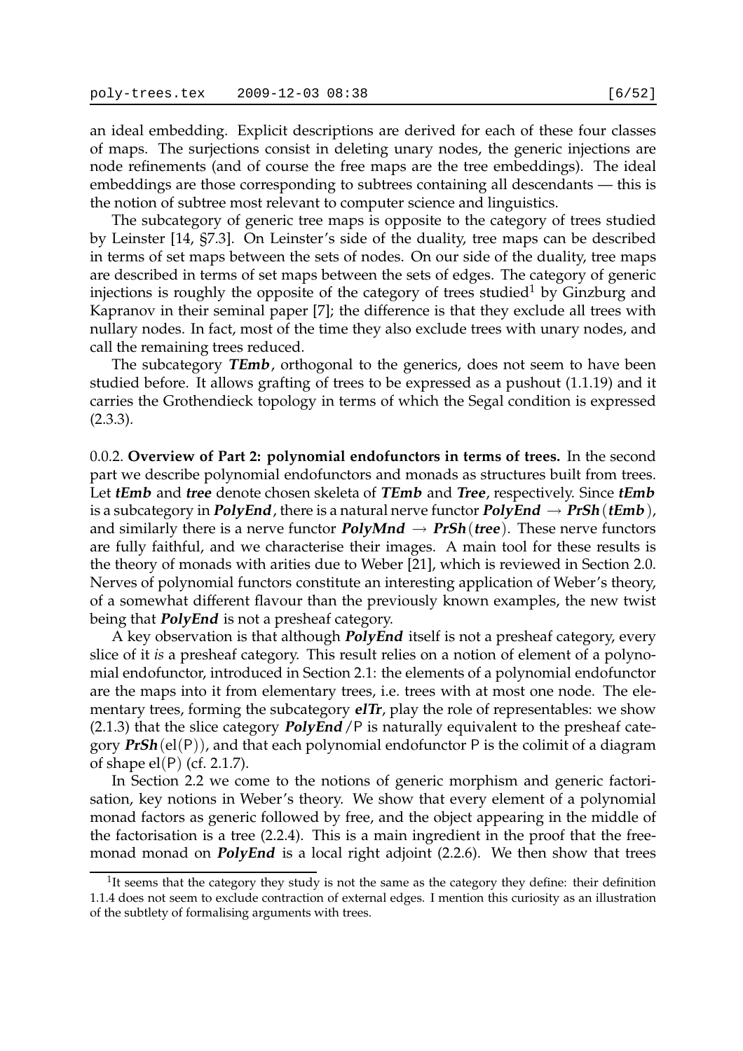an ideal embedding. Explicit descriptions are derived for each of these four classes of maps. The surjections consist in deleting unary nodes, the generic injections are node refinements (and of course the free maps are the tree embeddings). The ideal embeddings are those corresponding to subtrees containing all descendants — this is the notion of subtree most relevant to computer science and linguistics.

The subcategory of generic tree maps is opposite to the category of trees studied by Leinster [14, §7.3]. On Leinster's side of the duality, tree maps can be described in terms of set maps between the sets of nodes. On our side of the duality, tree maps are described in terms of set maps between the sets of edges. The category of generic injections is roughly the opposite of the category of trees studied[1] by Ginzburg and Kapranov in their seminal paper [7]; the difference is that they exclude all trees with nullary nodes. In fact, most of the time they also exclude trees with unary nodes, and call the remaining trees reduced.

The subcategory ***TEmb***, orthogonal to the generics, does not seem to have been studied before. It allows grafting of trees to be expressed as a pushout (1.1.19) and it carries the Grothendieck topology in terms of which the Segal condition is expressed (2.3.3).

0.0.2. **Overview of Part 2: polynomial endofunctors in terms of trees.** In the second part we describe polynomial endofunctors and monads as structures built from trees. Let ***tEmb*** and ***tree*** denote chosen skeleta of ***TEmb*** and ***Tree***, respectively. Since ***tEmb*** is a subcategory in ***PolyEnd***, there is a natural nerve functor ***PolyEnd*** $\rightarrow$ ***PrSh***(***tEmb***), and similarly there is a nerve functor ***PolyMnd*** $\rightarrow$ ***PrSh***(***tree***). These nerve functors are fully faithful, and we characterise their images. A main tool for these results is the theory of monads with arities due to Weber [21], which is reviewed in Section 2.0. Nerves of polynomial functors constitute an interesting application of Weber's theory, of a somewhat different flavour than the previously known examples, the new twist being that ***PolyEnd*** is not a presheaf category.

A key observation is that although ***PolyEnd*** itself is not a presheaf category, every slice of it *is* a presheaf category. This result relies on a notion of element of a polynomial endofunctor, introduced in Section 2.1: the elements of a polynomial endofunctor are the maps into it from elementary trees, i.e. trees with at most one node. The elementary trees, forming the subcategory ***elTr***, play the role of representables: we show (2.1.3) that the slice category ***PolyEnd***/$\mathsf{P}$ is naturally equivalent to the presheaf category ***PrSh***($\mathrm{el}(\mathsf{P})$), and that each polynomial endofunctor $\mathsf{P}$ is the colimit of a diagram of shape $\mathrm{el}(\mathsf{P})$ (cf. 2.1.7).

In Section 2.2 we come to the notions of generic morphism and generic factorisation, key notions in Weber's theory. We show that every element of a polynomial monad factors as generic followed by free, and the object appearing in the middle of the factorisation is a tree (2.2.4). This is a main ingredient in the proof that the free-monad monad on ***PolyEnd*** is a local right adjoint (2.2.6). We then show that trees

[1] It seems that the category they study is not the same as the category they define: their definition 1.1.4 does not seem to exclude contraction of external edges. I mention this curiosity as an illustration of the subtlety of formalising arguments with trees.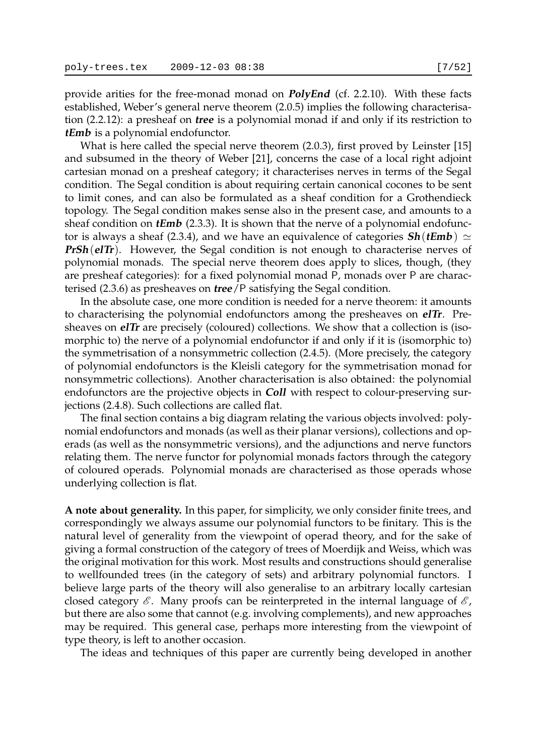provide arities for the free-monad monad on ***PolyEnd*** (cf. 2.2.10). With these facts established, Weber's general nerve theorem (2.0.5) implies the following characterisation (2.2.12): a presheaf on ***tree*** is a polynomial monad if and only if its restriction to ***tEmb*** is a polynomial endofunctor.

What is here called the special nerve theorem (2.0.3), first proved by Leinster [15] and subsumed in the theory of Weber [21], concerns the case of a local right adjoint cartesian monad on a presheaf category; it characterises nerves in terms of the Segal condition. The Segal condition is about requiring certain canonical cocones to be sent to limit cones, and can also be formulated as a sheaf condition for a Grothendieck topology. The Segal condition makes sense also in the present case, and amounts to a sheaf condition on ***tEmb*** (2.3.3). It is shown that the nerve of a polynomial endofunctor is always a sheaf (2.3.4), and we have an equivalence of categories ***Sh***(***tEmb***) $\simeq$ ***PrSh***(***elTr***). However, the Segal condition is not enough to characterise nerves of polynomial monads. The special nerve theorem does apply to slices, though, (they are presheaf categories): for a fixed polynomial monad P, monads over P are characterised (2.3.6) as presheaves on ***tree***/P satisfying the Segal condition.

In the absolute case, one more condition is needed for a nerve theorem: it amounts to characterising the polynomial endofunctors among the presheaves on ***elTr***. Presheaves on ***elTr*** are precisely (coloured) collections. We show that a collection is (isomorphic to) the nerve of a polynomial endofunctor if and only if it is (isomorphic to) the symmetrisation of a nonsymmetric collection (2.4.5). (More precisely, the category of polynomial endofunctors is the Kleisli category for the symmetrisation monad for nonsymmetric collections). Another characterisation is also obtained: the polynomial endofunctors are the projective objects in ***Coll*** with respect to colour-preserving surjections (2.4.8). Such collections are called flat.

The final section contains a big diagram relating the various objects involved: polynomial endofunctors and monads (as well as their planar versions), collections and operads (as well as the nonsymmetric versions), and the adjunctions and nerve functors relating them. The nerve functor for polynomial monads factors through the category of coloured operads. Polynomial monads are characterised as those operads whose underlying collection is flat.

**A note about generality.** In this paper, for simplicity, we only consider finite trees, and correspondingly we always assume our polynomial functors to be finitary. This is the natural level of generality from the viewpoint of operad theory, and for the sake of giving a formal construction of the category of trees of Moerdijk and Weiss, which was the original motivation for this work. Most results and constructions should generalise to wellfounded trees (in the category of sets) and arbitrary polynomial functors. I believe large parts of the theory will also generalise to an arbitrary locally cartesian closed category $\mathscr{E}$. Many proofs can be reinterpreted in the internal language of $\mathscr{E}$, but there are also some that cannot (e.g. involving complements), and new approaches may be required. This general case, perhaps more interesting from the viewpoint of type theory, is left to another occasion.

The ideas and techniques of this paper are currently being developed in another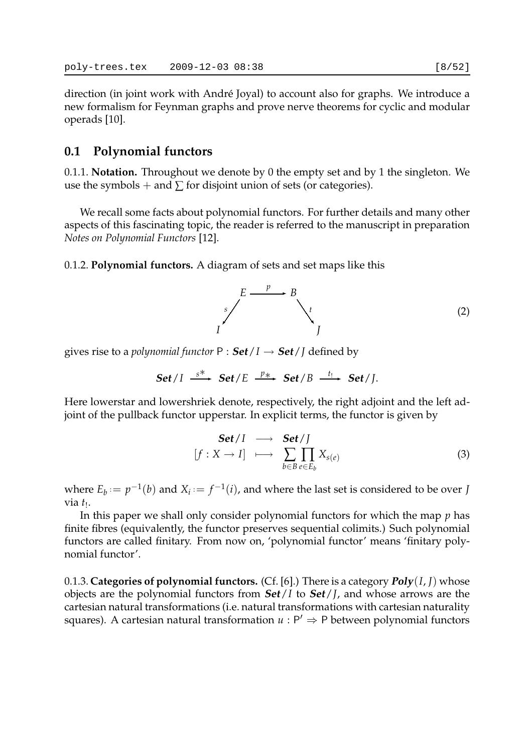direction (in joint work with André Joyal) to account also for graphs. We introduce a new formalism for Feynman graphs and prove nerve theorems for cyclic and modular operads [10].

## 0.1 Polynomial functors

0.1.1. **Notation.** Throughout we denote by 0 the empty set and by 1 the singleton. We use the symbols $+$ and $\sum$ for disjoint union of sets (or categories).

We recall some facts about polynomial functors. For further details and many other aspects of this fascinating topic, the reader is referred to the manuscript in preparation *Notes on Polynomial Functors* [12].

0.1.2. **Polynomial functors.** A diagram of sets and set maps like this

$$\begin{array}{ccccc} & E & \xrightarrow{p} & B & \\ {}^{s}\swarrow & & & & \searrow^{t} \\ I & & & & J \end{array} \tag{2}$$

gives rise to a *polynomial functor* $\mathsf{P} : \boldsymbol{Set}/I \to \boldsymbol{Set}/J$ defined by

$$\boldsymbol{Set}/I \xrightarrow{s^*} \boldsymbol{Set}/E \xrightarrow{p_*} \boldsymbol{Set}/B \xrightarrow{t_!} \boldsymbol{Set}/J.$$

Here lowerstar and lowershriek denote, respectively, the right adjoint and the left adjoint of the pullback functor upperstar. In explicit terms, the functor is given by

$$\begin{array}{ccc} \boldsymbol{Set}/I & \longrightarrow & \boldsymbol{Set}/J \\ [f : X \to I] & \longmapsto & \displaystyle\sum_{b \in B} \prod_{e \in E_b} X_{s(e)} \end{array} \tag{3}$$

where $E_b := p^{-1}(b)$ and $X_i := f^{-1}(i)$, and where the last set is considered to be over $J$ via $t_!$.

In this paper we shall only consider polynomial functors for which the map $p$ has finite fibres (equivalently, the functor preserves sequential colimits.) Such polynomial functors are called finitary. From now on, 'polynomial functor' means 'finitary polynomial functor'.

0.1.3. **Categories of polynomial functors.** (Cf. [6].) There is a category $\boldsymbol{Poly}(I, J)$ whose objects are the polynomial functors from $\boldsymbol{Set}/I$ to $\boldsymbol{Set}/J$, and whose arrows are the cartesian natural transformations (i.e. natural transformations with cartesian naturality squares). A cartesian natural transformation $u : \mathsf{P}' \Rightarrow \mathsf{P}$ between polynomial functors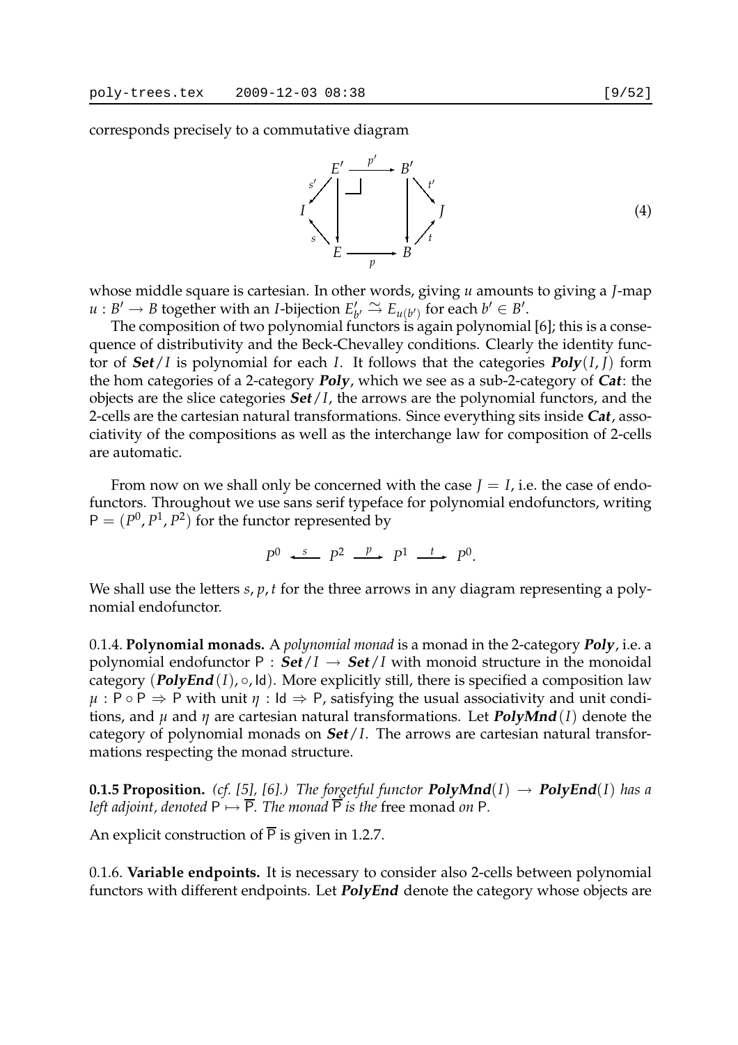corresponds precisely to a commutative diagram

$$
\begin{array}{ccccc}
 & E' & \xrightarrow{p'} & B' & \\
{}^{s'}\swarrow & \downarrow & \lrcorner & \downarrow & \searrow^{t'} \\
I & & & & J \\
{}_{s}\nwarrow & E & \xrightarrow[p]{} & B & \nearrow_{t}
\end{array}
\tag{4}
$$

whose middle square is cartesian. In other words, giving $u$ amounts to giving a $J$-map $u : B' \to B$ together with an $I$-bijection $E'_{b'} \xrightarrow{\sim} E_{u(b')}$ for each $b' \in B'$.

The composition of two polynomial functors is again polynomial [6]; this is a consequence of distributivity and the Beck-Chevalley conditions. Clearly the identity functor of ***Set***$/I$ is polynomial for each $I$. It follows that the categories ***Poly***$(I, J)$ form the hom categories of a 2-category ***Poly***, which we see as a sub-2-category of ***Cat***: the objects are the slice categories ***Set***$/I$, the arrows are the polynomial functors, and the 2-cells are the cartesian natural transformations. Since everything sits inside ***Cat***, associativity of the compositions as well as the interchange law for composition of 2-cells are automatic.

From now on we shall only be concerned with the case $J = I$, i.e. the case of endofunctors. Throughout we use sans serif typeface for polynomial endofunctors, writing $\mathsf{P} = (P^0, P^1, P^2)$ for the functor represented by

$$P^0 \xleftarrow{s} P^2 \xrightarrow{p} P^1 \xrightarrow{t} P^0.$$

We shall use the letters $s, p, t$ for the three arrows in any diagram representing a polynomial endofunctor.

0.1.4. **Polynomial monads.** A *polynomial monad* is a monad in the 2-category ***Poly***, i.e. a polynomial endofunctor $\mathsf{P} : $ ***Set***$/I \to$ ***Set***$/I$ with monoid structure in the monoidal category (***PolyEnd***$(I), \circ, \mathsf{Id}$). More explicitly still, there is specified a composition law $\mu : \mathsf{P} \circ \mathsf{P} \Rightarrow \mathsf{P}$ with unit $\eta : \mathsf{Id} \Rightarrow \mathsf{P}$, satisfying the usual associativity and unit conditions, and $\mu$ and $\eta$ are cartesian natural transformations. Let ***PolyMnd***$(I)$ denote the category of polynomial monads on ***Set***$/I$. The arrows are cartesian natural transformations respecting the monad structure.

**0.1.5 Proposition.** *(cf. [5], [6].) The forgetful functor* ***PolyMnd***$(I) \to$ ***PolyEnd***$(I)$ *has a left adjoint, denoted* $\mathsf{P} \mapsto \overline{\mathsf{P}}$*. The monad* $\overline{\mathsf{P}}$ *is the* free monad *on* $\mathsf{P}$*.*

An explicit construction of $\overline{\mathsf{P}}$ is given in 1.2.7.

0.1.6. **Variable endpoints.** It is necessary to consider also 2-cells between polynomial functors with different endpoints. Let ***PolyEnd*** denote the category whose objects are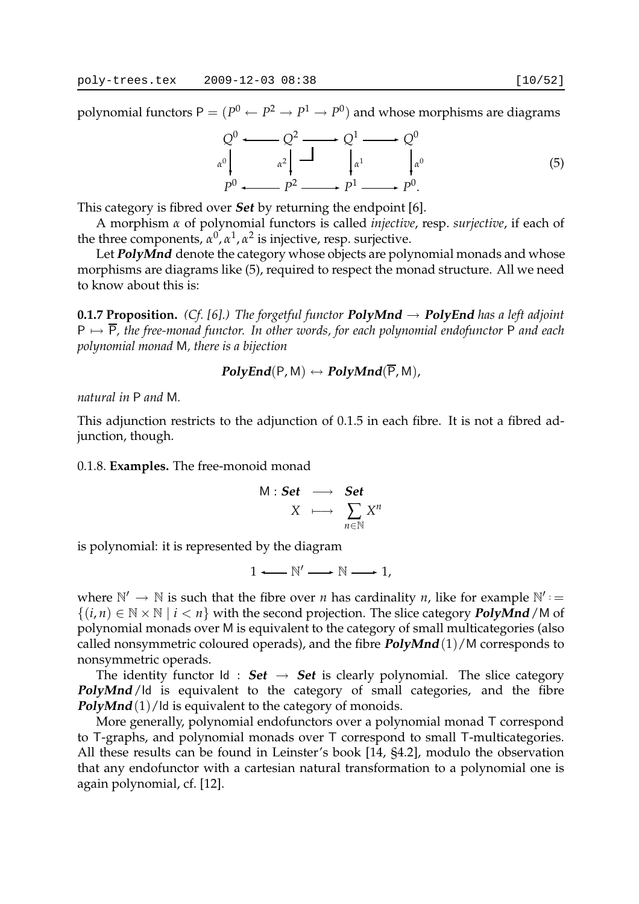polynomial functors $\mathsf{P} = (P^0 \leftarrow P^2 \rightarrow P^1 \rightarrow P^0)$ and whose morphisms are diagrams

$$\begin{array}{ccccccc} Q^0 & \longleftarrow & Q^2 & \longrightarrow & Q^1 & \longrightarrow & Q^0 \\ {\scriptstyle \alpha^0}\downarrow & & {\scriptstyle \alpha^2}\downarrow & \lrcorner & \downarrow{\scriptstyle \alpha^1} & & \downarrow{\scriptstyle \alpha^0} \\ P^0 & \longleftarrow & P^2 & \longrightarrow & P^1 & \longrightarrow & P^0. \end{array} \tag{5}$$

This category is fibred over ***Set*** by returning the endpoint [6].

A morphism $\alpha$ of polynomial functors is called *injective*, resp. *surjective*, if each of the three components, $\alpha^0, \alpha^1, \alpha^2$ is injective, resp. surjective.

Let ***PolyMnd*** denote the category whose objects are polynomial monads and whose morphisms are diagrams like (5), required to respect the monad structure. All we need to know about this is:

**0.1.7 Proposition.** *(Cf. [6].) The forgetful functor* ***PolyMnd*** $\rightarrow$ ***PolyEnd*** *has a left adjoint* $\mathsf{P} \mapsto \overline{\mathsf{P}}$*, the free-monad functor. In other words, for each polynomial endofunctor* $\mathsf{P}$ *and each polynomial monad* $\mathsf{M}$*, there is a bijection*

$$\textbf{\textit{PolyEnd}}(\mathsf{P}, \mathsf{M}) \leftrightarrow \textbf{\textit{PolyMnd}}(\overline{\mathsf{P}}, \mathsf{M}),$$

*natural in* $\mathsf{P}$ *and* $\mathsf{M}$*.*

This adjunction restricts to the adjunction of 0.1.5 in each fibre. It is not a fibred adjunction, though.

0.1.8. **Examples.** The free-monoid monad

$$\begin{array}{rcl} \mathsf{M} : \textbf{\textit{Set}} & \longrightarrow & \textbf{\textit{Set}} \\ X & \longmapsto & \sum_{n \in \mathbb{N}} X^n \end{array}$$

is polynomial: it is represented by the diagram

$$1 \longleftarrow \mathbb{N}' \longrightarrow \mathbb{N} \longrightarrow 1,$$

where $\mathbb{N}' \rightarrow \mathbb{N}$ is such that the fibre over $n$ has cardinality $n$, like for example $\mathbb{N}' := \{(i, n) \in \mathbb{N} \times \mathbb{N} \mid i < n\}$ with the second projection. The slice category ***PolyMnd***$/\mathsf{M}$ of polynomial monads over $\mathsf{M}$ is equivalent to the category of small multicategories (also called nonsymmetric coloured operads), and the fibre ***PolyMnd***$(1)/\mathsf{M}$ corresponds to nonsymmetric operads.

The identity functor $\mathsf{Id} : \textbf{\textit{Set}} \rightarrow \textbf{\textit{Set}}$ is clearly polynomial. The slice category ***PolyMnd***$/\mathsf{Id}$ is equivalent to the category of small categories, and the fibre ***PolyMnd***$(1)/\mathsf{Id}$ is equivalent to the category of monoids.

More generally, polynomial endofunctors over a polynomial monad $\mathsf{T}$ correspond to $\mathsf{T}$-graphs, and polynomial monads over $\mathsf{T}$ correspond to small $\mathsf{T}$-multicategories. All these results can be found in Leinster's book [14, §4.2], modulo the observation that any endofunctor with a cartesian natural transformation to a polynomial one is again polynomial, cf. [12].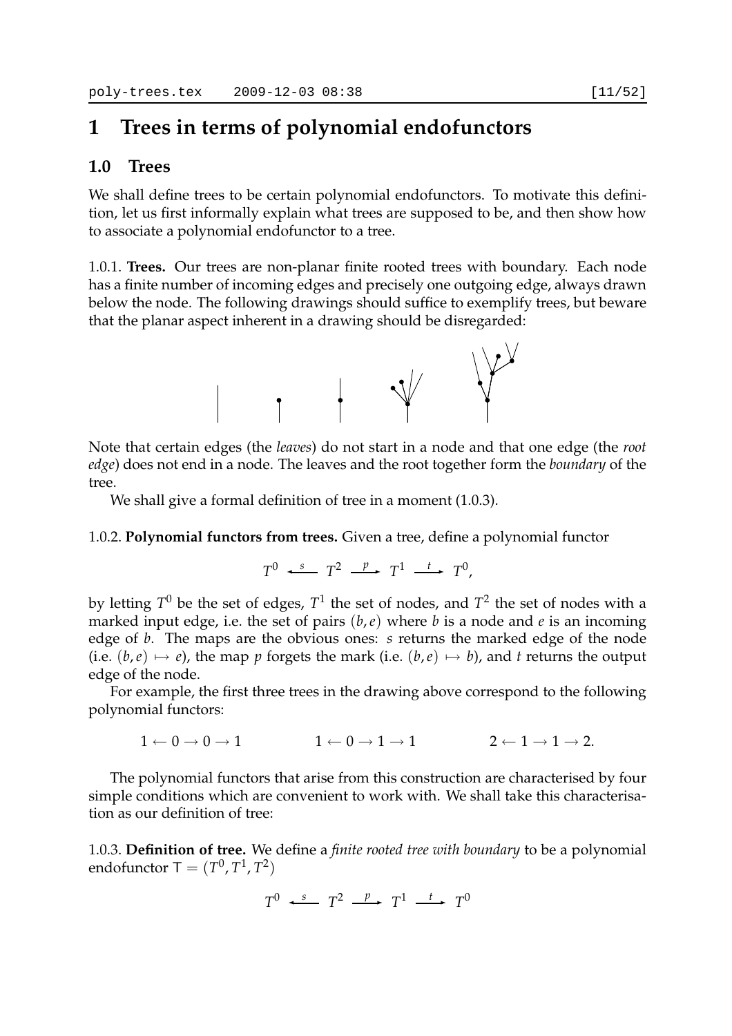# 1 Trees in terms of polynomial endofunctors

## 1.0 Trees

We shall define trees to be certain polynomial endofunctors. To motivate this definition, let us first informally explain what trees are supposed to be, and then show how to associate a polynomial endofunctor to a tree.

1.0.1. **Trees.** Our trees are non-planar finite rooted trees with boundary. Each node has a finite number of incoming edges and precisely one outgoing edge, always drawn below the node. The following drawings should suffice to exemplify trees, but beware that the planar aspect inherent in a drawing should be disregarded:

Note that certain edges (the *leaves*) do not start in a node and that one edge (the *root edge*) does not end in a node. The leaves and the root together form the *boundary* of the tree.

We shall give a formal definition of tree in a moment (1.0.3).

1.0.2. **Polynomial functors from trees.** Given a tree, define a polynomial functor

$$T^0 \xleftarrow{s} T^2 \xrightarrow{p} T^1 \xrightarrow{t} T^0,$$

by letting $T^0$ be the set of edges, $T^1$ the set of nodes, and $T^2$ the set of nodes with a marked input edge, i.e. the set of pairs $(b, e)$ where $b$ is a node and $e$ is an incoming edge of $b$. The maps are the obvious ones: $s$ returns the marked edge of the node (i.e. $(b, e) \mapsto e$), the map $p$ forgets the mark (i.e. $(b, e) \mapsto b$), and $t$ returns the output edge of the node.

For example, the first three trees in the drawing above correspond to the following polynomial functors:

$$1 \leftarrow 0 \rightarrow 0 \rightarrow 1 \qquad\qquad 1 \leftarrow 0 \rightarrow 1 \rightarrow 1 \qquad\qquad 2 \leftarrow 1 \rightarrow 1 \rightarrow 2.$$

The polynomial functors that arise from this construction are characterised by four simple conditions which are convenient to work with. We shall take this characterisation as our definition of tree:

1.0.3. **Definition of tree.** We define a *finite rooted tree with boundary* to be a polynomial endofunctor $\mathsf{T} = (T^0, T^1, T^2)$

$$T^0 \xleftarrow{s} T^2 \xrightarrow{p} T^1 \xrightarrow{t} T^0$$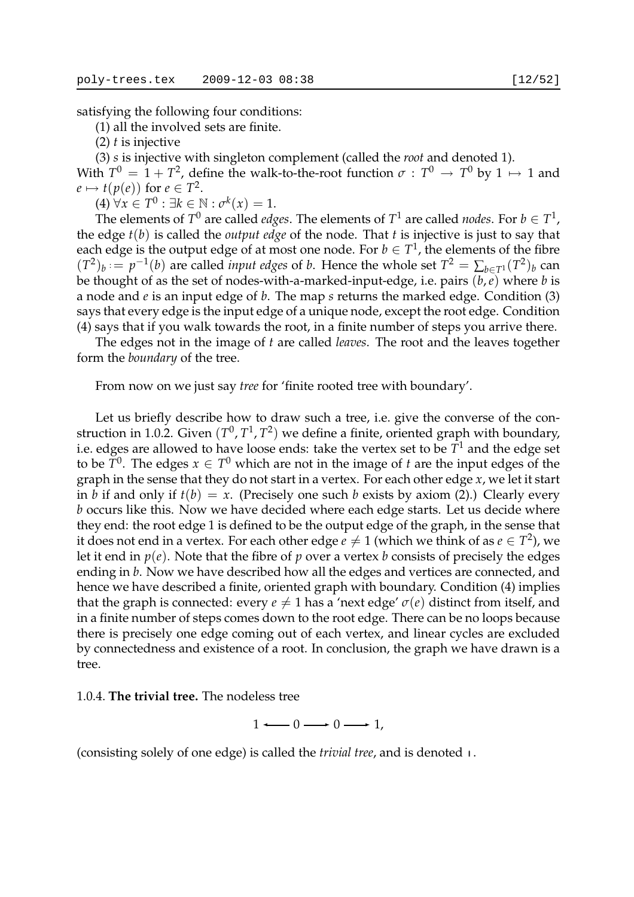satisfying the following four conditions:

(1) all the involved sets are finite.

(2) $t$ is injective

(3) $s$ is injective with singleton complement (called the *root* and denoted 1).

With $T^0 = 1 + T^2$, define the walk-to-the-root function $\sigma : T^0 \to T^0$ by $1 \mapsto 1$ and $e \mapsto t(p(e))$ for $e \in T^2$.

(4) $\forall x \in T^0 : \exists k \in \mathbb{N} : \sigma^k(x) = 1$.

The elements of $T^0$ are called *edges*. The elements of $T^1$ are called *nodes*. For $b \in T^1$, the edge $t(b)$ is called the *output edge* of the node. That $t$ is injective is just to say that each edge is the output edge of at most one node. For $b \in T^1$, the elements of the fibre $(T^2)_b := p^{-1}(b)$ are called *input edges* of $b$. Hence the whole set $T^2 = \sum_{b \in T^1} (T^2)_b$ can be thought of as the set of nodes-with-a-marked-input-edge, i.e. pairs $(b, e)$ where $b$ is a node and $e$ is an input edge of $b$. The map $s$ returns the marked edge. Condition (3) says that every edge is the input edge of a unique node, except the root edge. Condition (4) says that if you walk towards the root, in a finite number of steps you arrive there.

The edges not in the image of $t$ are called *leaves*. The root and the leaves together form the *boundary* of the tree.

From now on we just say *tree* for 'finite rooted tree with boundary'.

Let us briefly describe how to draw such a tree, i.e. give the converse of the construction in 1.0.2. Given $(T^0, T^1, T^2)$ we define a finite, oriented graph with boundary, i.e. edges are allowed to have loose ends: take the vertex set to be $T^1$ and the edge set to be $T^0$. The edges $x \in T^0$ which are not in the image of $t$ are the input edges of the graph in the sense that they do not start in a vertex. For each other edge $x$, we let it start in $b$ if and only if $t(b) = x$. (Precisely one such $b$ exists by axiom (2).) Clearly every $b$ occurs like this. Now we have decided where each edge starts. Let us decide where they end: the root edge 1 is defined to be the output edge of the graph, in the sense that it does not end in a vertex. For each other edge $e \neq 1$ (which we think of as $e \in T^2$), we let it end in $p(e)$. Note that the fibre of $p$ over a vertex $b$ consists of precisely the edges ending in $b$. Now we have described how all the edges and vertices are connected, and hence we have described a finite, oriented graph with boundary. Condition (4) implies that the graph is connected: every $e \neq 1$ has a 'next edge' $\sigma(e)$ distinct from itself, and in a finite number of steps comes down to the root edge. There can be no loops because there is precisely one edge coming out of each vertex, and linear cycles are excluded by connectedness and existence of a root. In conclusion, the graph we have drawn is a tree.

1.0.4. **The trivial tree.** The nodeless tree

$$1 \longleftarrow 0 \longrightarrow 0 \longrightarrow 1,$$

(consisting solely of one edge) is called the *trivial tree*, and is denoted $\shortmid$.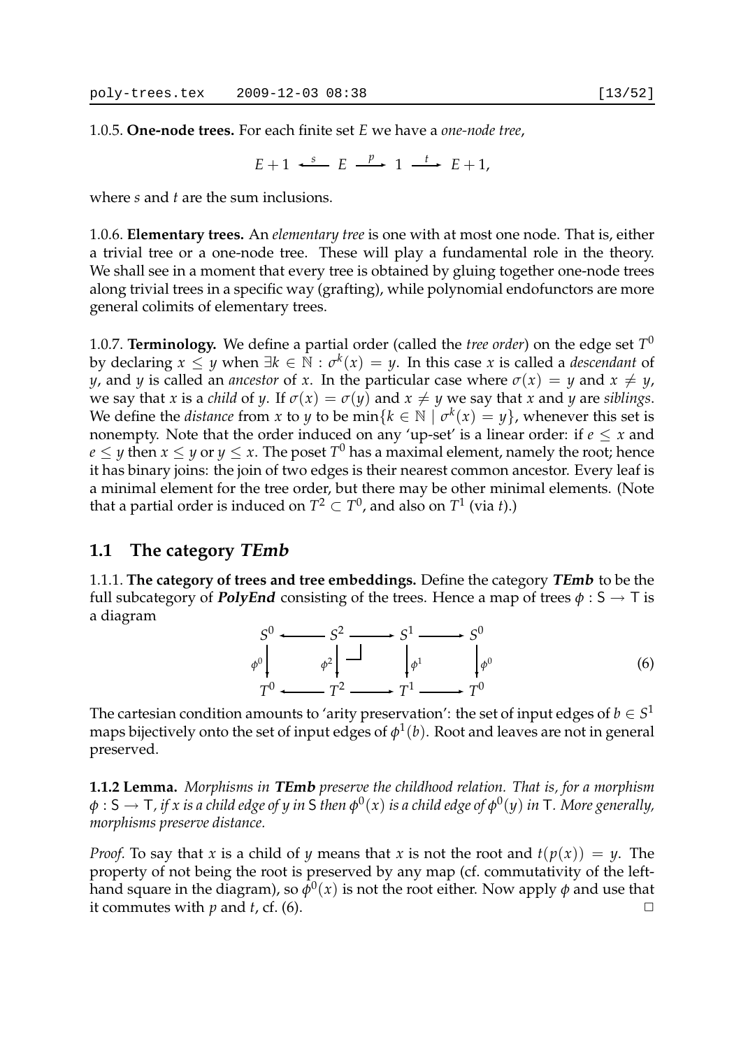1.0.5. **One-node trees.** For each finite set $E$ we have a *one-node tree*,

$$E+1 \xleftarrow{s} E \xrightarrow{p} 1 \xrightarrow{t} E+1,$$

where $s$ and $t$ are the sum inclusions.

1.0.6. **Elementary trees.** An *elementary tree* is one with at most one node. That is, either a trivial tree or a one-node tree. These will play a fundamental role in the theory. We shall see in a moment that every tree is obtained by gluing together one-node trees along trivial trees in a specific way (grafting), while polynomial endofunctors are more general colimits of elementary trees.

1.0.7. **Terminology.** We define a partial order (called the *tree order*) on the edge set $T^0$ by declaring $x \leq y$ when $\exists k \in \mathbb{N} : \sigma^k(x) = y$. In this case $x$ is called a *descendant* of $y$, and $y$ is called an *ancestor* of $x$. In the particular case where $\sigma(x) = y$ and $x \neq y$, we say that $x$ is a *child* of $y$. If $\sigma(x) = \sigma(y)$ and $x \neq y$ we say that $x$ and $y$ are *siblings*. We define the *distance* from $x$ to $y$ to be $\min\{k \in \mathbb{N} \mid \sigma^k(x) = y\}$, whenever this set is nonempty. Note that the order induced on any 'up-set' is a linear order: if $e \leq x$ and $e \leq y$ then $x \leq y$ or $y \leq x$. The poset $T^0$ has a maximal element, namely the root; hence it has binary joins: the join of two edges is their nearest common ancestor. Every leaf is a minimal element for the tree order, but there may be other minimal elements. (Note that a partial order is induced on $T^2 \subset T^0$, and also on $T^1$ (via $t$).)

## 1.1 The category *TEmb*

1.1.1. **The category of trees and tree embeddings.** Define the category ***TEmb*** to be the full subcategory of ***PolyEnd*** consisting of the trees. Hence a map of trees $\phi : \mathsf{S} \to \mathsf{T}$ is a diagram

$$\begin{array}{ccccccc} S^0 & \longleftarrow & S^2 & \longrightarrow & S^1 & \longrightarrow & S^0 \\ \downarrow{\scriptstyle \phi^0} & & \downarrow{\scriptstyle \phi^2} \ \lrcorner & & \downarrow{\scriptstyle \phi^1} & & \downarrow{\scriptstyle \phi^0} \\ T^0 & \longleftarrow & T^2 & \longrightarrow & T^1 & \longrightarrow & T^0 \end{array} \tag{6}$$

The cartesian condition amounts to 'arity preservation': the set of input edges of $b \in S^1$ maps bijectively onto the set of input edges of $\phi^1(b)$. Root and leaves are not in general preserved.

**1.1.2 Lemma.** *Morphisms in **TEmb** preserve the childhood relation. That is, for a morphism $\phi : \mathsf{S} \to \mathsf{T}$, if $x$ is a child edge of $y$ in $\mathsf{S}$ then $\phi^0(x)$ is a child edge of $\phi^0(y)$ in $\mathsf{T}$. More generally, morphisms preserve distance.*

*Proof.* To say that $x$ is a child of $y$ means that $x$ is not the root and $t(p(x)) = y$. The property of not being the root is preserved by any map (cf. commutativity of the left-hand square in the diagram), so $\phi^0(x)$ is not the root either. Now apply $\phi$ and use that it commutes with $p$ and $t$, cf. (6). □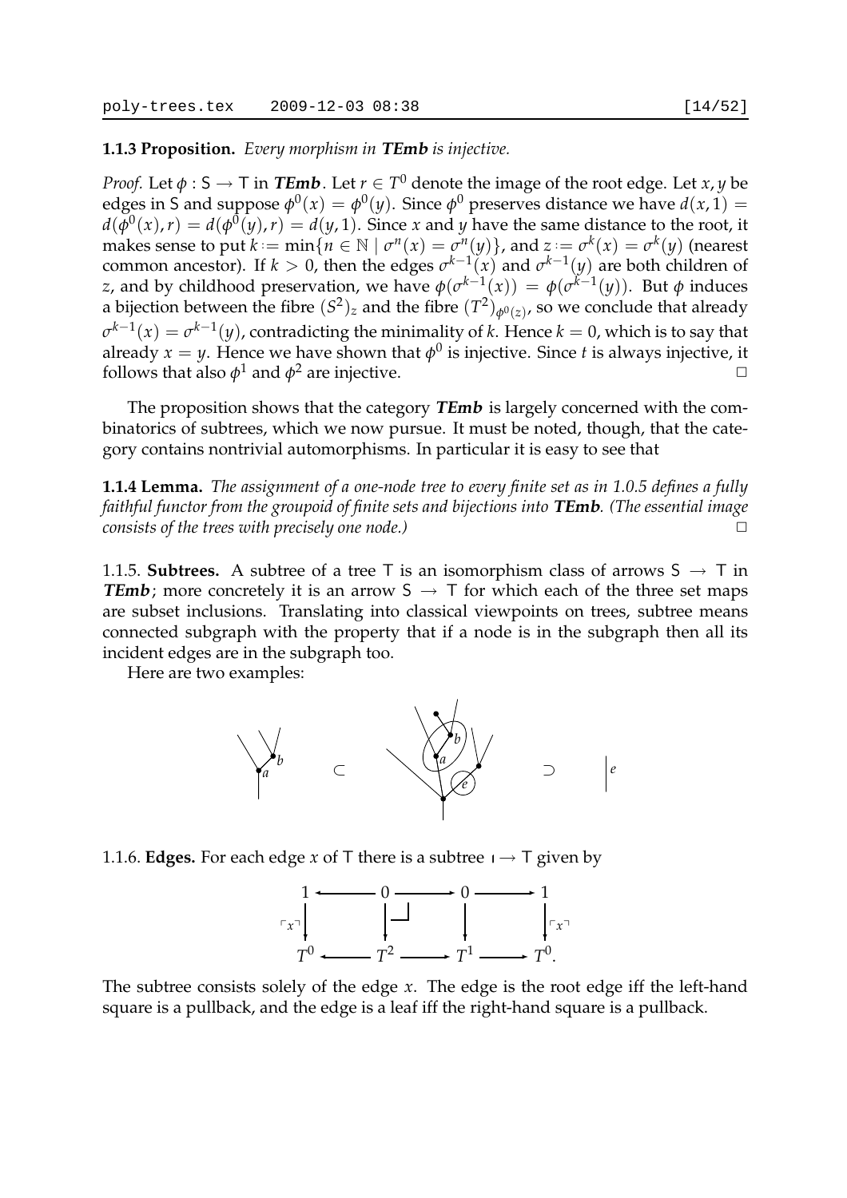**1.1.3 Proposition.** *Every morphism in **TEmb** is injective.*

*Proof.* Let $\phi : \mathsf{S} \to \mathsf{T}$ in ***TEmb***. Let $r \in T^0$ denote the image of the root edge. Let $x, y$ be edges in $\mathsf{S}$ and suppose $\phi^0(x) = \phi^0(y)$. Since $\phi^0$ preserves distance we have $d(x,1) = d(\phi^0(x), r) = d(\phi^0(y), r) = d(y, 1)$. Since $x$ and $y$ have the same distance to the root, it makes sense to put $k := \min\{n \in \mathbb{N} \mid \sigma^n(x) = \sigma^n(y)\}$, and $z := \sigma^k(x) = \sigma^k(y)$ (nearest common ancestor). If $k > 0$, then the edges $\sigma^{k-1}(x)$ and $\sigma^{k-1}(y)$ are both children of $z$, and by childhood preservation, we have $\phi(\sigma^{k-1}(x)) = \phi(\sigma^{k-1}(y))$. But $\phi$ induces a bijection between the fibre $(S^2)_z$ and the fibre $(T^2)_{\phi^0(z)}$, so we conclude that already $\sigma^{k-1}(x) = \sigma^{k-1}(y)$, contradicting the minimality of $k$. Hence $k = 0$, which is to say that already $x = y$. Hence we have shown that $\phi^0$ is injective. Since $t$ is always injective, it follows that also $\phi^1$ and $\phi^2$ are injective. $\square$

The proposition shows that the category ***TEmb*** is largely concerned with the combinatorics of subtrees, which we now pursue. It must be noted, though, that the category contains nontrivial automorphisms. In particular it is easy to see that

**1.1.4 Lemma.** *The assignment of a one-node tree to every finite set as in 1.0.5 defines a fully faithful functor from the groupoid of finite sets and bijections into **TEmb**. (The essential image consists of the trees with precisely one node.)* $\square$

1.1.5. **Subtrees.** A subtree of a tree $\mathsf{T}$ is an isomorphism class of arrows $\mathsf{S} \to \mathsf{T}$ in ***TEmb***; more concretely it is an arrow $\mathsf{S} \to \mathsf{T}$ for which each of the three set maps are subset inclusions. Translating into classical viewpoints on trees, subtree means connected subgraph with the property that if a node is in the subgraph then all its incident edges are in the subgraph too.

Here are two examples:

1.1.6. **Edges.** For each edge $x$ of $\mathsf{T}$ there is a subtree $\mathsf{I} \to \mathsf{T}$ given by

$$\begin{array}{ccccccc} 1 & \longleftarrow & 0 & \longrightarrow & 0 & \longrightarrow & 1 \\ {\scriptstyle \ulcorner x \urcorner}\downarrow & & \downarrow & \lrcorner & \downarrow & & \downarrow{\scriptstyle \ulcorner x \urcorner} \\ T^0 & \longleftarrow & T^2 & \longrightarrow & T^1 & \longrightarrow & T^0. \end{array}$$

The subtree consists solely of the edge $x$. The edge is the root edge iff the left-hand square is a pullback, and the edge is a leaf iff the right-hand square is a pullback.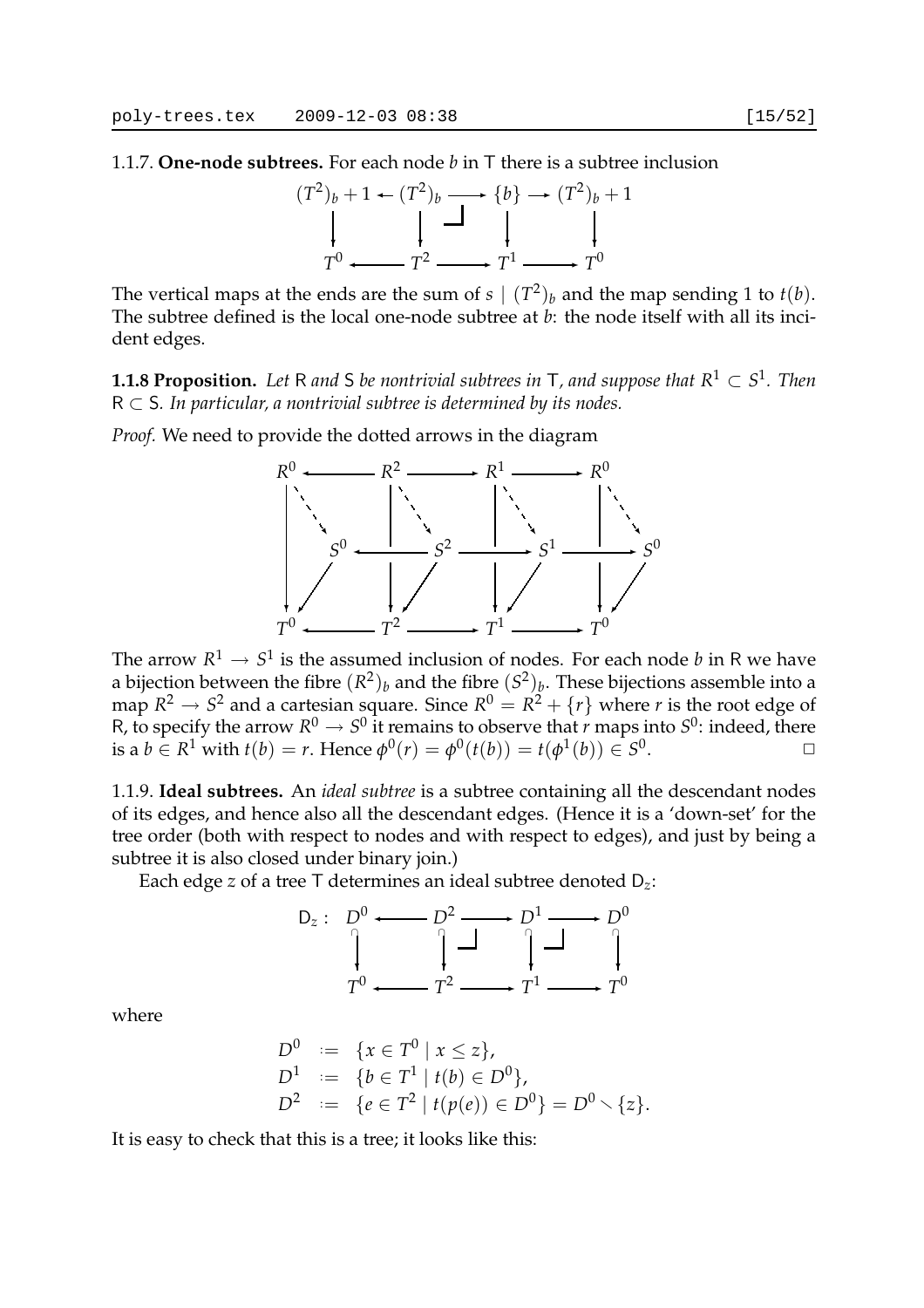1.1.7. **One-node subtrees.** For each node $b$ in $\mathsf{T}$ there is a subtree inclusion

$$\begin{array}{ccccccc}
(T^2)_b + 1 & \leftarrow & (T^2)_b & \longrightarrow & \{b\} & \longrightarrow & (T^2)_b + 1 \\
\downarrow & & \downarrow & \lrcorner & \downarrow & & \downarrow \\
T^0 & \longleftarrow & T^2 & \longrightarrow & T^1 & \longrightarrow & T^0
\end{array}$$

The vertical maps at the ends are the sum of $s \mid (T^2)_b$ and the map sending 1 to $t(b)$. The subtree defined is the local one-node subtree at $b$: the node itself with all its incident edges.

**1.1.8 Proposition.** *Let $\mathsf{R}$ and $\mathsf{S}$ be nontrivial subtrees in $\mathsf{T}$, and suppose that $R^1 \subset S^1$. Then $\mathsf{R} \subset \mathsf{S}$. In particular, a nontrivial subtree is determined by its nodes.*

*Proof.* We need to provide the dotted arrows in the diagram

$$\begin{array}{ccccccc}
R^0 & \longleftarrow & R^2 & \longrightarrow & R^1 & \longrightarrow & R^0 \\
\downarrow \searrow & & \downarrow \searrow & & \downarrow \searrow & & \downarrow \searrow \\
S^0 & \longleftarrow & S^2 & \longrightarrow & S^1 & \longrightarrow & S^0 \\
\swarrow & & \swarrow & & \swarrow & & \swarrow \\
T^0 & \longleftarrow & T^2 & \longrightarrow & T^1 & \longrightarrow & T^0
\end{array}$$

The arrow $R^1 \to S^1$ is the assumed inclusion of nodes. For each node $b$ in $\mathsf{R}$ we have a bijection between the fibre $(R^2)_b$ and the fibre $(S^2)_b$. These bijections assemble into a map $R^2 \to S^2$ and a cartesian square. Since $R^0 = R^2 + \{r\}$ where $r$ is the root edge of $\mathsf{R}$, to specify the arrow $R^0 \to S^0$ it remains to observe that $r$ maps into $S^0$: indeed, there is a $b \in R^1$ with $t(b) = r$. Hence $\phi^0(r) = \phi^0(t(b)) = t(\phi^1(b)) \in S^0$. $\square$

1.1.9. **Ideal subtrees.** An *ideal subtree* is a subtree containing all the descendant nodes of its edges, and hence also all the descendant edges. (Hence it is a 'down-set' for the tree order (both with respect to nodes and with respect to edges), and just by being a subtree it is also closed under binary join.)

Each edge $z$ of a tree $\mathsf{T}$ determines an ideal subtree denoted $\mathsf{D}_z$:

$$\begin{array}{cccccccc}
\mathsf{D}_z : & D^0 & \longleftarrow & D^2 & \longrightarrow & D^1 & \longrightarrow & D^0 \\
& \downarrow & & \downarrow & \lrcorner & \downarrow & \lrcorner & \downarrow \\
& T^0 & \longleftarrow & T^2 & \longrightarrow & T^1 & \longrightarrow & T^0
\end{array}$$

where

$$\begin{aligned}
D^0 &:= \{x \in T^0 \mid x \leq z\}, \\
D^1 &:= \{b \in T^1 \mid t(b) \in D^0\}, \\
D^2 &:= \{e \in T^2 \mid t(p(e)) \in D^0\} = D^0 \smallsetminus \{z\}.
\end{aligned}$$

It is easy to check that this is a tree; it looks like this: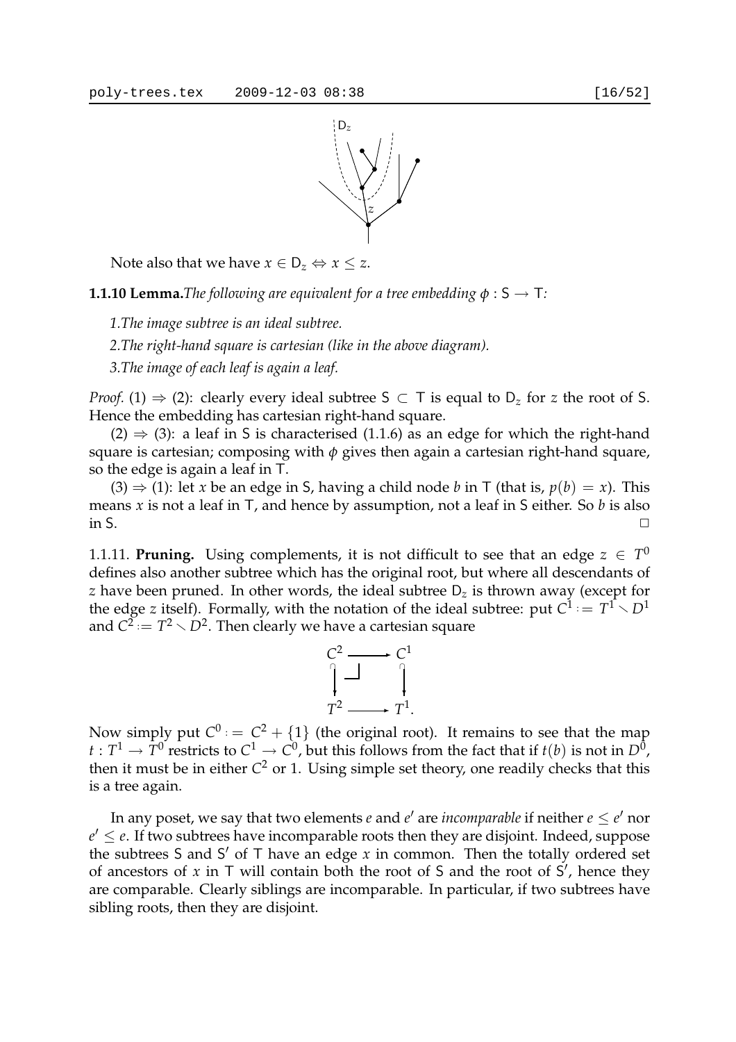Note also that we have $x \in \mathsf{D}_z \Leftrightarrow x \leq z$.

**1.1.10 Lemma.** *The following are equivalent for a tree embedding $\phi : \mathsf{S} \to \mathsf{T}$:*

*1. The image subtree is an ideal subtree.*

*2. The right-hand square is cartesian (like in the above diagram).*

*3. The image of each leaf is again a leaf.*

*Proof.* (1) $\Rightarrow$ (2): clearly every ideal subtree $\mathsf{S} \subset \mathsf{T}$ is equal to $\mathsf{D}_z$ for $z$ the root of $\mathsf{S}$. Hence the embedding has cartesian right-hand square.

(2) $\Rightarrow$ (3): a leaf in $\mathsf{S}$ is characterised (1.1.6) as an edge for which the right-hand square is cartesian; composing with $\phi$ gives then again a cartesian right-hand square, so the edge is again a leaf in $\mathsf{T}$.

(3) $\Rightarrow$ (1): let $x$ be an edge in $\mathsf{S}$, having a child node $b$ in $\mathsf{T}$ (that is, $p(b) = x$). This means $x$ is not a leaf in $\mathsf{T}$, and hence by assumption, not a leaf in $\mathsf{S}$ either. So $b$ is also in $\mathsf{S}$. $\square$

1.1.11. **Pruning.** Using complements, it is not difficult to see that an edge $z \in T^0$ defines also another subtree which has the original root, but where all descendants of $z$ have been pruned. In other words, the ideal subtree $\mathsf{D}_z$ is thrown away (except for the edge $z$ itself). Formally, with the notation of the ideal subtree: put $C^1 := T^1 \setminus D^1$ and $C^2 := T^2 \setminus D^2$. Then clearly we have a cartesian square

$$\begin{array}{ccc} C^2 & \longrightarrow & C^1 \\ \downarrow & \lrcorner & \downarrow \\ T^2 & \longrightarrow & T^1. \end{array}$$

Now simply put $C^0 := C^2 + \{1\}$ (the original root). It remains to see that the map $t : T^1 \to T^0$ restricts to $C^1 \to C^0$, but this follows from the fact that if $t(b)$ is not in $D^0$, then it must be in either $C^2$ or 1. Using simple set theory, one readily checks that this is a tree again.

In any poset, we say that two elements $e$ and $e'$ are *incomparable* if neither $e \leq e'$ nor $e' \leq e$. If two subtrees have incomparable roots then they are disjoint. Indeed, suppose the subtrees $\mathsf{S}$ and $\mathsf{S}'$ of $\mathsf{T}$ have an edge $x$ in common. Then the totally ordered set of ancestors of $x$ in $\mathsf{T}$ will contain both the root of $\mathsf{S}$ and the root of $\mathsf{S}'$, hence they are comparable. Clearly siblings are incomparable. In particular, if two subtrees have sibling roots, then they are disjoint.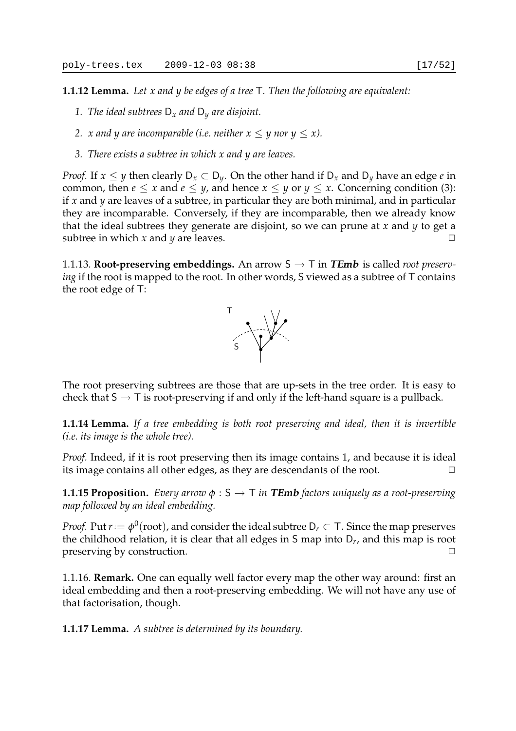**1.1.12 Lemma.** *Let $x$ and $y$ be edges of a tree $\mathsf{T}$. Then the following are equivalent:*

1. *The ideal subtrees $\mathsf{D}_x$ and $\mathsf{D}_y$ are disjoint.*
2. *$x$ and $y$ are incomparable (i.e. neither $x \leq y$ nor $y \leq x$).*
3. *There exists a subtree in which $x$ and $y$ are leaves.*

*Proof.* If $x \leq y$ then clearly $\mathsf{D}_x \subset \mathsf{D}_y$. On the other hand if $\mathsf{D}_x$ and $\mathsf{D}_y$ have an edge $e$ in common, then $e \leq x$ and $e \leq y$, and hence $x \leq y$ or $y \leq x$. Concerning condition (3): if $x$ and $y$ are leaves of a subtree, in particular they are both minimal, and in particular they are incomparable. Conversely, if they are incomparable, then we already know that the ideal subtrees they generate are disjoint, so we can prune at $x$ and $y$ to get a subtree in which $x$ and $y$ are leaves. $\square$

1.1.13. **Root-preserving embeddings.** An arrow $\mathsf{S} \to \mathsf{T}$ in ***TEmb*** is called *root preserving* if the root is mapped to the root. In other words, $\mathsf{S}$ viewed as a subtree of $\mathsf{T}$ contains the root edge of $\mathsf{T}$:

The root preserving subtrees are those that are up-sets in the tree order. It is easy to check that $\mathsf{S} \to \mathsf{T}$ is root-preserving if and only if the left-hand square is a pullback.

**1.1.14 Lemma.** *If a tree embedding is both root preserving and ideal, then it is invertible (i.e. its image is the whole tree).*

*Proof.* Indeed, if it is root preserving then its image contains 1, and because it is ideal its image contains all other edges, as they are descendants of the root. $\square$

**1.1.15 Proposition.** *Every arrow $\phi : \mathsf{S} \to \mathsf{T}$ in **TEmb** factors uniquely as a root-preserving map followed by an ideal embedding.*

*Proof.* Put $r := \phi^0(\text{root})$, and consider the ideal subtree $\mathsf{D}_r \subset \mathsf{T}$. Since the map preserves the childhood relation, it is clear that all edges in $\mathsf{S}$ map into $\mathsf{D}_r$, and this map is root preserving by construction. $\square$

1.1.16. **Remark.** One can equally well factor every map the other way around: first an ideal embedding and then a root-preserving embedding. We will not have any use of that factorisation, though.

**1.1.17 Lemma.** *A subtree is determined by its boundary.*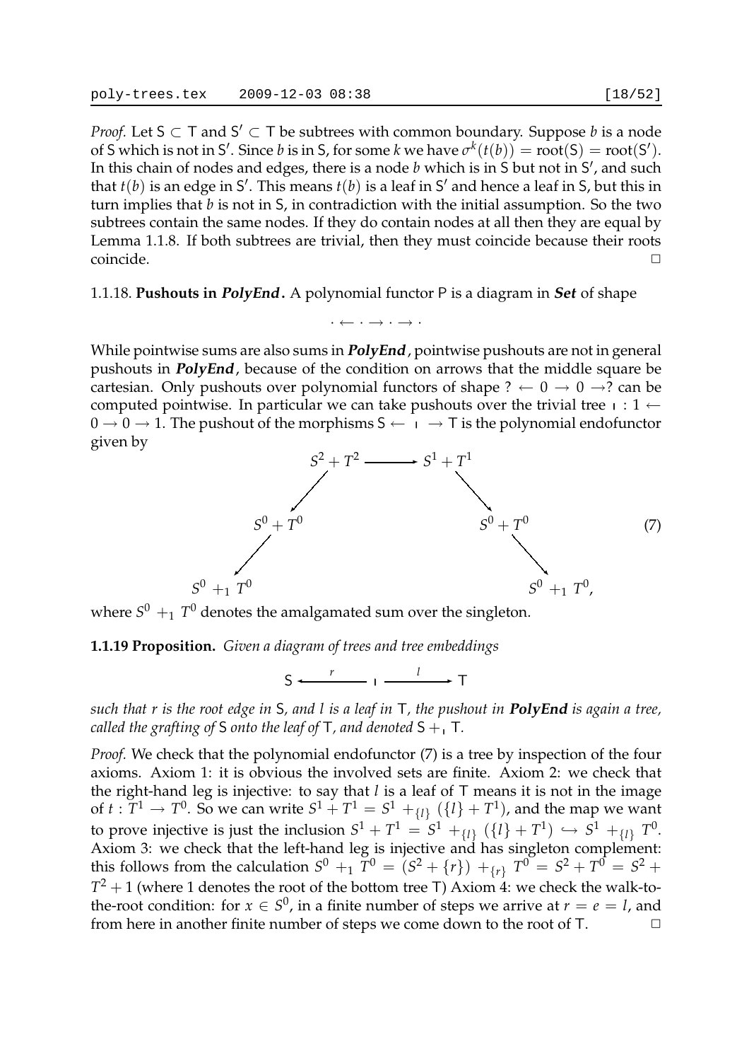*Proof.* Let $\mathsf{S} \subset \mathsf{T}$ and $\mathsf{S}' \subset \mathsf{T}$ be subtrees with common boundary. Suppose $b$ is a node of $\mathsf{S}$ which is not in $\mathsf{S}'$. Since $b$ is in $\mathsf{S}$, for some $k$ we have $\sigma^k(t(b)) = \mathrm{root}(\mathsf{S}) = \mathrm{root}(\mathsf{S}')$. In this chain of nodes and edges, there is a node $b$ which is in $\mathsf{S}$ but not in $\mathsf{S}'$, and such that $t(b)$ is an edge in $\mathsf{S}'$. This means $t(b)$ is a leaf in $\mathsf{S}'$ and hence a leaf in $\mathsf{S}$, but this in turn implies that $b$ is not in $\mathsf{S}$, in contradiction with the initial assumption. So the two subtrees contain the same nodes. If they do contain nodes at all then they are equal by Lemma 1.1.8. If both subtrees are trivial, then they must coincide because their roots coincide. □

1.1.18. **Pushouts in *PolyEnd*.** A polynomial functor $\mathsf{P}$ is a diagram in ***Set*** of shape

$$\cdot \leftarrow \cdot \rightarrow \cdot \rightarrow \cdot$$

While pointwise sums are also sums in ***PolyEnd***, pointwise pushouts are not in general pushouts in ***PolyEnd***, because of the condition on arrows that the middle square be cartesian. Only pushouts over polynomial functors of shape $? \leftarrow 0 \rightarrow 0 \rightarrow ?$ can be computed pointwise. In particular we can take pushouts over the trivial tree $\shortmid : 1 \leftarrow 0 \rightarrow 0 \rightarrow 1$. The pushout of the morphisms $\mathsf{S} \leftarrow \shortmid \rightarrow \mathsf{T}$ is the polynomial endofunctor given by

$$\begin{array}{ccccccc} & & S^2+T^2 & \longrightarrow & S^1+T^1 & & \\ & \swarrow & & & & \searrow & \\ S^0+T^0 & & & & & & S^0+T^0 \\ \swarrow & & & & & & \searrow \\ S^0 \;+_1\; T^0 & & & & & & S^0 \;+_1\; T^0, \end{array} \tag{7}$$

where $S^0 \;+_1\; T^0$ denotes the amalgamated sum over the singleton.

**1.1.19 Proposition.** *Given a diagram of trees and tree embeddings*

$$\mathsf{S} \xleftarrow{\;r\;} \shortmid \xrightarrow{\;l\;} \mathsf{T}$$

*such that $r$ is the root edge in $\mathsf{S}$, and $l$ is a leaf in $\mathsf{T}$, the pushout in **PolyEnd** is again a tree, called the grafting of $\mathsf{S}$ onto the leaf of $\mathsf{T}$, and denoted $\mathsf{S} +_{\shortmid} \mathsf{T}$.*

*Proof.* We check that the polynomial endofunctor (7) is a tree by inspection of the four axioms. Axiom 1: it is obvious the involved sets are finite. Axiom 2: we check that the right-hand leg is injective: to say that $l$ is a leaf of $\mathsf{T}$ means it is not in the image of $t : T^1 \rightarrow T^0$. So we can write $S^1 + T^1 = S^1 +_{\{l\}} (\{l\} + T^1)$, and the map we want to prove injective is just the inclusion $S^1 + T^1 = S^1 +_{\{l\}} (\{l\} + T^1) \hookrightarrow S^1 +_{\{l\}} T^0$. Axiom 3: we check that the left-hand leg is injective and has singleton complement: this follows from the calculation $S^0 \;+_1\; T^0 = (S^2 + \{r\}) +_{\{r\}} T^0 = S^2 + T^0 = S^2 + T^2 + 1$ (where 1 denotes the root of the bottom tree $\mathsf{T}$) Axiom 4: we check the walk-to-the-root condition: for $x \in S^0$, in a finite number of steps we arrive at $r = e = l$, and from here in another finite number of steps we come down to the root of $\mathsf{T}$. □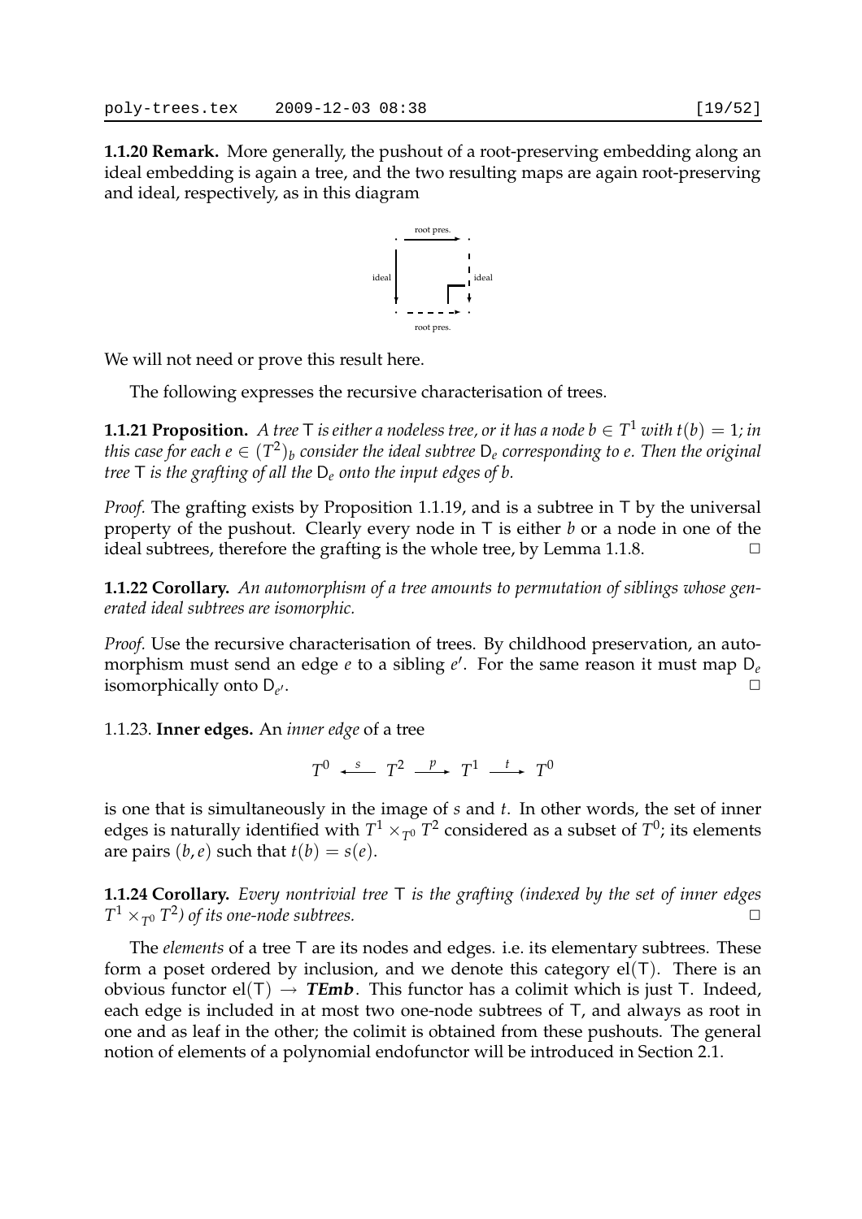**1.1.20 Remark.** More generally, the pushout of a root-preserving embedding along an ideal embedding is again a tree, and the two resulting maps are again root-preserving and ideal, respectively, as in this diagram

$$\begin{array}{ccc} \cdot & \xrightarrow{\text{root pres.}} & \cdot \\ {\scriptstyle \text{ideal}}\downarrow & & \downarrow{\scriptstyle \text{ideal}} \\ \cdot & \xrightarrow[\text{root pres.}]{} & \cdot \end{array}$$

We will not need or prove this result here.

The following expresses the recursive characterisation of trees.

**1.1.21 Proposition.** *A tree $\mathsf{T}$ is either a nodeless tree, or it has a node $b \in T^1$ with $t(b) = 1$; in this case for each $e \in (T^2)_b$ consider the ideal subtree $\mathsf{D}_e$ corresponding to $e$. Then the original tree $\mathsf{T}$ is the grafting of all the $\mathsf{D}_e$ onto the input edges of $b$.*

*Proof.* The grafting exists by Proposition 1.1.19, and is a subtree in $\mathsf{T}$ by the universal property of the pushout. Clearly every node in $\mathsf{T}$ is either $b$ or a node in one of the ideal subtrees, therefore the grafting is the whole tree, by Lemma 1.1.8. □

**1.1.22 Corollary.** *An automorphism of a tree amounts to permutation of siblings whose generated ideal subtrees are isomorphic.*

*Proof.* Use the recursive characterisation of trees. By childhood preservation, an automorphism must send an edge $e$ to a sibling $e'$. For the same reason it must map $\mathsf{D}_e$ isomorphically onto $\mathsf{D}_{e'}$. □

1.1.23. **Inner edges.** An *inner edge* of a tree

$$T^0 \xleftarrow{\ s\ } T^2 \xrightarrow{\ p\ } T^1 \xrightarrow{\ t\ } T^0$$

is one that is simultaneously in the image of $s$ and $t$. In other words, the set of inner edges is naturally identified with $T^1 \times_{T^0} T^2$ considered as a subset of $T^0$; its elements are pairs $(b, e)$ such that $t(b) = s(e)$.

**1.1.24 Corollary.** *Every nontrivial tree $\mathsf{T}$ is the grafting (indexed by the set of inner edges $T^1 \times_{T^0} T^2$) of its one-node subtrees.* □

The *elements* of a tree $\mathsf{T}$ are its nodes and edges. i.e. its elementary subtrees. These form a poset ordered by inclusion, and we denote this category $\mathrm{el}(\mathsf{T})$. There is an obvious functor $\mathrm{el}(\mathsf{T}) \to$ ***TEmb***. This functor has a colimit which is just $\mathsf{T}$. Indeed, each edge is included in at most two one-node subtrees of $\mathsf{T}$, and always as root in one and as leaf in the other; the colimit is obtained from these pushouts. The general notion of elements of a polynomial endofunctor will be introduced in Section 2.1.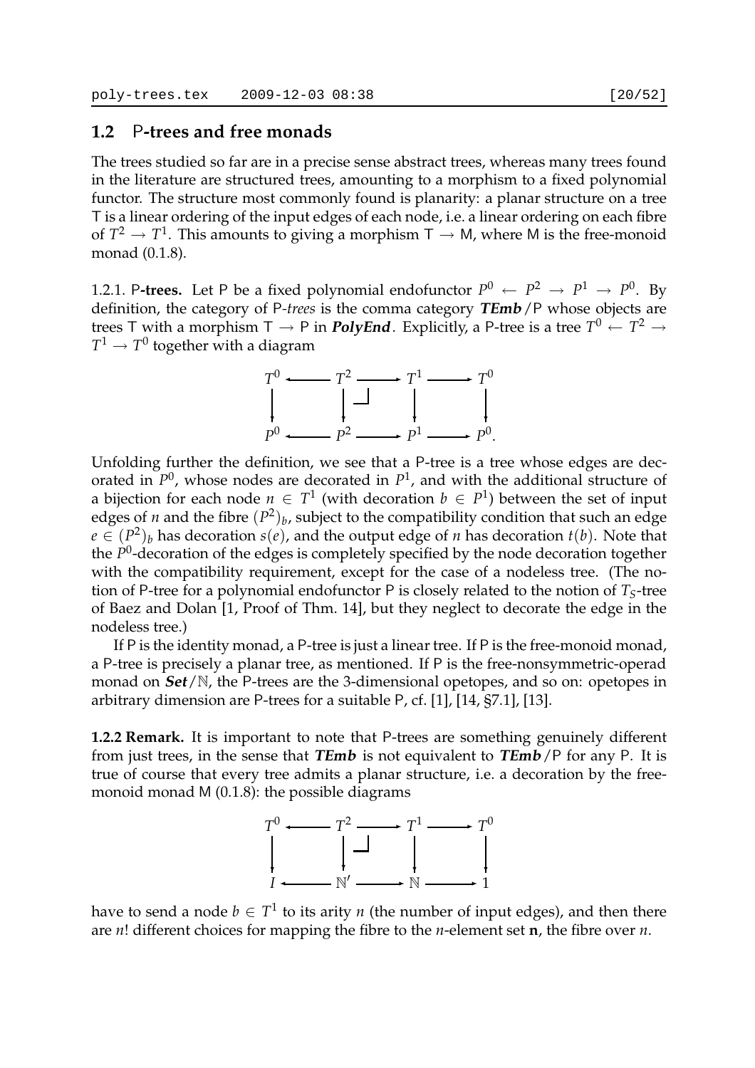## 1.2 P-trees and free monads

The trees studied so far are in a precise sense abstract trees, whereas many trees found in the literature are structured trees, amounting to a morphism to a fixed polynomial functor. The structure most commonly found is planarity: a planar structure on a tree T is a linear ordering of the input edges of each node, i.e. a linear ordering on each fibre of $T^2 \to T^1$. This amounts to giving a morphism $\mathsf{T} \to \mathsf{M}$, where M is the free-monoid monad (0.1.8).

1.2.1. **P-trees.** Let P be a fixed polynomial endofunctor $P^0 \leftarrow P^2 \to P^1 \to P^0$. By definition, the category of P-*trees* is the comma category ***TEmb*** $/\mathsf{P}$ whose objects are trees T with a morphism $\mathsf{T} \to \mathsf{P}$ in ***PolyEnd***. Explicitly, a P-tree is a tree $T^0 \leftarrow T^2 \to T^1 \to T^0$ together with a diagram

$$\begin{array}{ccccccc}
T^0 & \longleftarrow & T^2 & \longrightarrow & T^1 & \longrightarrow & T^0 \\
\downarrow & & \downarrow \lrcorner & & \downarrow & & \downarrow \\
P^0 & \longleftarrow & P^2 & \longrightarrow & P^1 & \longrightarrow & P^0.
\end{array}$$

Unfolding further the definition, we see that a P-tree is a tree whose edges are decorated in $P^0$, whose nodes are decorated in $P^1$, and with the additional structure of a bijection for each node $n \in T^1$ (with decoration $b \in P^1$) between the set of input edges of $n$ and the fibre $(P^2)_b$, subject to the compatibility condition that such an edge $e \in (P^2)_b$ has decoration $s(e)$, and the output edge of $n$ has decoration $t(b)$. Note that the $P^0$-decoration of the edges is completely specified by the node decoration together with the compatibility requirement, except for the case of a nodeless tree. (The notion of P-tree for a polynomial endofunctor P is closely related to the notion of $T_S$-tree of Baez and Dolan [1, Proof of Thm. 14], but they neglect to decorate the edge in the nodeless tree.)

If P is the identity monad, a P-tree is just a linear tree. If P is the free-monoid monad, a P-tree is precisely a planar tree, as mentioned. If P is the free-nonsymmetric-operad monad on ***Set***$/\mathbb{N}$, the P-trees are the 3-dimensional opetopes, and so on: opetopes in arbitrary dimension are P-trees for a suitable P, cf. [1], [14, §7.1], [13].

**1.2.2 Remark.** It is important to note that P-trees are something genuinely different from just trees, in the sense that ***TEmb*** is not equivalent to ***TEmb***$/\mathsf{P}$ for any P. It is true of course that every tree admits a planar structure, i.e. a decoration by the free-monoid monad M (0.1.8): the possible diagrams

$$\begin{array}{ccccccc}
T^0 & \longleftarrow & T^2 & \longrightarrow & T^1 & \longrightarrow & T^0 \\
\downarrow & & \downarrow \lrcorner & & \downarrow & & \downarrow \\
I & \longleftarrow & \mathbb{N}' & \longrightarrow & \mathbb{N} & \longrightarrow & 1
\end{array}$$

have to send a node $b \in T^1$ to its arity $n$ (the number of input edges), and then there are $n!$ different choices for mapping the fibre to the $n$-element set $\mathbf{n}$, the fibre over $n$.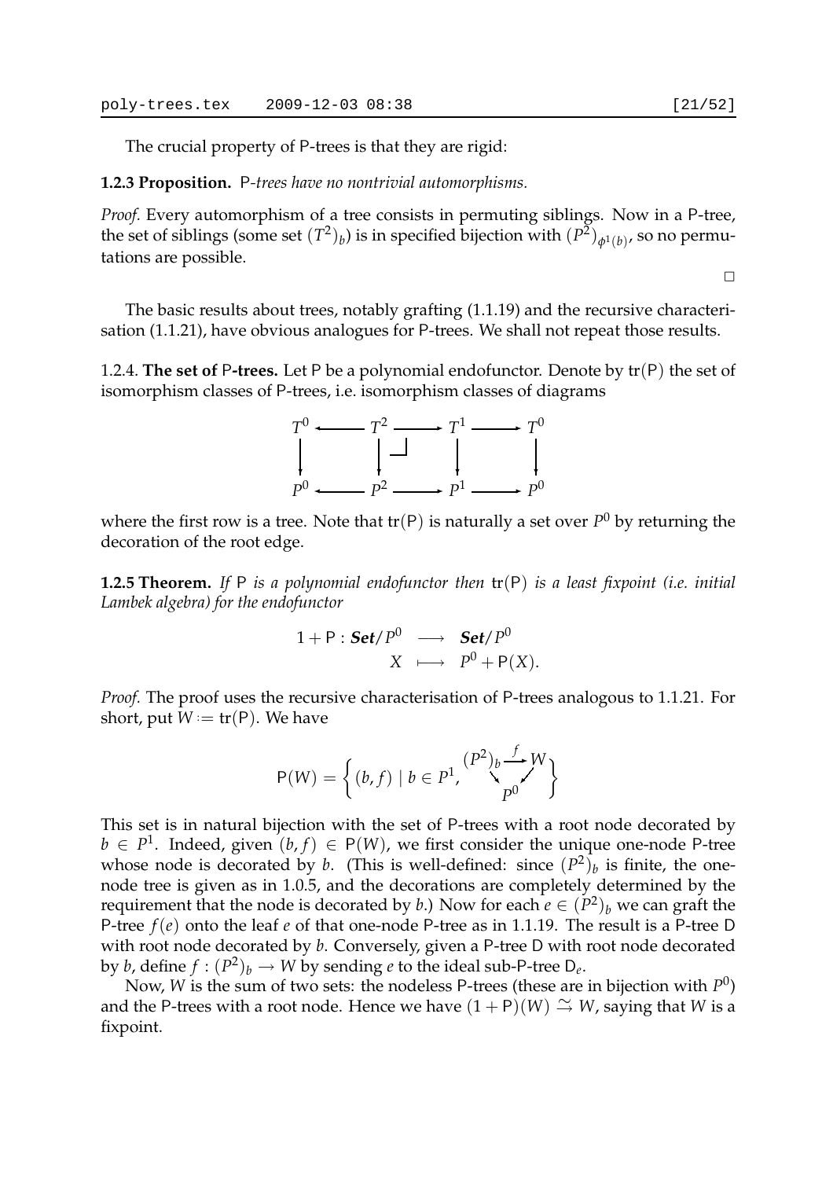The crucial property of P-trees is that they are rigid:

**1.2.3 Proposition.** *P-trees have no nontrivial automorphisms.*

*Proof.* Every automorphism of a tree consists in permuting siblings. Now in a P-tree, the set of siblings (some set $(T^2)_b$) is in specified bijection with $(P^2)_{\phi^1(b)}$, so no permutations are possible. □

The basic results about trees, notably grafting (1.1.19) and the recursive characterisation (1.1.21), have obvious analogues for P-trees. We shall not repeat those results.

1.2.4. **The set of P-trees.** Let P be a polynomial endofunctor. Denote by $\mathrm{tr}(\mathsf{P})$ the set of isomorphism classes of P-trees, i.e. isomorphism classes of diagrams

$$\begin{array}{ccccccc}
T^0 & \longleftarrow & T^2 & \longrightarrow & T^1 & \longrightarrow & T^0 \\
\downarrow & & \downarrow & \lrcorner & \downarrow & & \downarrow \\
P^0 & \longleftarrow & P^2 & \longrightarrow & P^1 & \longrightarrow & P^0
\end{array}$$

where the first row is a tree. Note that $\mathrm{tr}(\mathsf{P})$ is naturally a set over $P^0$ by returning the decoration of the root edge.

**1.2.5 Theorem.** *If* P *is a polynomial endofunctor then* $\mathrm{tr}(\mathsf{P})$ *is a least fixpoint (i.e. initial Lambek algebra) for the endofunctor*

$$\begin{array}{rccc}
1+\mathsf{P}: & \boldsymbol{Set}/P^0 & \longrightarrow & \boldsymbol{Set}/P^0 \\
& X & \longmapsto & P^0 + \mathsf{P}(X).
\end{array}$$

*Proof.* The proof uses the recursive characterisation of P-trees analogous to 1.1.21. For short, put $W := \mathrm{tr}(\mathsf{P})$. We have

$$\mathsf{P}(W) = \left\{ (b,f) \mid b \in P^1, \begin{array}{c} (P^2)_b \xrightarrow{f} W \\ \searrow \ \swarrow \\ P^0 \end{array} \right\}$$

This set is in natural bijection with the set of P-trees with a root node decorated by $b \in P^1$. Indeed, given $(b,f) \in \mathsf{P}(W)$, we first consider the unique one-node P-tree whose node is decorated by $b$. (This is well-defined: since $(P^2)_b$ is finite, the one-node tree is given as in 1.0.5, and the decorations are completely determined by the requirement that the node is decorated by $b$.) Now for each $e \in (P^2)_b$ we can graft the P-tree $f(e)$ onto the leaf $e$ of that one-node P-tree as in 1.1.19. The result is a P-tree D with root node decorated by $b$. Conversely, given a P-tree D with root node decorated by $b$, define $f : (P^2)_b \to W$ by sending $e$ to the ideal sub-P-tree $\mathsf{D}_e$.

Now, $W$ is the sum of two sets: the nodeless P-trees (these are in bijection with $P^0$) and the P-trees with a root node. Hence we have $(1+\mathsf{P})(W) \xrightarrow{\sim} W$, saying that $W$ is a fixpoint.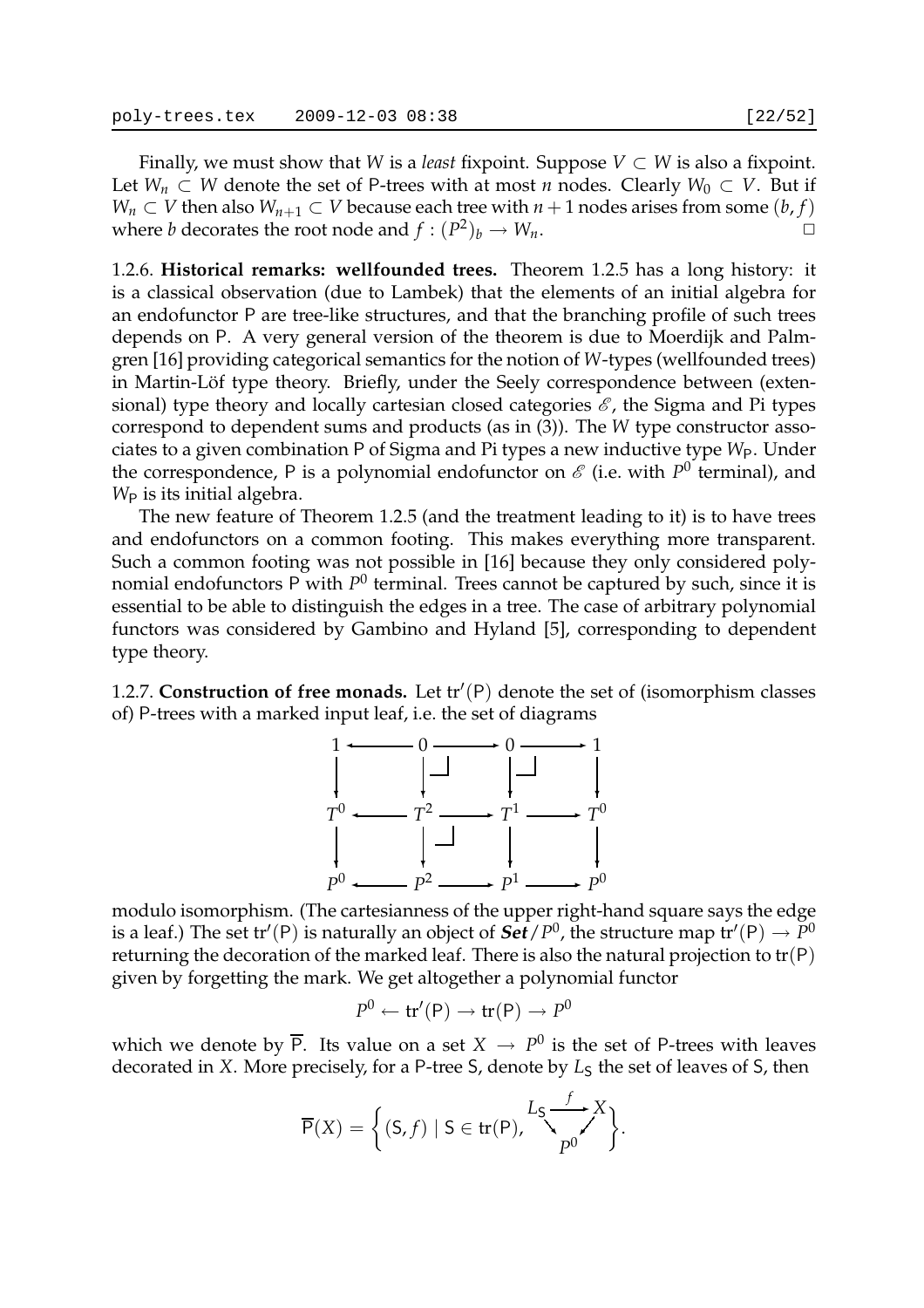Finally, we must show that $W$ is a *least* fixpoint. Suppose $V \subset W$ is also a fixpoint. Let $W_n \subset W$ denote the set of P-trees with at most $n$ nodes. Clearly $W_0 \subset V$. But if $W_n \subset V$ then also $W_{n+1} \subset V$ because each tree with $n+1$ nodes arises from some $(b, f)$ where $b$ decorates the root node and $f : (P^2)_b \to W_n$. □

1.2.6. **Historical remarks: wellfounded trees.** Theorem 1.2.5 has a long history: it is a classical observation (due to Lambek) that the elements of an initial algebra for an endofunctor P are tree-like structures, and that the branching profile of such trees depends on P. A very general version of the theorem is due to Moerdijk and Palmgren [16] providing categorical semantics for the notion of $W$-types (wellfounded trees) in Martin-Löf type theory. Briefly, under the Seely correspondence between (extensional) type theory and locally cartesian closed categories $\mathscr{E}$, the Sigma and Pi types correspond to dependent sums and products (as in (3)). The $W$ type constructor associates to a given combination P of Sigma and Pi types a new inductive type $W_{\mathsf{P}}$. Under the correspondence, P is a polynomial endofunctor on $\mathscr{E}$ (i.e. with $P^0$ terminal), and $W_{\mathsf{P}}$ is its initial algebra.

The new feature of Theorem 1.2.5 (and the treatment leading to it) is to have trees and endofunctors on a common footing. This makes everything more transparent. Such a common footing was not possible in [16] because they only considered polynomial endofunctors P with $P^0$ terminal. Trees cannot be captured by such, since it is essential to be able to distinguish the edges in a tree. The case of arbitrary polynomial functors was considered by Gambino and Hyland [5], corresponding to dependent type theory.

1.2.7. **Construction of free monads.** Let $\mathrm{tr}'(\mathsf{P})$ denote the set of (isomorphism classes of) P-trees with a marked input leaf, i.e. the set of diagrams

$$\begin{array}{ccccccc}
1 & \longleftarrow & 0 & \longrightarrow & 0 & \longrightarrow & 1 \\
\downarrow & & \downarrow & \lrcorner & \downarrow & \lrcorner & \downarrow \\
T^0 & \longleftarrow & T^2 & \longrightarrow & T^1 & \longrightarrow & T^0 \\
\downarrow & & \downarrow & \lrcorner & \downarrow & & \downarrow \\
P^0 & \longleftarrow & P^2 & \longrightarrow & P^1 & \longrightarrow & P^0
\end{array}$$

modulo isomorphism. (The cartesianness of the upper right-hand square says the edge is a leaf.) The set $\mathrm{tr}'(\mathsf{P})$ is naturally an object of $\boldsymbol{Set}/P^0$, the structure map $\mathrm{tr}'(\mathsf{P}) \to P^0$ returning the decoration of the marked leaf. There is also the natural projection to $\mathrm{tr}(\mathsf{P})$ given by forgetting the mark. We get altogether a polynomial functor

$$P^0 \leftarrow \mathrm{tr}'(\mathsf{P}) \to \mathrm{tr}(\mathsf{P}) \to P^0$$

which we denote by $\overline{\mathsf{P}}$. Its value on a set $X \to P^0$ is the set of P-trees with leaves decorated in $X$. More precisely, for a P-tree S, denote by $L_{\mathsf{S}}$ the set of leaves of S, then

$$\overline{\mathsf{P}}(X) = \left\{ (\mathsf{S}, f) \mid \mathsf{S} \in \mathrm{tr}(\mathsf{P}), \begin{array}{c} L_{\mathsf{S}} \xrightarrow{f} X \\ \searrow \; \swarrow \\ P^0 \end{array} \right\}.$$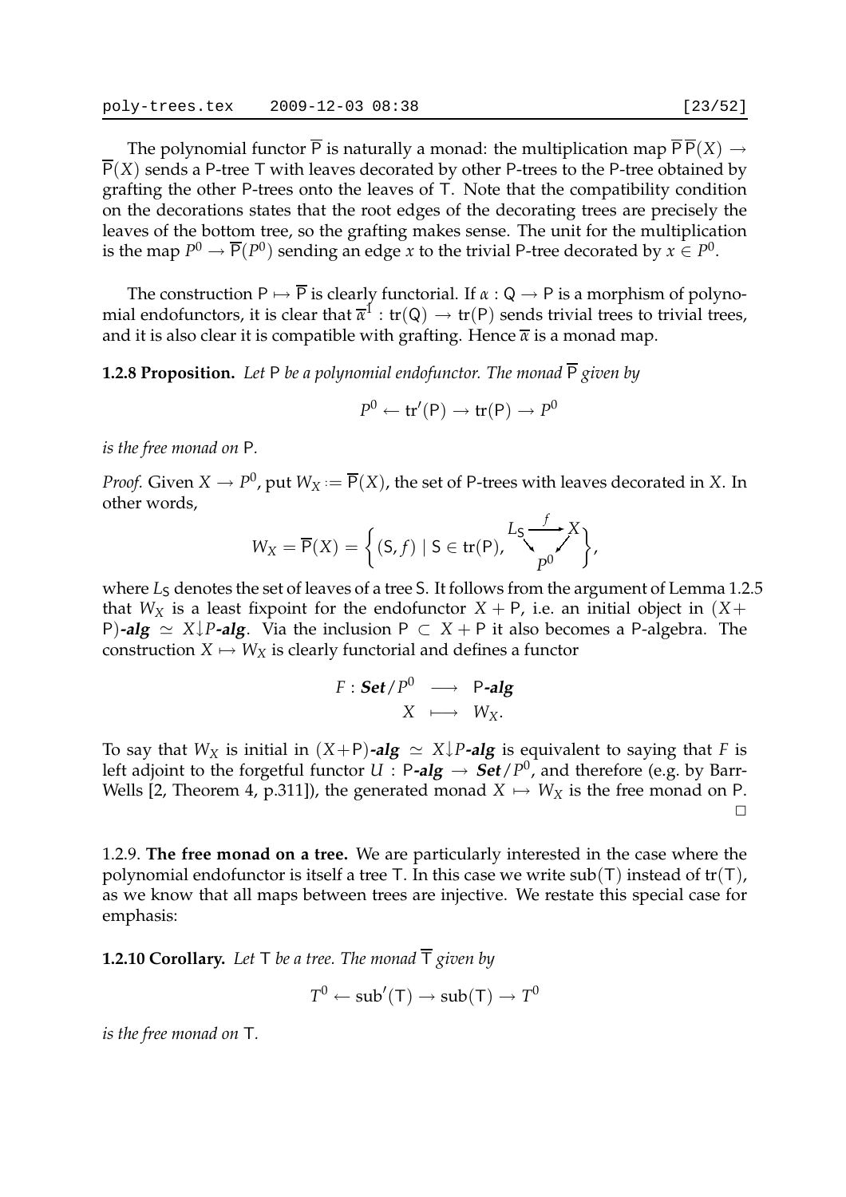The polynomial functor $\overline{\mathsf{P}}$ is naturally a monad: the multiplication map $\overline{\mathsf{P}}\,\overline{\mathsf{P}}(X) \to \overline{\mathsf{P}}(X)$ sends a P-tree T with leaves decorated by other P-trees to the P-tree obtained by grafting the other P-trees onto the leaves of T. Note that the compatibility condition on the decorations states that the root edges of the decorating trees are precisely the leaves of the bottom tree, so the grafting makes sense. The unit for the multiplication is the map $P^0 \to \overline{\mathsf{P}}(P^0)$ sending an edge $x$ to the trivial P-tree decorated by $x \in P^0$.

The construction $\mathsf{P} \mapsto \overline{\mathsf{P}}$ is clearly functorial. If $\alpha : \mathsf{Q} \to \mathsf{P}$ is a morphism of polynomial endofunctors, it is clear that $\overline{\alpha}^1 : \mathrm{tr}(\mathsf{Q}) \to \mathrm{tr}(\mathsf{P})$ sends trivial trees to trivial trees, and it is also clear it is compatible with grafting. Hence $\overline{\alpha}$ is a monad map.

**1.2.8 Proposition.** *Let* P *be a polynomial endofunctor. The monad* $\overline{\mathsf{P}}$ *given by*

$$P^0 \leftarrow \mathrm{tr}'(\mathsf{P}) \to \mathrm{tr}(\mathsf{P}) \to P^0$$

*is the free monad on* P*.*

*Proof.* Given $X \to P^0$, put $W_X := \overline{\mathsf{P}}(X)$, the set of P-trees with leaves decorated in $X$. In other words,

$$W_X = \overline{\mathsf{P}}(X) = \left\{ (\mathsf{S}, f) \mid \mathsf{S} \in \mathrm{tr}(\mathsf{P}), \begin{array}{c} L_{\mathsf{S}} \xrightarrow{\ f\ } X \\ \searrow \quad \swarrow \\ P^0 \end{array} \right\},$$

where $L_{\mathsf{S}}$ denotes the set of leaves of a tree S. It follows from the argument of Lemma 1.2.5 that $W_X$ is a least fixpoint for the endofunctor $X + \mathsf{P}$, i.e. an initial object in $(X+\mathsf{P})$-***alg*** $\simeq X{\downarrow}P$-***alg***. Via the inclusion $\mathsf{P} \subset X + \mathsf{P}$ it also becomes a P-algebra. The construction $X \mapsto W_X$ is clearly functorial and defines a functor

$$\begin{array}{rcl} F : \mathbf{Set}/P^0 & \longrightarrow & \mathsf{P}\text{-}\mathbf{alg} \\ X & \longmapsto & W_X. \end{array}$$

To say that $W_X$ is initial in $(X+\mathsf{P})$-***alg*** $\simeq X{\downarrow}P$-***alg*** is equivalent to saying that $F$ is left adjoint to the forgetful functor $U : \mathsf{P}$-***alg*** $\to$ ***Set***$/P^0$, and therefore (e.g. by Barr-Wells [2, Theorem 4, p.311]), the generated monad $X \mapsto W_X$ is the free monad on P. □

1.2.9. **The free monad on a tree.** We are particularly interested in the case where the polynomial endofunctor is itself a tree T. In this case we write $\mathrm{sub}(\mathsf{T})$ instead of $\mathrm{tr}(\mathsf{T})$, as we know that all maps between trees are injective. We restate this special case for emphasis:

**1.2.10 Corollary.** *Let* T *be a tree. The monad* $\overline{\mathsf{T}}$ *given by*

$$T^0 \leftarrow \mathrm{sub}'(\mathsf{T}) \to \mathrm{sub}(\mathsf{T}) \to T^0$$

*is the free monad on* T*.*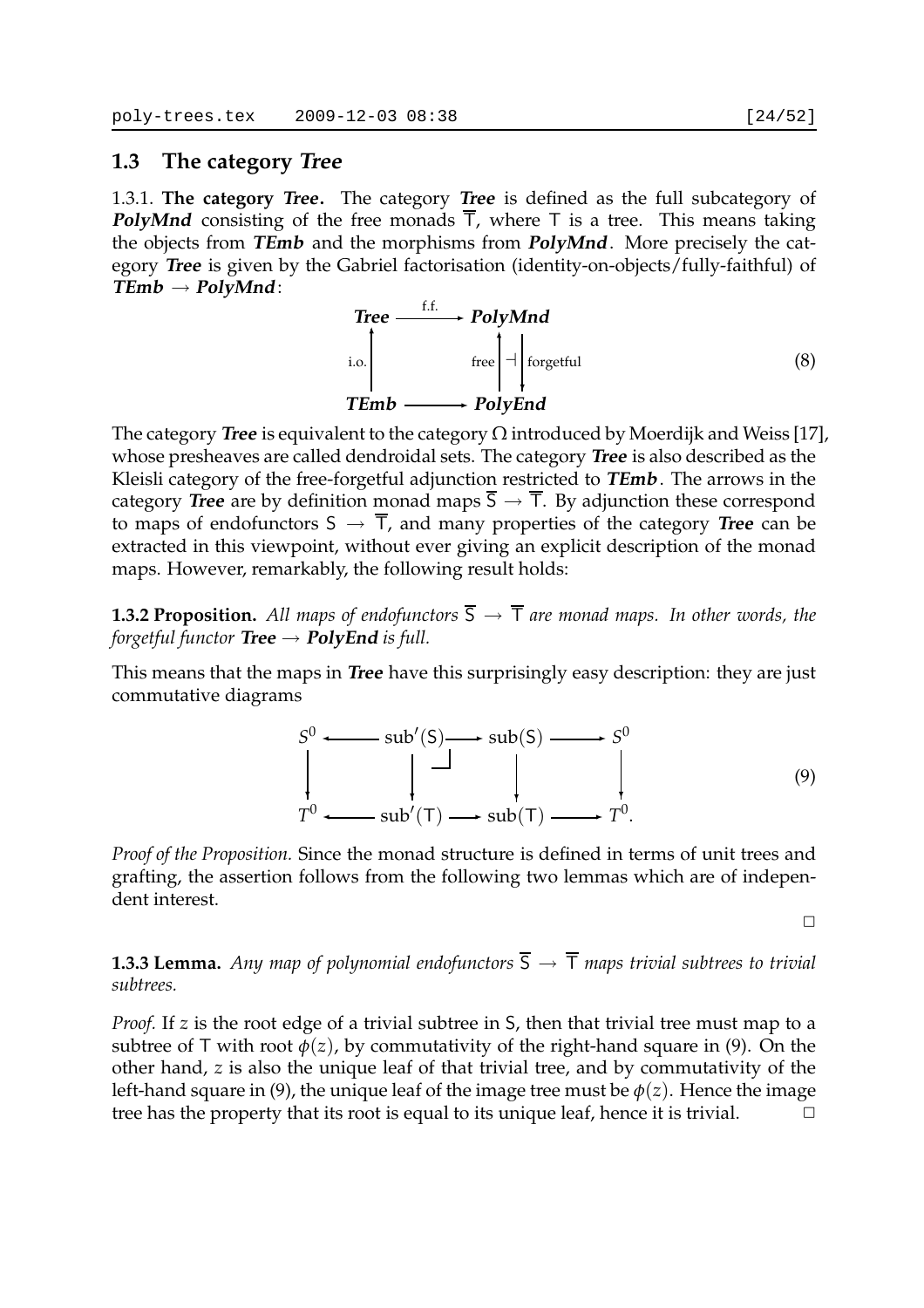## 1.3 The category *Tree*

1.3.1. **The category *Tree*.** The category ***Tree*** is defined as the full subcategory of ***PolyMnd*** consisting of the free monads $\overline{\mathsf{T}}$, where $\mathsf{T}$ is a tree. This means taking the objects from ***TEmb*** and the morphisms from ***PolyMnd***. More precisely the category ***Tree*** is given by the Gabriel factorisation (identity-on-objects/fully-faithful) of ***TEmb*** $\to$ ***PolyMnd***:

$$\begin{array}{ccc} \textbf{Tree} & \xrightarrow{\text{f.f.}} & \textbf{PolyMnd} \\ {\scriptstyle \text{i.o.}}\uparrow & & {\scriptstyle\text{free}}\uparrow \dashv \downarrow{\scriptstyle\text{forgetful}} \\ \textbf{TEmb} & \longrightarrow & \textbf{PolyEnd} \end{array} \tag{8}$$

The category ***Tree*** is equivalent to the category $\Omega$ introduced by Moerdijk and Weiss [17], whose presheaves are called dendroidal sets. The category ***Tree*** is also described as the Kleisli category of the free-forgetful adjunction restricted to ***TEmb***. The arrows in the category ***Tree*** are by definition monad maps $\overline{\mathsf{S}} \to \overline{\mathsf{T}}$. By adjunction these correspond to maps of endofunctors $\mathsf{S} \to \overline{\mathsf{T}}$, and many properties of the category ***Tree*** can be extracted in this viewpoint, without ever giving an explicit description of the monad maps. However, remarkably, the following result holds:

**1.3.2 Proposition.** *All maps of endofunctors $\overline{\mathsf{S}} \to \overline{\mathsf{T}}$ are monad maps. In other words, the forgetful functor **Tree** $\to$ **PolyEnd** is full.*

This means that the maps in ***Tree*** have this surprisingly easy description: they are just commutative diagrams

$$\begin{array}{ccccccc} S^0 & \longleftarrow & \mathrm{sub}'(\mathsf{S}) & \longrightarrow & \mathrm{sub}(\mathsf{S}) & \longrightarrow & S^0 \\ \downarrow & & \downarrow \lrcorner & & \downarrow & & \downarrow \\ T^0 & \longleftarrow & \mathrm{sub}'(\mathsf{T}) & \longrightarrow & \mathrm{sub}(\mathsf{T}) & \longrightarrow & T^0. \end{array} \tag{9}$$

*Proof of the Proposition.* Since the monad structure is defined in terms of unit trees and grafting, the assertion follows from the following two lemmas which are of independent interest. □

**1.3.3 Lemma.** *Any map of polynomial endofunctors $\overline{\mathsf{S}} \to \overline{\mathsf{T}}$ maps trivial subtrees to trivial subtrees.*

*Proof.* If $z$ is the root edge of a trivial subtree in $\mathsf{S}$, then that trivial tree must map to a subtree of $\mathsf{T}$ with root $\phi(z)$, by commutativity of the right-hand square in (9). On the other hand, $z$ is also the unique leaf of that trivial tree, and by commutativity of the left-hand square in (9), the unique leaf of the image tree must be $\phi(z)$. Hence the image tree has the property that its root is equal to its unique leaf, hence it is trivial. □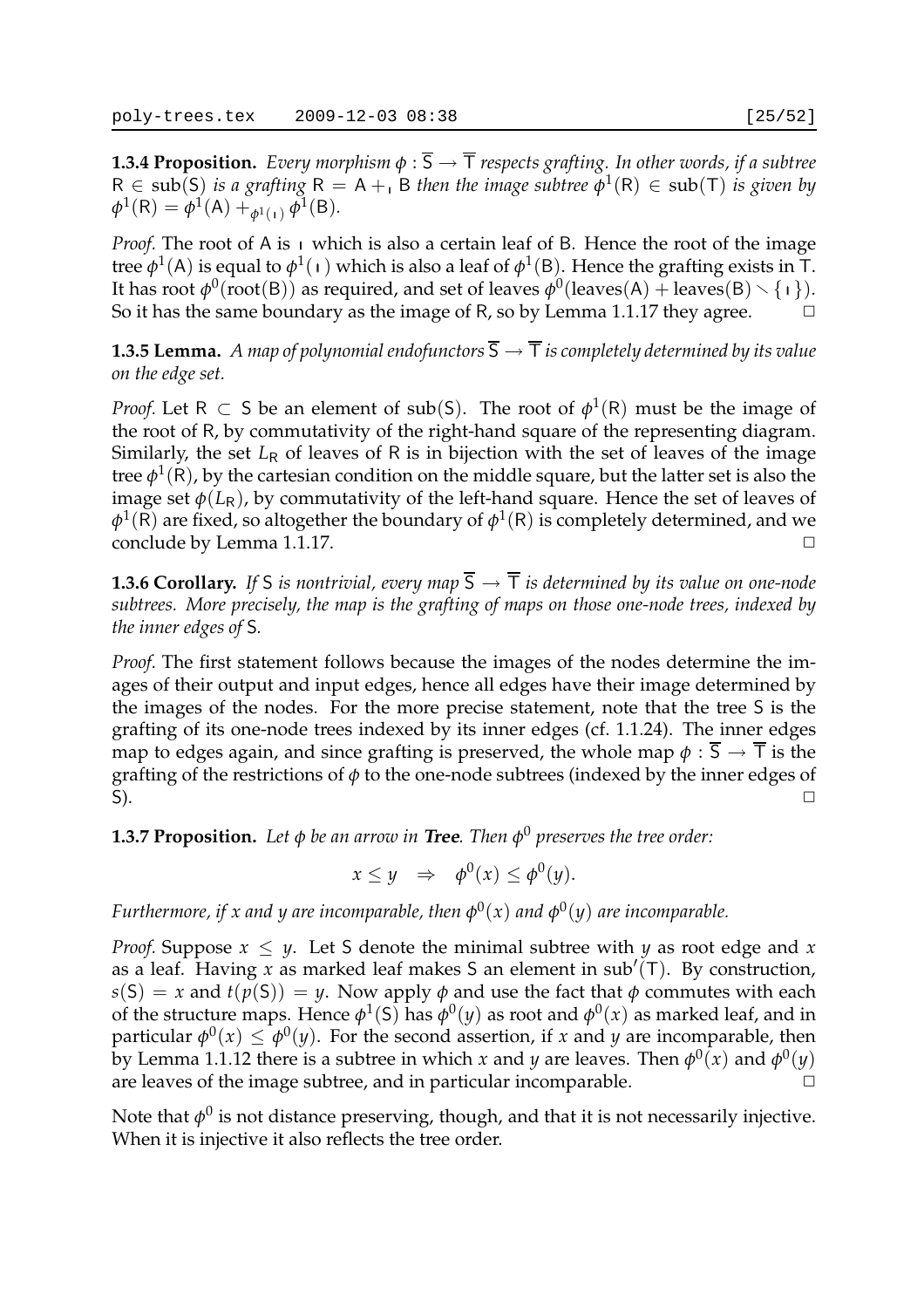**1.3.4 Proposition.** *Every morphism $\phi : \overline{\mathsf{S}} \to \overline{\mathsf{T}}$ respects grafting. In other words, if a subtree $\mathsf{R} \in \mathrm{sub}(\mathsf{S})$ is a grafting $\mathsf{R} = \mathsf{A} +_{\shortmid} \mathsf{B}$ then the image subtree $\phi^1(\mathsf{R}) \in \mathrm{sub}(\mathsf{T})$ is given by $\phi^1(\mathsf{R}) = \phi^1(\mathsf{A}) +_{\phi^1(\shortmid)} \phi^1(\mathsf{B})$.*

*Proof.* The root of A is $\shortmid$ which is also a certain leaf of B. Hence the root of the image tree $\phi^1(\mathsf{A})$ is equal to $\phi^1(\shortmid)$ which is also a leaf of $\phi^1(\mathsf{B})$. Hence the grafting exists in T. It has root $\phi^0(\mathrm{root}(\mathsf{B}))$ as required, and set of leaves $\phi^0(\mathrm{leaves}(\mathsf{A}) + \mathrm{leaves}(\mathsf{B}) \smallsetminus \{\shortmid\})$. So it has the same boundary as the image of R, so by Lemma 1.1.17 they agree. $\square$

**1.3.5 Lemma.** *A map of polynomial endofunctors $\overline{\mathsf{S}} \to \overline{\mathsf{T}}$ is completely determined by its value on the edge set.*

*Proof.* Let $\mathsf{R} \subset \mathsf{S}$ be an element of $\mathrm{sub}(\mathsf{S})$. The root of $\phi^1(\mathsf{R})$ must be the image of the root of R, by commutativity of the right-hand square of the representing diagram. Similarly, the set $L_{\mathsf{R}}$ of leaves of R is in bijection with the set of leaves of the image tree $\phi^1(\mathsf{R})$, by the cartesian condition on the middle square, but the latter set is also the image set $\phi(L_{\mathsf{R}})$, by commutativity of the left-hand square. Hence the set of leaves of $\phi^1(\mathsf{R})$ are fixed, so altogether the boundary of $\phi^1(\mathsf{R})$ is completely determined, and we conclude by Lemma 1.1.17. $\square$

**1.3.6 Corollary.** *If S is nontrivial, every map $\overline{\mathsf{S}} \to \overline{\mathsf{T}}$ is determined by its value on one-node subtrees. More precisely, the map is the grafting of maps on those one-node trees, indexed by the inner edges of S.*

*Proof.* The first statement follows because the images of the nodes determine the images of their output and input edges, hence all edges have their image determined by the images of the nodes. For the more precise statement, note that the tree S is the grafting of its one-node trees indexed by its inner edges (cf. 1.1.24). The inner edges map to edges again, and since grafting is preserved, the whole map $\phi : \overline{\mathsf{S}} \to \overline{\mathsf{T}}$ is the grafting of the restrictions of $\phi$ to the one-node subtrees (indexed by the inner edges of S). $\square$

**1.3.7 Proposition.** *Let $\phi$ be an arrow in **Tree**. Then $\phi^0$ preserves the tree order:*

$$x \leq y \quad \Rightarrow \quad \phi^0(x) \leq \phi^0(y).$$

*Furthermore, if $x$ and $y$ are incomparable, then $\phi^0(x)$ and $\phi^0(y)$ are incomparable.*

*Proof.* Suppose $x \leq y$. Let S denote the minimal subtree with $y$ as root edge and $x$ as a leaf. Having $x$ as marked leaf makes S an element in $\mathrm{sub}'(\mathsf{T})$. By construction, $s(\mathsf{S}) = x$ and $t(p(\mathsf{S})) = y$. Now apply $\phi$ and use the fact that $\phi$ commutes with each of the structure maps. Hence $\phi^1(\mathsf{S})$ has $\phi^0(y)$ as root and $\phi^0(x)$ as marked leaf, and in particular $\phi^0(x) \leq \phi^0(y)$. For the second assertion, if $x$ and $y$ are incomparable, then by Lemma 1.1.12 there is a subtree in which $x$ and $y$ are leaves. Then $\phi^0(x)$ and $\phi^0(y)$ are leaves of the image subtree, and in particular incomparable. $\square$

Note that $\phi^0$ is not distance preserving, though, and that it is not necessarily injective. When it is injective it also reflects the tree order.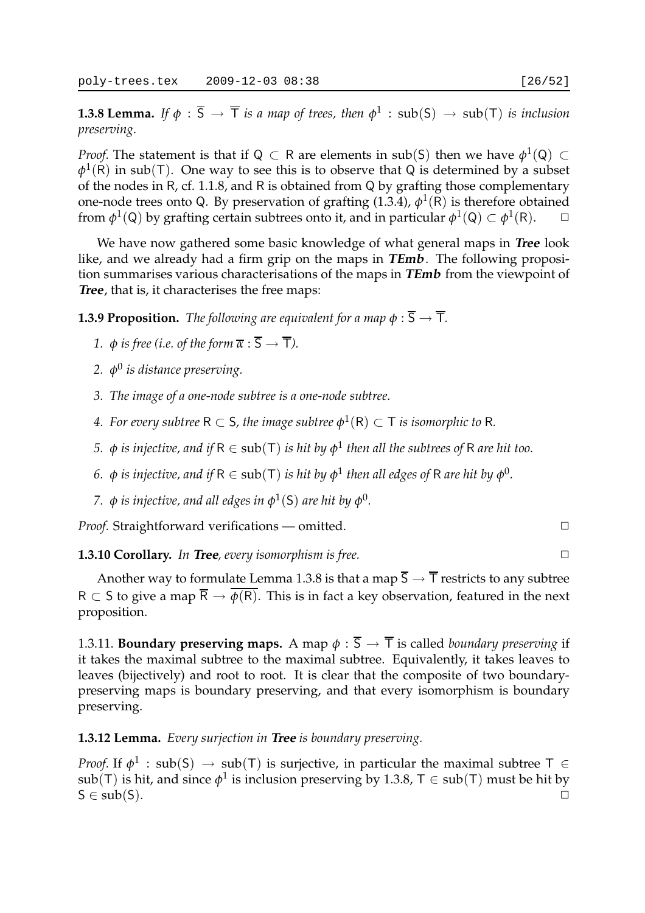**1.3.8 Lemma.** *If $\phi : \overline{\mathsf{S}} \to \overline{\mathsf{T}}$ is a map of trees, then $\phi^1 : \mathrm{sub}(\mathsf{S}) \to \mathrm{sub}(\mathsf{T})$ is inclusion preserving.*

*Proof.* The statement is that if $\mathsf{Q} \subset \mathsf{R}$ are elements in $\mathrm{sub}(\mathsf{S})$ then we have $\phi^1(\mathsf{Q}) \subset \phi^1(\mathsf{R})$ in $\mathrm{sub}(\mathsf{T})$. One way to see this is to observe that $\mathsf{Q}$ is determined by a subset of the nodes in $\mathsf{R}$, cf. 1.1.8, and $\mathsf{R}$ is obtained from $\mathsf{Q}$ by grafting those complementary one-node trees onto $\mathsf{Q}$. By preservation of grafting (1.3.4), $\phi^1(\mathsf{R})$ is therefore obtained from $\phi^1(\mathsf{Q})$ by grafting certain subtrees onto it, and in particular $\phi^1(\mathsf{Q}) \subset \phi^1(\mathsf{R})$. □

We have now gathered some basic knowledge of what general maps in ***Tree*** look like, and we already had a firm grip on the maps in ***TEmb***. The following proposition summarises various characterisations of the maps in ***TEmb*** from the viewpoint of ***Tree***, that is, it characterises the free maps:

**1.3.9 Proposition.** *The following are equivalent for a map $\phi : \overline{\mathsf{S}} \to \overline{\mathsf{T}}$.*

1. *$\phi$ is free (i.e. of the form $\overline{\alpha} : \overline{\mathsf{S}} \to \overline{\mathsf{T}}$).*
2. *$\phi^0$ is distance preserving.*
3. *The image of a one-node subtree is a one-node subtree.*
4. *For every subtree $\mathsf{R} \subset \mathsf{S}$, the image subtree $\phi^1(\mathsf{R}) \subset \mathsf{T}$ is isomorphic to $\mathsf{R}$.*
5. *$\phi$ is injective, and if $\mathsf{R} \in \mathrm{sub}(\mathsf{T})$ is hit by $\phi^1$ then all the subtrees of $\mathsf{R}$ are hit too.*
6. *$\phi$ is injective, and if $\mathsf{R} \in \mathrm{sub}(\mathsf{T})$ is hit by $\phi^1$ then all edges of $\mathsf{R}$ are hit by $\phi^0$.*
7. *$\phi$ is injective, and all edges in $\phi^1(\mathsf{S})$ are hit by $\phi^0$.*

*Proof.* Straightforward verifications — omitted. □

**1.3.10 Corollary.** *In* ***Tree****, every isomorphism is free.* □

Another way to formulate Lemma 1.3.8 is that a map $\overline{\mathsf{S}} \to \overline{\mathsf{T}}$ restricts to any subtree $\mathsf{R} \subset \mathsf{S}$ to give a map $\overline{\mathsf{R}} \to \overline{\phi(\mathsf{R})}$. This is in fact a key observation, featured in the next proposition.

1.3.11. **Boundary preserving maps.** A map $\phi : \overline{\mathsf{S}} \to \overline{\mathsf{T}}$ is called *boundary preserving* if it takes the maximal subtree to the maximal subtree. Equivalently, it takes leaves to leaves (bijectively) and root to root. It is clear that the composite of two boundary-preserving maps is boundary preserving, and that every isomorphism is boundary preserving.

**1.3.12 Lemma.** *Every surjection in* ***Tree*** *is boundary preserving.*

*Proof.* If $\phi^1 : \mathrm{sub}(\mathsf{S}) \to \mathrm{sub}(\mathsf{T})$ is surjective, in particular the maximal subtree $\mathsf{T} \in \mathrm{sub}(\mathsf{T})$ is hit, and since $\phi^1$ is inclusion preserving by 1.3.8, $\mathsf{T} \in \mathrm{sub}(\mathsf{T})$ must be hit by $\mathsf{S} \in \mathrm{sub}(\mathsf{S})$. □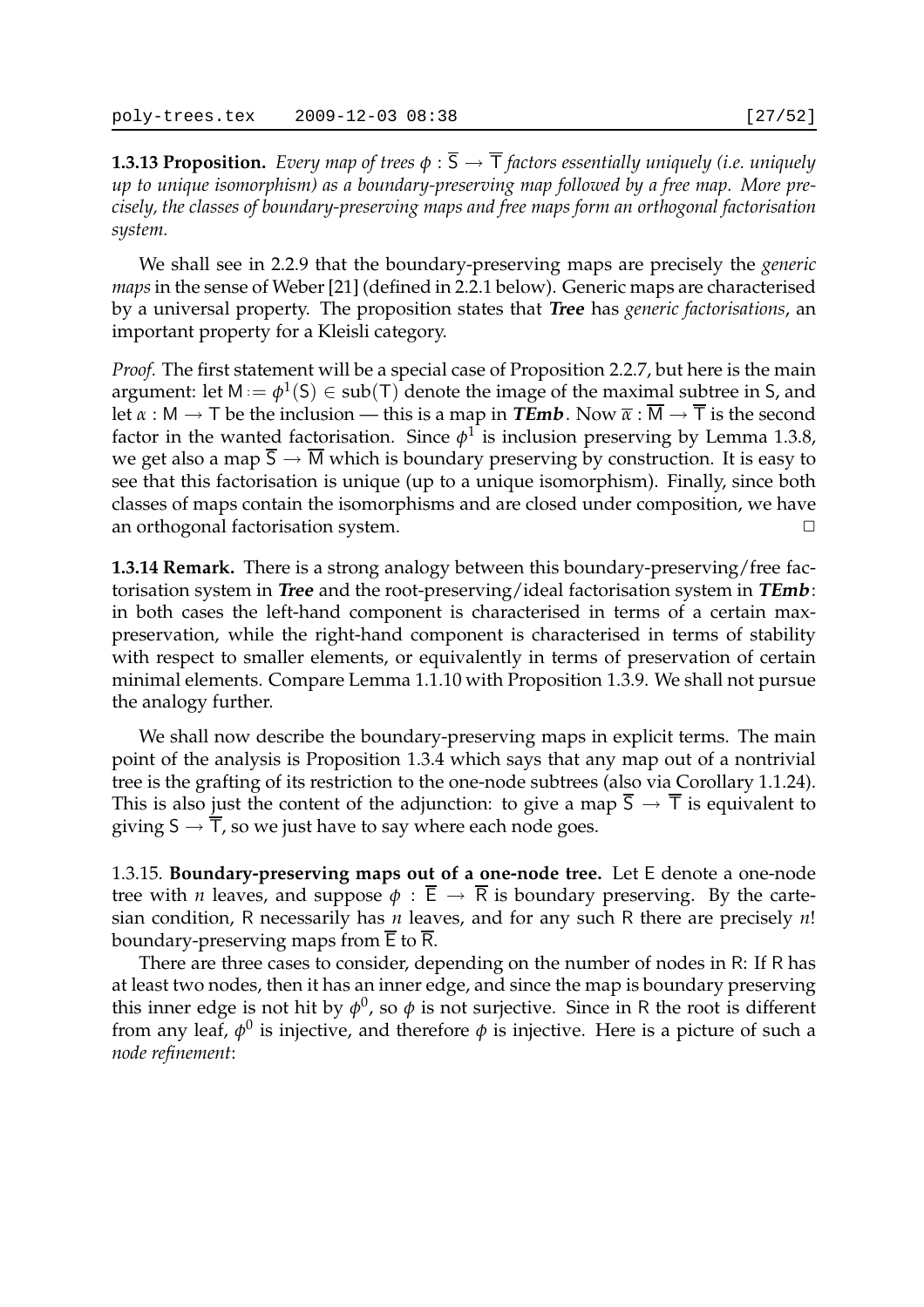**1.3.13 Proposition.** *Every map of trees $\phi : \overline{\mathsf{S}} \to \overline{\mathsf{T}}$ factors essentially uniquely (i.e. uniquely up to unique isomorphism) as a boundary-preserving map followed by a free map. More precisely, the classes of boundary-preserving maps and free maps form an orthogonal factorisation system.*

We shall see in 2.2.9 that the boundary-preserving maps are precisely the *generic maps* in the sense of Weber [21] (defined in 2.2.1 below). Generic maps are characterised by a universal property. The proposition states that ***Tree*** has *generic factorisations*, an important property for a Kleisli category.

*Proof.* The first statement will be a special case of Proposition 2.2.7, but here is the main argument: let $\mathsf{M} := \phi^1(\mathsf{S}) \in \mathrm{sub}(\mathsf{T})$ denote the image of the maximal subtree in $\mathsf{S}$, and let $\alpha : \mathsf{M} \to \mathsf{T}$ be the inclusion — this is a map in ***TEmb***. Now $\overline{\alpha} : \overline{\mathsf{M}} \to \overline{\mathsf{T}}$ is the second factor in the wanted factorisation. Since $\phi^1$ is inclusion preserving by Lemma 1.3.8, we get also a map $\overline{\mathsf{S}} \to \overline{\mathsf{M}}$ which is boundary preserving by construction. It is easy to see that this factorisation is unique (up to a unique isomorphism). Finally, since both classes of maps contain the isomorphisms and are closed under composition, we have an orthogonal factorisation system. $\square$

**1.3.14 Remark.** There is a strong analogy between this boundary-preserving/free factorisation system in ***Tree*** and the root-preserving/ideal factorisation system in ***TEmb***: in both cases the left-hand component is characterised in terms of a certain max-preservation, while the right-hand component is characterised in terms of stability with respect to smaller elements, or equivalently in terms of preservation of certain minimal elements. Compare Lemma 1.1.10 with Proposition 1.3.9. We shall not pursue the analogy further.

We shall now describe the boundary-preserving maps in explicit terms. The main point of the analysis is Proposition 1.3.4 which says that any map out of a nontrivial tree is the grafting of its restriction to the one-node subtrees (also via Corollary 1.1.24). This is also just the content of the adjunction: to give a map $\overline{\mathsf{S}} \to \overline{\mathsf{T}}$ is equivalent to giving $\mathsf{S} \to \overline{\mathsf{T}}$, so we just have to say where each node goes.

1.3.15. **Boundary-preserving maps out of a one-node tree.** Let $\mathsf{E}$ denote a one-node tree with $n$ leaves, and suppose $\phi : \overline{\mathsf{E}} \to \overline{\mathsf{R}}$ is boundary preserving. By the cartesian condition, $\mathsf{R}$ necessarily has $n$ leaves, and for any such $\mathsf{R}$ there are precisely $n!$ boundary-preserving maps from $\overline{\mathsf{E}}$ to $\overline{\mathsf{R}}$.

There are three cases to consider, depending on the number of nodes in $\mathsf{R}$: If $\mathsf{R}$ has at least two nodes, then it has an inner edge, and since the map is boundary preserving this inner edge is not hit by $\phi^0$, so $\phi$ is not surjective. Since in $\mathsf{R}$ the root is different from any leaf, $\phi^0$ is injective, and therefore $\phi$ is injective. Here is a picture of such a *node refinement*: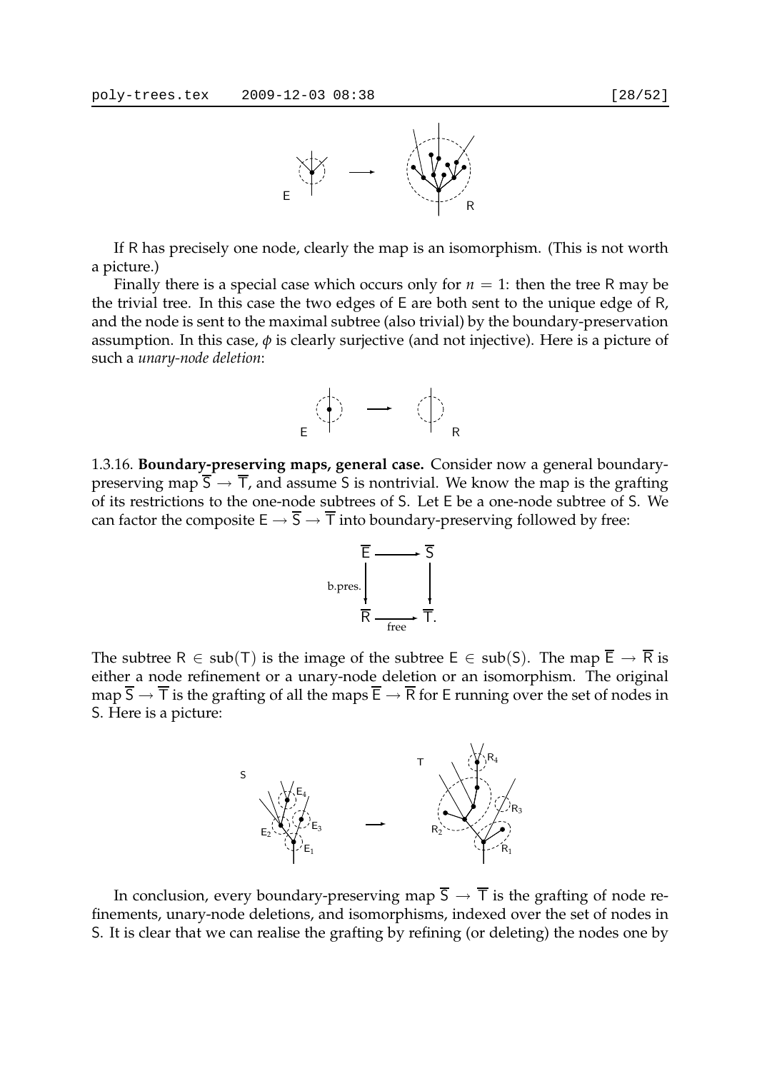If $\mathsf{R}$ has precisely one node, clearly the map is an isomorphism. (This is not worth a picture.)

Finally there is a special case which occurs only for $n = 1$: then the tree $\mathsf{R}$ may be the trivial tree. In this case the two edges of $\mathsf{E}$ are both sent to the unique edge of $\mathsf{R}$, and the node is sent to the maximal subtree (also trivial) by the boundary-preservation assumption. In this case, $\phi$ is clearly surjective (and not injective). Here is a picture of such a *unary-node deletion*:

1.3.16. **Boundary-preserving maps, general case.** Consider now a general boundary-preserving map $\overline{\mathsf{S}} \to \overline{\mathsf{T}}$, and assume $\mathsf{S}$ is nontrivial. We know the map is the grafting of its restrictions to the one-node subtrees of $\mathsf{S}$. Let $\mathsf{E}$ be a one-node subtree of $\mathsf{S}$. We can factor the composite $\mathsf{E} \to \overline{\mathsf{S}} \to \overline{\mathsf{T}}$ into boundary-preserving followed by free:

$$\begin{array}{ccc} \overline{\mathsf{E}} & \longrightarrow & \overline{\mathsf{S}} \\ {\scriptstyle \text{b.pres.}} \big\downarrow & & \big\downarrow \\ \overline{\mathsf{R}} & \underset{\text{free}}{\longrightarrow} & \overline{\mathsf{T}}. \end{array}$$

The subtree $\mathsf{R} \in \operatorname{sub}(\mathsf{T})$ is the image of the subtree $\mathsf{E} \in \operatorname{sub}(\mathsf{S})$. The map $\overline{\mathsf{E}} \to \overline{\mathsf{R}}$ is either a node refinement or a unary-node deletion or an isomorphism. The original map $\overline{\mathsf{S}} \to \overline{\mathsf{T}}$ is the grafting of all the maps $\overline{\mathsf{E}} \to \overline{\mathsf{R}}$ for $\mathsf{E}$ running over the set of nodes in $\mathsf{S}$. Here is a picture:

In conclusion, every boundary-preserving map $\overline{\mathsf{S}} \to \overline{\mathsf{T}}$ is the grafting of node refinements, unary-node deletions, and isomorphisms, indexed over the set of nodes in $\mathsf{S}$. It is clear that we can realise the grafting by refining (or deleting) the nodes one by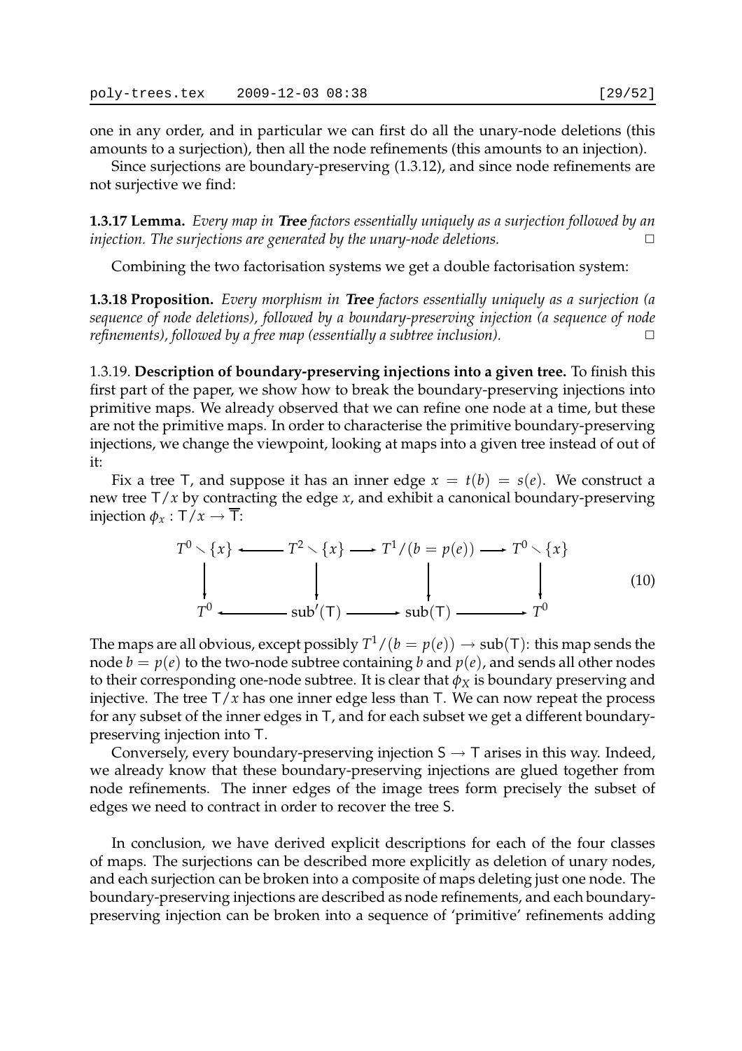one in any order, and in particular we can first do all the unary-node deletions (this amounts to a surjection), then all the node refinements (this amounts to an injection).

Since surjections are boundary-preserving (1.3.12), and since node refinements are not surjective we find:

**1.3.17 Lemma.** *Every map in **Tree** factors essentially uniquely as a surjection followed by an injection. The surjections are generated by the unary-node deletions.* □

Combining the two factorisation systems we get a double factorisation system:

**1.3.18 Proposition.** *Every morphism in **Tree** factors essentially uniquely as a surjection (a sequence of node deletions), followed by a boundary-preserving injection (a sequence of node refinements), followed by a free map (essentially a subtree inclusion).* □

1.3.19. **Description of boundary-preserving injections into a given tree.** To finish this first part of the paper, we show how to break the boundary-preserving injections into primitive maps. We already observed that we can refine one node at a time, but these are not the primitive maps. In order to characterise the primitive boundary-preserving injections, we change the viewpoint, looking at maps into a given tree instead of out of it:

Fix a tree $\mathsf{T}$, and suppose it has an inner edge $x = t(b) = s(e)$. We construct a new tree $\mathsf{T}/x$ by contracting the edge $x$, and exhibit a canonical boundary-preserving injection $\phi_x : \mathsf{T}/x \to \overline{\mathsf{T}}$:

$$
\begin{array}{ccccccc}
T^0 \smallsetminus \{x\} & \longleftarrow & T^2 \smallsetminus \{x\} & \longrightarrow & T^1/(b = p(e)) & \longrightarrow & T^0 \smallsetminus \{x\} \\
\downarrow & & \downarrow & & \downarrow & & \downarrow \\
T^0 & \longleftarrow & \mathrm{sub}'(\mathsf{T}) & \longrightarrow & \mathrm{sub}(\mathsf{T}) & \longrightarrow & T^0
\end{array}
\qquad (10)
$$

The maps are all obvious, except possibly $T^1/(b = p(e)) \to \mathrm{sub}(\mathsf{T})$: this map sends the node $b = p(e)$ to the two-node subtree containing $b$ and $p(e)$, and sends all other nodes to their corresponding one-node subtree. It is clear that $\phi_X$ is boundary preserving and injective. The tree $\mathsf{T}/x$ has one inner edge less than $\mathsf{T}$. We can now repeat the process for any subset of the inner edges in $\mathsf{T}$, and for each subset we get a different boundary-preserving injection into $\mathsf{T}$.

Conversely, every boundary-preserving injection $\mathsf{S} \to \mathsf{T}$ arises in this way. Indeed, we already know that these boundary-preserving injections are glued together from node refinements. The inner edges of the image trees form precisely the subset of edges we need to contract in order to recover the tree $\mathsf{S}$.

In conclusion, we have derived explicit descriptions for each of the four classes of maps. The surjections can be described more explicitly as deletion of unary nodes, and each surjection can be broken into a composite of maps deleting just one node. The boundary-preserving injections are described as node refinements, and each boundary-preserving injection can be broken into a sequence of 'primitive' refinements adding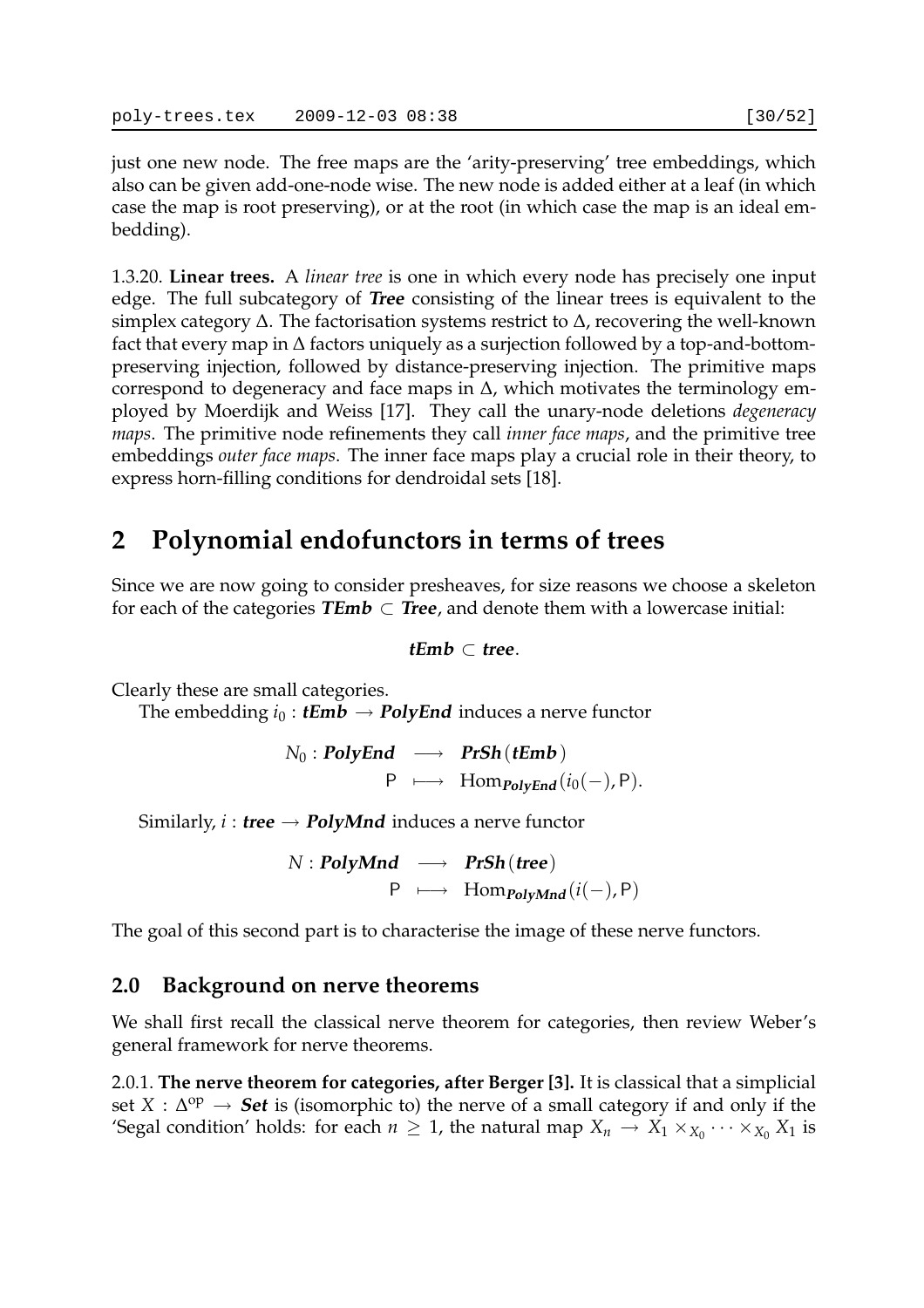just one new node. The free maps are the 'arity-preserving' tree embeddings, which also can be given add-one-node wise. The new node is added either at a leaf (in which case the map is root preserving), or at the root (in which case the map is an ideal embedding).

1.3.20. **Linear trees.** A *linear tree* is one in which every node has precisely one input edge. The full subcategory of ***Tree*** consisting of the linear trees is equivalent to the simplex category $\Delta$. The factorisation systems restrict to $\Delta$, recovering the well-known fact that every map in $\Delta$ factors uniquely as a surjection followed by a top-and-bottom-preserving injection, followed by distance-preserving injection. The primitive maps correspond to degeneracy and face maps in $\Delta$, which motivates the terminology employed by Moerdijk and Weiss [17]. They call the unary-node deletions *degeneracy maps*. The primitive node refinements they call *inner face maps*, and the primitive tree embeddings *outer face maps*. The inner face maps play a crucial role in their theory, to express horn-filling conditions for dendroidal sets [18].

# 2 Polynomial endofunctors in terms of trees

Since we are now going to consider presheaves, for size reasons we choose a skeleton for each of the categories $\boldsymbol{TEmb} \subset \boldsymbol{Tree}$, and denote them with a lowercase initial:

$$\boldsymbol{tEmb} \subset \boldsymbol{tree}.$$

Clearly these are small categories.

The embedding $i_0 : \boldsymbol{tEmb} \to \boldsymbol{PolyEnd}$ induces a nerve functor

$$\begin{aligned} N_0 : \boldsymbol{PolyEnd} &\longrightarrow \boldsymbol{PrSh}(\boldsymbol{tEmb}) \\ \mathsf{P} &\longmapsto \operatorname{Hom}_{\boldsymbol{PolyEnd}}(i_0(-), \mathsf{P}). \end{aligned}$$

Similarly, $i : \boldsymbol{tree} \to \boldsymbol{PolyMnd}$ induces a nerve functor

$$\begin{aligned} N : \boldsymbol{PolyMnd} &\longrightarrow \boldsymbol{PrSh}(\boldsymbol{tree}) \\ \mathsf{P} &\longmapsto \operatorname{Hom}_{\boldsymbol{PolyMnd}}(i(-), \mathsf{P}) \end{aligned}$$

The goal of this second part is to characterise the image of these nerve functors.

## 2.0 Background on nerve theorems

We shall first recall the classical nerve theorem for categories, then review Weber's general framework for nerve theorems.

2.0.1. **The nerve theorem for categories, after Berger [3].** It is classical that a simplicial set $X : \Delta^{\text{op}} \to \boldsymbol{Set}$ is (isomorphic to) the nerve of a small category if and only if the 'Segal condition' holds: for each $n \geq 1$, the natural map $X_n \to X_1 \times_{X_0} \cdots \times_{X_0} X_1$ is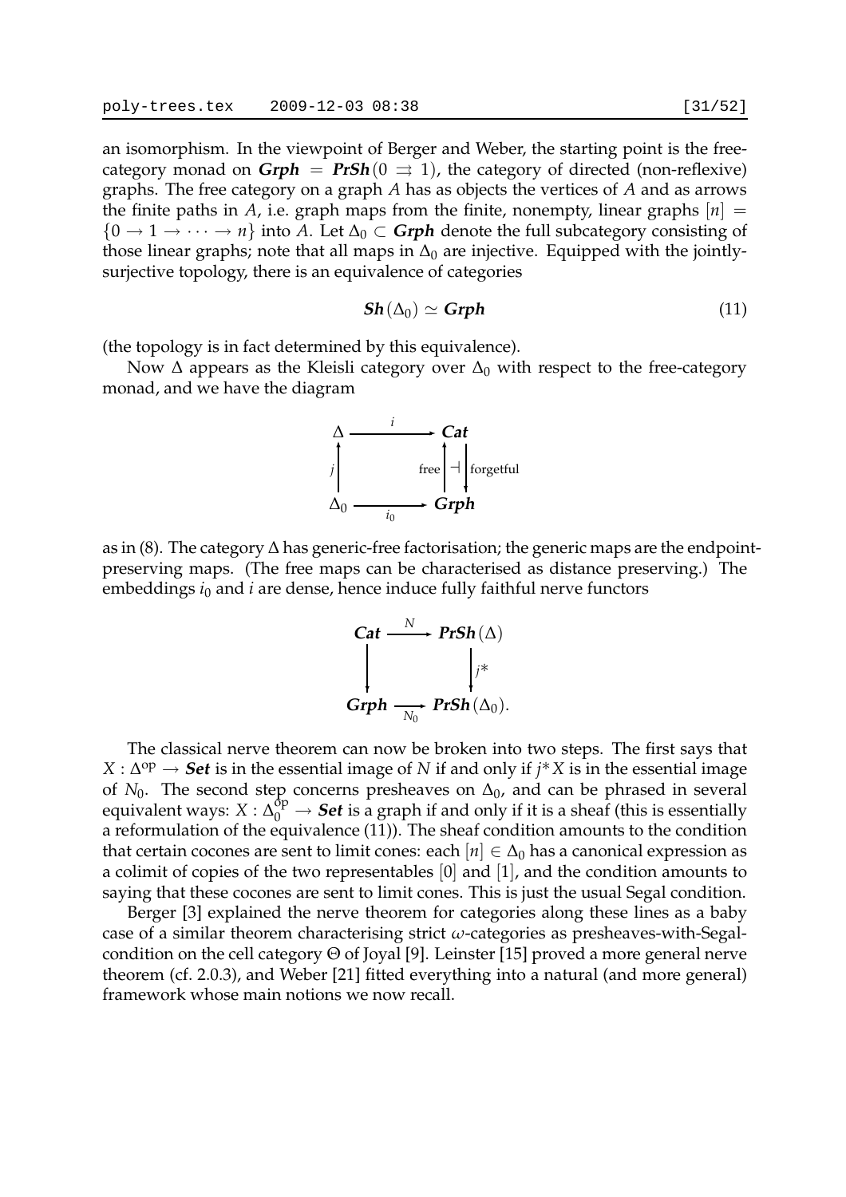an isomorphism. In the viewpoint of Berger and Weber, the starting point is the free-category monad on $\boldsymbol{Grph} = \boldsymbol{PrSh}(0 \rightrightarrows 1)$, the category of directed (non-reflexive) graphs. The free category on a graph $A$ has as objects the vertices of $A$ and as arrows the finite paths in $A$, i.e. graph maps from the finite, nonempty, linear graphs $[n] = \{0 \to 1 \to \cdots \to n\}$ into $A$. Let $\Delta_0 \subset \boldsymbol{Grph}$ denote the full subcategory consisting of those linear graphs; note that all maps in $\Delta_0$ are injective. Equipped with the jointly-surjective topology, there is an equivalence of categories

$$\boldsymbol{Sh}(\Delta_0) \simeq \boldsymbol{Grph} \tag{11}$$

(the topology is in fact determined by this equivalence).

Now $\Delta$ appears as the Kleisli category over $\Delta_0$ with respect to the free-category monad, and we have the diagram

$$\begin{array}{ccc} \Delta & \xrightarrow{\quad i \quad} & \boldsymbol{Cat} \\ {\scriptstyle j}\uparrow & & \text{free}\uparrow \dashv \downarrow\text{forgetful} \\ \Delta_0 & \xrightarrow[\quad i_0 \quad]{} & \boldsymbol{Grph} \end{array}$$

as in (8). The category $\Delta$ has generic-free factorisation; the generic maps are the endpoint-preserving maps. (The free maps can be characterised as distance preserving.) The embeddings $i_0$ and $i$ are dense, hence induce fully faithful nerve functors

$$\begin{array}{ccc} \boldsymbol{Cat} & \xrightarrow{\quad N \quad} & \boldsymbol{PrSh}(\Delta) \\ \downarrow & & \downarrow {\scriptstyle j^*} \\ \boldsymbol{Grph} & \xrightarrow[\quad N_0 \quad]{} & \boldsymbol{PrSh}(\Delta_0). \end{array}$$

The classical nerve theorem can now be broken into two steps. The first says that $X : \Delta^{\text{op}} \to \boldsymbol{Set}$ is in the essential image of $N$ if and only if $j^*X$ is in the essential image of $N_0$. The second step concerns presheaves on $\Delta_0$, and can be phrased in several equivalent ways: $X : \Delta_0^{\text{op}} \to \boldsymbol{Set}$ is a graph if and only if it is a sheaf (this is essentially a reformulation of the equivalence (11)). The sheaf condition amounts to the condition that certain cocones are sent to limit cones: each $[n] \in \Delta_0$ has a canonical expression as a colimit of copies of the two representables $[0]$ and $[1]$, and the condition amounts to saying that these cocones are sent to limit cones. This is just the usual Segal condition.

Berger [3] explained the nerve theorem for categories along these lines as a baby case of a similar theorem characterising strict $\omega$-categories as presheaves-with-Segal-condition on the cell category $\Theta$ of Joyal [9]. Leinster [15] proved a more general nerve theorem (cf. 2.0.3), and Weber [21] fitted everything into a natural (and more general) framework whose main notions we now recall.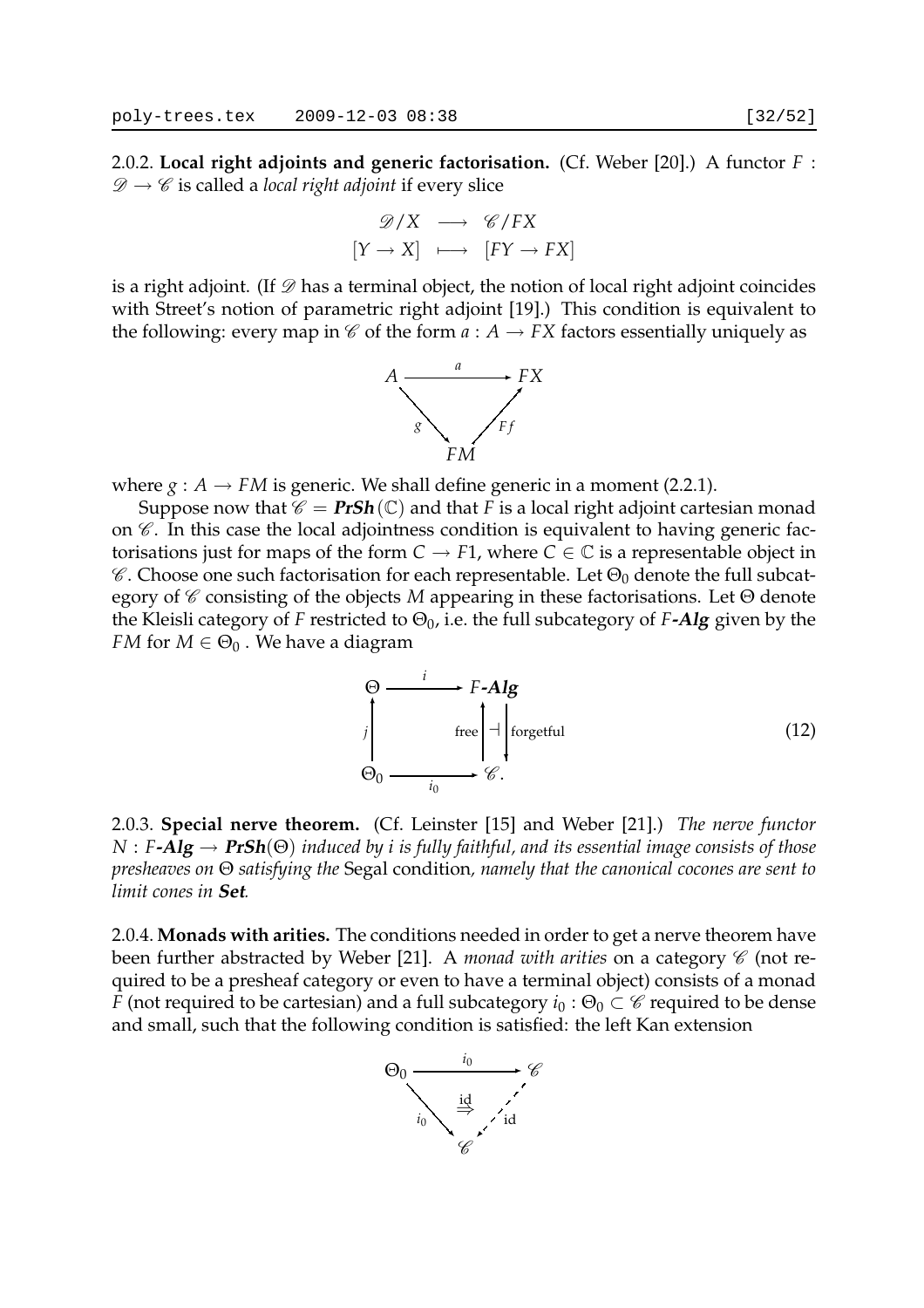2.0.2. **Local right adjoints and generic factorisation.** (Cf. Weber [20].) A functor $F : \mathscr{D} \to \mathscr{C}$ is called a *local right adjoint* if every slice

$$\begin{array}{ccc} \mathscr{D}/X & \longrightarrow & \mathscr{C}/FX \\ [Y \to X] & \longmapsto & [FY \to FX] \end{array}$$

is a right adjoint. (If $\mathscr{D}$ has a terminal object, the notion of local right adjoint coincides with Street's notion of parametric right adjoint [19].) This condition is equivalent to the following: every map in $\mathscr{C}$ of the form $a : A \to FX$ factors essentially uniquely as

$$\begin{array}{ccc} A & \xrightarrow{\quad a \quad} & FX \\ & {\scriptstyle g}\searrow \quad \nearrow{\scriptstyle Ff} & \\ & FM & \end{array}$$

where $g : A \to FM$ is generic. We shall define generic in a moment (2.2.1).

Suppose now that $\mathscr{C} = \boldsymbol{PrSh}(\mathbb{C})$ and that $F$ is a local right adjoint cartesian monad on $\mathscr{C}$. In this case the local adjointness condition is equivalent to having generic factorisations just for maps of the form $C \to F1$, where $C \in \mathbb{C}$ is a representable object in $\mathscr{C}$. Choose one such factorisation for each representable. Let $\Theta_0$ denote the full subcategory of $\mathscr{C}$ consisting of the objects $M$ appearing in these factorisations. Let $\Theta$ denote the Kleisli category of $F$ restricted to $\Theta_0$, i.e. the full subcategory of $F$-$\boldsymbol{Alg}$ given by the $FM$ for $M \in \Theta_0$. We have a diagram

$$\begin{array}{ccc} \Theta & \xrightarrow{\quad i \quad} & F\text{-}\boldsymbol{Alg} \\ {\scriptstyle j}\uparrow & & \text{free}\uparrow \dashv \downarrow\text{forgetful} \\ \Theta_0 & \xrightarrow[\quad i_0 \quad]{} & \mathscr{C}. \end{array} \qquad (12)$$

2.0.3. **Special nerve theorem.** (Cf. Leinster [15] and Weber [21].) *The nerve functor $N : F$-$\boldsymbol{Alg} \to \boldsymbol{PrSh}(\Theta)$ induced by $i$ is fully faithful, and its essential image consists of those presheaves on $\Theta$ satisfying the* Segal condition*, namely that the canonical cocones are sent to limit cones in* $\boldsymbol{Set}$*.*

2.0.4. **Monads with arities.** The conditions needed in order to get a nerve theorem have been further abstracted by Weber [21]. A *monad with arities* on a category $\mathscr{C}$ (not required to be a presheaf category or even to have a terminal object) consists of a monad $F$ (not required to be cartesian) and a full subcategory $i_0 : \Theta_0 \subset \mathscr{C}$ required to be dense and small, such that the following condition is satisfied: the left Kan extension

$$\begin{array}{ccc} \Theta_0 & \xrightarrow{\quad i_0 \quad} & \mathscr{C} \\ & {\scriptstyle i_0}\searrow \quad \overset{\text{id}}{\Rightarrow} \quad \nearrow{\scriptstyle \text{id}} & \\ & \mathscr{C} & \end{array}$$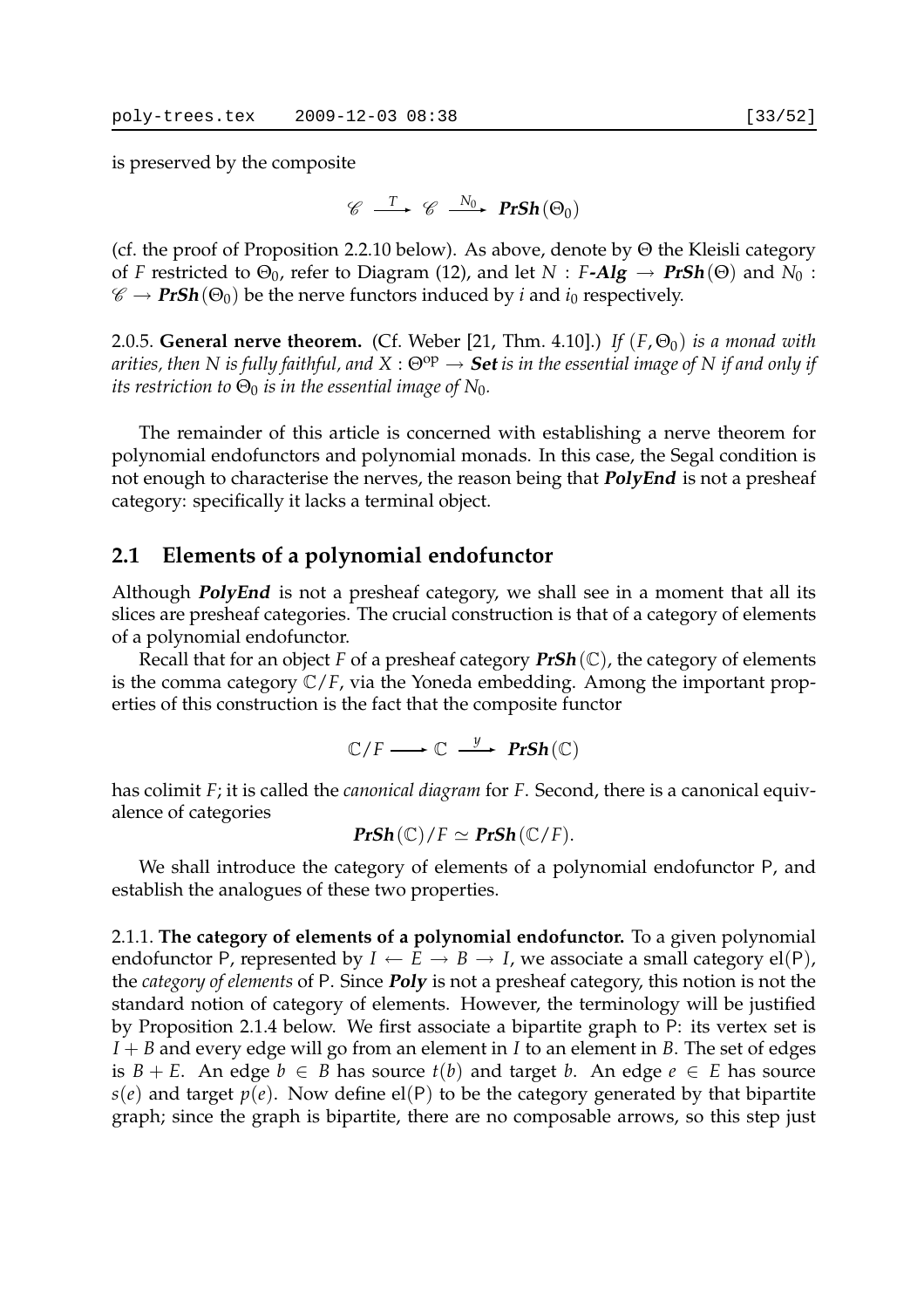is preserved by the composite

$$\mathscr{C} \xrightarrow{T} \mathscr{C} \xrightarrow{N_0} \textbf{\textit{PrSh}}(\Theta_0)$$

(cf. the proof of Proposition 2.2.10 below). As above, denote by $\Theta$ the Kleisli category of $F$ restricted to $\Theta_0$, refer to Diagram (12), and let $N : F\text{-}\textbf{\textit{Alg}} \to \textbf{\textit{PrSh}}(\Theta)$ and $N_0 : \mathscr{C} \to \textbf{\textit{PrSh}}(\Theta_0)$ be the nerve functors induced by $i$ and $i_0$ respectively.

2.0.5. **General nerve theorem.** (Cf. Weber [21, Thm. 4.10].) *If $(F, \Theta_0)$ is a monad with arities, then $N$ is fully faithful, and $X : \Theta^{\text{op}} \to \textbf{Set}$ is in the essential image of $N$ if and only if its restriction to $\Theta_0$ is in the essential image of $N_0$.*

The remainder of this article is concerned with establishing a nerve theorem for polynomial endofunctors and polynomial monads. In this case, the Segal condition is not enough to characterise the nerves, the reason being that ***PolyEnd*** is not a presheaf category: specifically it lacks a terminal object.

## 2.1 Elements of a polynomial endofunctor

Although ***PolyEnd*** is not a presheaf category, we shall see in a moment that all its slices are presheaf categories. The crucial construction is that of a category of elements of a polynomial endofunctor.

Recall that for an object $F$ of a presheaf category $\textbf{\textit{PrSh}}(\mathbb{C})$, the category of elements is the comma category $\mathbb{C}/F$, via the Yoneda embedding. Among the important properties of this construction is the fact that the composite functor

$$\mathbb{C}/F \longrightarrow \mathbb{C} \xrightarrow{y} \textbf{\textit{PrSh}}(\mathbb{C})$$

has colimit $F$; it is called the *canonical diagram* for $F$. Second, there is a canonical equivalence of categories

$$\textbf{\textit{PrSh}}(\mathbb{C})/F \simeq \textbf{\textit{PrSh}}(\mathbb{C}/F).$$

We shall introduce the category of elements of a polynomial endofunctor $\mathsf{P}$, and establish the analogues of these two properties.

2.1.1. **The category of elements of a polynomial endofunctor.** To a given polynomial endofunctor $\mathsf{P}$, represented by $I \leftarrow E \to B \to I$, we associate a small category $\text{el}(\mathsf{P})$, the *category of elements* of $\mathsf{P}$. Since ***Poly*** is not a presheaf category, this notion is not the standard notion of category of elements. However, the terminology will be justified by Proposition 2.1.4 below. We first associate a bipartite graph to $\mathsf{P}$: its vertex set is $I + B$ and every edge will go from an element in $I$ to an element in $B$. The set of edges is $B + E$. An edge $b \in B$ has source $t(b)$ and target $b$. An edge $e \in E$ has source $s(e)$ and target $p(e)$. Now define $\text{el}(\mathsf{P})$ to be the category generated by that bipartite graph; since the graph is bipartite, there are no composable arrows, so this step just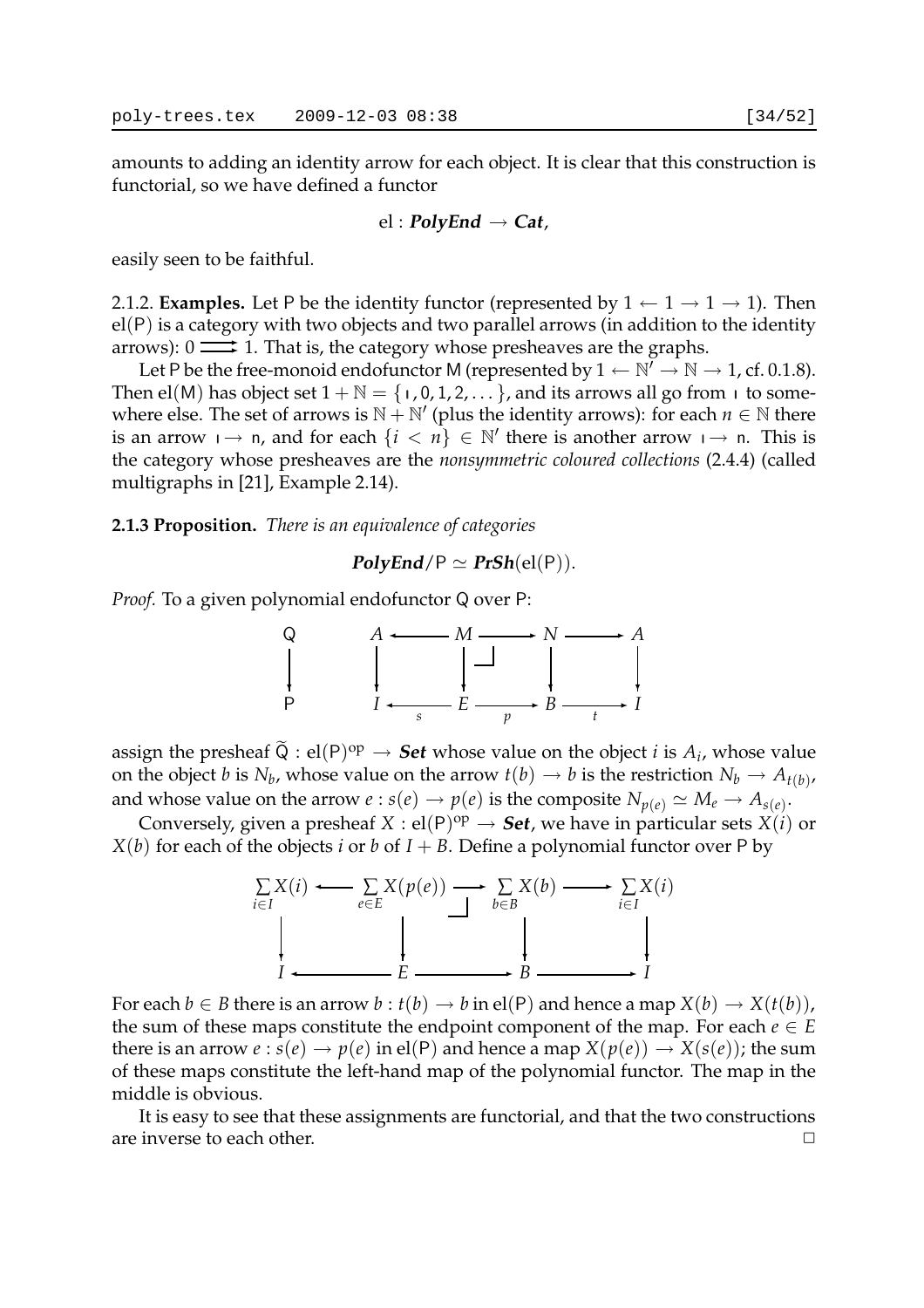amounts to adding an identity arrow for each object. It is clear that this construction is functorial, so we have defined a functor

$$\mathrm{el} : \textbf{\textit{PolyEnd}} \to \textbf{\textit{Cat}},$$

easily seen to be faithful.

2.1.2. **Examples.** Let $\mathsf{P}$ be the identity functor (represented by $1 \leftarrow 1 \to 1 \to 1$). Then $\mathrm{el}(\mathsf{P})$ is a category with two objects and two parallel arrows (in addition to the identity arrows): $0 \rightrightarrows 1$. That is, the category whose presheaves are the graphs.

Let $\mathsf{P}$ be the free-monoid endofunctor $\mathsf{M}$ (represented by $1 \leftarrow \mathbb{N}' \to \mathbb{N} \to 1$, cf. 0.1.8). Then $\mathrm{el}(\mathsf{M})$ has object set $1 + \mathbb{N} = \{\mathsf{I}, 0, 1, 2, \dots\}$, and its arrows all go from $\mathsf{I}$ to somewhere else. The set of arrows is $\mathbb{N} + \mathbb{N}'$ (plus the identity arrows): for each $n \in \mathbb{N}$ there is an arrow $\mathsf{I} \to \mathsf{n}$, and for each $\{i < n\} \in \mathbb{N}'$ there is another arrow $\mathsf{I} \to \mathsf{n}$. This is the category whose presheaves are the *nonsymmetric coloured collections* (2.4.4) (called multigraphs in [21], Example 2.14).

**2.1.3 Proposition.** *There is an equivalence of categories*

$$\textbf{\textit{PolyEnd}}/\mathsf{P} \simeq \textbf{\textit{PrSh}}(\mathrm{el}(\mathsf{P})).$$

*Proof.* To a given polynomial endofunctor $\mathsf{Q}$ over $\mathsf{P}$:

$$\begin{array}{ccccccccc}
\mathsf{Q} & & A & \longleftarrow & M & \longrightarrow & N & \longrightarrow & A \\
\downarrow & & \downarrow & & \downarrow & \lrcorner & \downarrow & & \downarrow \\
\mathsf{P} & & I & \underset{s}{\longleftarrow} & E & \underset{p}{\longrightarrow} & B & \underset{t}{\longrightarrow} & I
\end{array}$$

assign the presheaf $\widetilde{\mathsf{Q}} : \mathrm{el}(\mathsf{P})^{\mathrm{op}} \to \textbf{\textit{Set}}$ whose value on the object $i$ is $A_i$, whose value on the object $b$ is $N_b$, whose value on the arrow $t(b) \to b$ is the restriction $N_b \to A_{t(b)}$, and whose value on the arrow $e : s(e) \to p(e)$ is the composite $N_{p(e)} \simeq M_e \to A_{s(e)}$.

Conversely, given a presheaf $X : \mathrm{el}(\mathsf{P})^{\mathrm{op}} \to \textbf{\textit{Set}}$, we have in particular sets $X(i)$ or $X(b)$ for each of the objects $i$ or $b$ of $I + B$. Define a polynomial functor over $\mathsf{P}$ by

$$\begin{array}{ccccccc}
\sum_{i\in I} X(i) & \longleftarrow & \sum_{e\in E} X(p(e)) & \longrightarrow & \sum_{b\in B} X(b) & \longrightarrow & \sum_{i\in I} X(i) \\
\downarrow & & \downarrow & \lrcorner & \downarrow & & \downarrow \\
I & \longleftarrow & E & \longrightarrow & B & \longrightarrow & I
\end{array}$$

For each $b \in B$ there is an arrow $b : t(b) \to b$ in $\mathrm{el}(\mathsf{P})$ and hence a map $X(b) \to X(t(b))$, the sum of these maps constitute the endpoint component of the map. For each $e \in E$ there is an arrow $e : s(e) \to p(e)$ in $\mathrm{el}(\mathsf{P})$ and hence a map $X(p(e)) \to X(s(e))$; the sum of these maps constitute the left-hand map of the polynomial functor. The map in the middle is obvious.

It is easy to see that these assignments are functorial, and that the two constructions are inverse to each other. □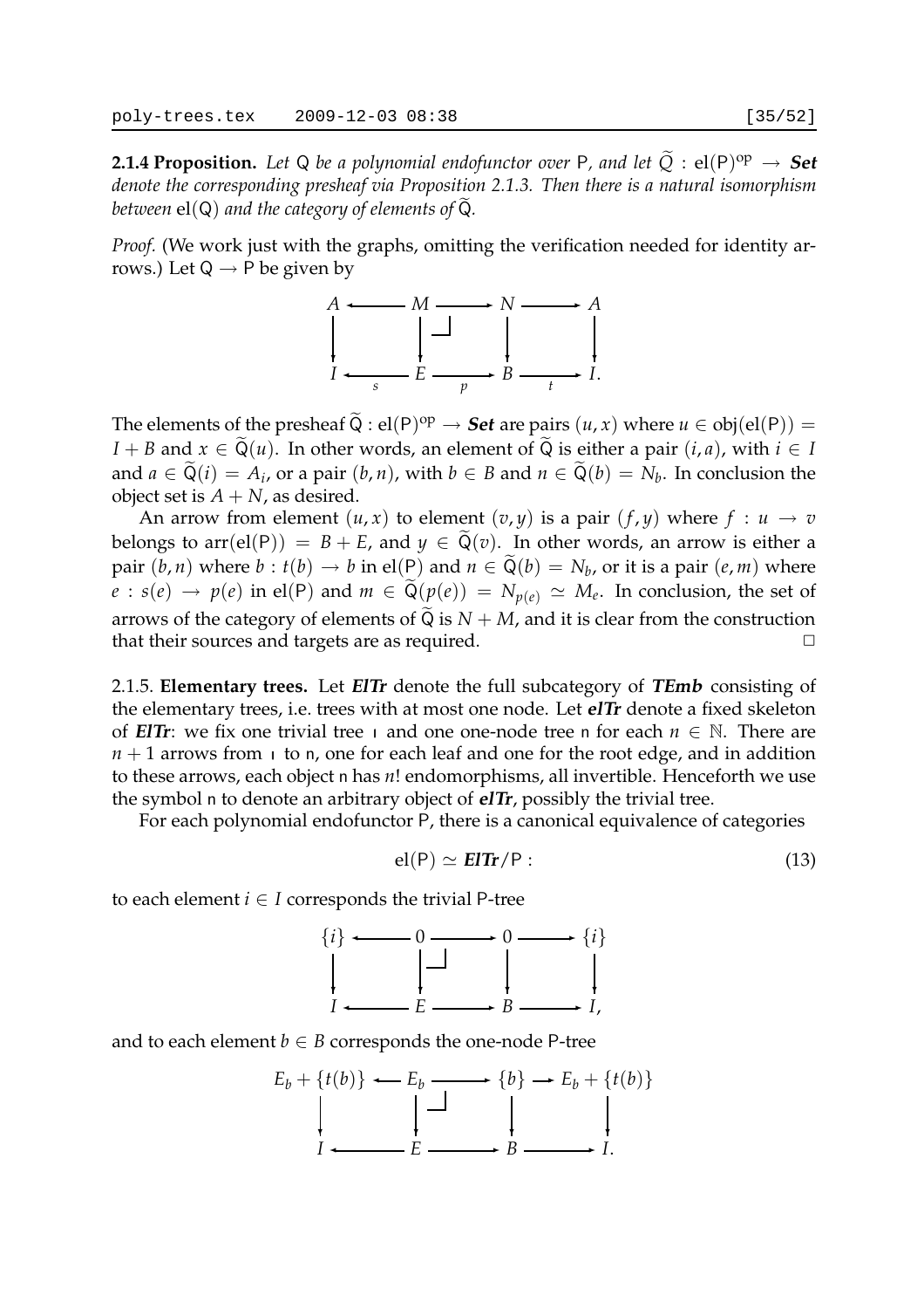**2.1.4 Proposition.** *Let* $\mathsf{Q}$ *be a polynomial endofunctor over* $\mathsf{P}$*, and let* $\widetilde{Q} : \mathrm{el}(\mathsf{P})^{\mathrm{op}} \to \boldsymbol{Set}$ *denote the corresponding presheaf via Proposition 2.1.3. Then there is a natural isomorphism between* $\mathrm{el}(\mathsf{Q})$ *and the category of elements of* $\widetilde{\mathsf{Q}}$*.*

*Proof.* (We work just with the graphs, omitting the verification needed for identity arrows.) Let $\mathsf{Q} \to \mathsf{P}$ be given by

$$\begin{array}{ccccccc} A & \longleftarrow & M & \longrightarrow & N & \longrightarrow & A \\ \downarrow & & \downarrow \lrcorner & & \downarrow & & \downarrow \\ I & \underset{s}{\longleftarrow} & E & \underset{p}{\longrightarrow} & B & \underset{t}{\longrightarrow} & I. \end{array}$$

The elements of the presheaf $\widetilde{\mathsf{Q}} : \mathrm{el}(\mathsf{P})^{\mathrm{op}} \to \boldsymbol{Set}$ are pairs $(u, x)$ where $u \in \mathrm{obj}(\mathrm{el}(\mathsf{P})) = I + B$ and $x \in \widetilde{\mathsf{Q}}(u)$. In other words, an element of $\widetilde{\mathsf{Q}}$ is either a pair $(i, a)$, with $i \in I$ and $a \in \widetilde{\mathsf{Q}}(i) = A_i$, or a pair $(b, n)$, with $b \in B$ and $n \in \widetilde{\mathsf{Q}}(b) = N_b$. In conclusion the object set is $A + N$, as desired.

An arrow from element $(u, x)$ to element $(v, y)$ is a pair $(f, y)$ where $f : u \to v$ belongs to $\mathrm{arr}(\mathrm{el}(\mathsf{P})) = B + E$, and $y \in \widetilde{\mathsf{Q}}(v)$. In other words, an arrow is either a pair $(b, n)$ where $b : t(b) \to b$ in $\mathrm{el}(\mathsf{P})$ and $n \in \widetilde{\mathsf{Q}}(b) = N_b$, or it is a pair $(e, m)$ where $e : s(e) \to p(e)$ in $\mathrm{el}(\mathsf{P})$ and $m \in \widetilde{\mathsf{Q}}(p(e)) = N_{p(e)} \simeq M_e$. In conclusion, the set of arrows of the category of elements of $\widetilde{\mathsf{Q}}$ is $N + M$, and it is clear from the construction that their sources and targets are as required. $\square$

2.1.5. **Elementary trees.** Let $\boldsymbol{ElTr}$ denote the full subcategory of $\boldsymbol{TEmb}$ consisting of the elementary trees, i.e. trees with at most one node. Let $\boldsymbol{elTr}$ denote a fixed skeleton of $\boldsymbol{ElTr}$: we fix one trivial tree $\mathsf{I}$ and one one-node tree $\mathsf{n}$ for each $n \in \mathbb{N}$. There are $n + 1$ arrows from $\mathsf{I}$ to $\mathsf{n}$, one for each leaf and one for the root edge, and in addition to these arrows, each object $\mathsf{n}$ has $n!$ endomorphisms, all invertible. Henceforth we use the symbol $\mathsf{n}$ to denote an arbitrary object of $\boldsymbol{elTr}$, possibly the trivial tree.

For each polynomial endofunctor $\mathsf{P}$, there is a canonical equivalence of categories

$$\mathrm{el}(\mathsf{P}) \simeq \boldsymbol{ElTr}/\mathsf{P} : \tag{13}$$

to each element $i \in I$ corresponds the trivial $\mathsf{P}$-tree

$$\begin{array}{ccccccc} \{i\} & \longleftarrow & 0 & \longrightarrow & 0 & \longrightarrow & \{i\} \\ \downarrow & & \downarrow \lrcorner & & \downarrow & & \downarrow \\ I & \longleftarrow & E & \longrightarrow & B & \longrightarrow & I, \end{array}$$

and to each element $b \in B$ corresponds the one-node $\mathsf{P}$-tree

$$\begin{array}{ccccccc} E_b + \{t(b)\} & \longleftarrow & E_b & \longrightarrow & \{b\} & \longrightarrow & E_b + \{t(b)\} \\ \downarrow & & \downarrow \lrcorner & & \downarrow & & \downarrow \\ I & \longleftarrow & E & \longrightarrow & B & \longrightarrow & I. \end{array}$$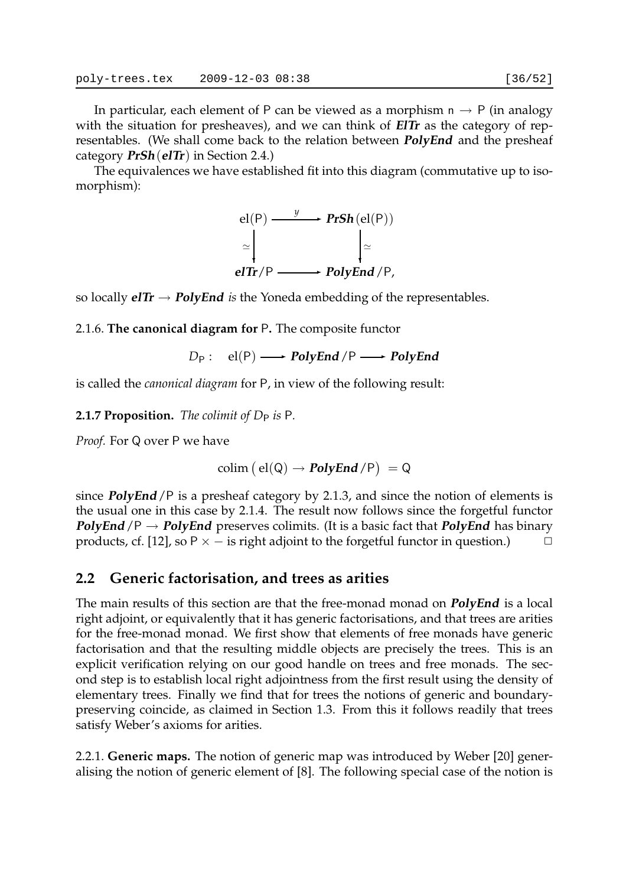In particular, each element of $\mathsf{P}$ can be viewed as a morphism $\mathsf{n} \to \mathsf{P}$ (in analogy with the situation for presheaves), and we can think of $\boldsymbol{ElTr}$ as the category of representables. (We shall come back to the relation between $\boldsymbol{PolyEnd}$ and the presheaf category $\boldsymbol{PrSh}(\boldsymbol{elTr})$ in Section 2.4.)

The equivalences we have established fit into this diagram (commutative up to isomorphism):

$$\begin{array}{ccc}
\mathrm{el}(\mathsf{P}) & \xrightarrow{\ y\ } & \boldsymbol{PrSh}(\mathrm{el}(\mathsf{P})) \\
\simeq \downarrow & & \downarrow \simeq \\
\boldsymbol{elTr}/\mathsf{P} & \longrightarrow & \boldsymbol{PolyEnd}/\mathsf{P},
\end{array}$$

so locally $\boldsymbol{elTr} \to \boldsymbol{PolyEnd}$ *is* the Yoneda embedding of the representables.

2.1.6. **The canonical diagram for** $\mathsf{P}$**.** The composite functor

$$D_{\mathsf{P}}: \quad \mathrm{el}(\mathsf{P}) \longrightarrow \boldsymbol{PolyEnd}/\mathsf{P} \longrightarrow \boldsymbol{PolyEnd}$$

is called the *canonical diagram* for $\mathsf{P}$, in view of the following result:

**2.1.7 Proposition.** *The colimit of $D_{\mathsf{P}}$ is* $\mathsf{P}$.

*Proof.* For $\mathsf{Q}$ over $\mathsf{P}$ we have

$$\mathrm{colim}\big(\mathrm{el}(\mathsf{Q}) \to \boldsymbol{PolyEnd}/\mathsf{P}\big) = \mathsf{Q}$$

since $\boldsymbol{PolyEnd}/\mathsf{P}$ is a presheaf category by 2.1.3, and since the notion of elements is the usual one in this case by 2.1.4. The result now follows since the forgetful functor $\boldsymbol{PolyEnd}/\mathsf{P} \to \boldsymbol{PolyEnd}$ preserves colimits. (It is a basic fact that $\boldsymbol{PolyEnd}$ has binary products, cf. [12], so $\mathsf{P} \times -$ is right adjoint to the forgetful functor in question.) $\square$

## 2.2 Generic factorisation, and trees as arities

The main results of this section are that the free-monad monad on $\boldsymbol{PolyEnd}$ is a local right adjoint, or equivalently that it has generic factorisations, and that trees are arities for the free-monad monad. We first show that elements of free monads have generic factorisation and that the resulting middle objects are precisely the trees. This is an explicit verification relying on our good handle on trees and free monads. The second step is to establish local right adjointness from the first result using the density of elementary trees. Finally we find that for trees the notions of generic and boundary-preserving coincide, as claimed in Section 1.3. From this it follows readily that trees satisfy Weber's axioms for arities.

2.2.1. **Generic maps.** The notion of generic map was introduced by Weber [20] generalising the notion of generic element of [8]. The following special case of the notion is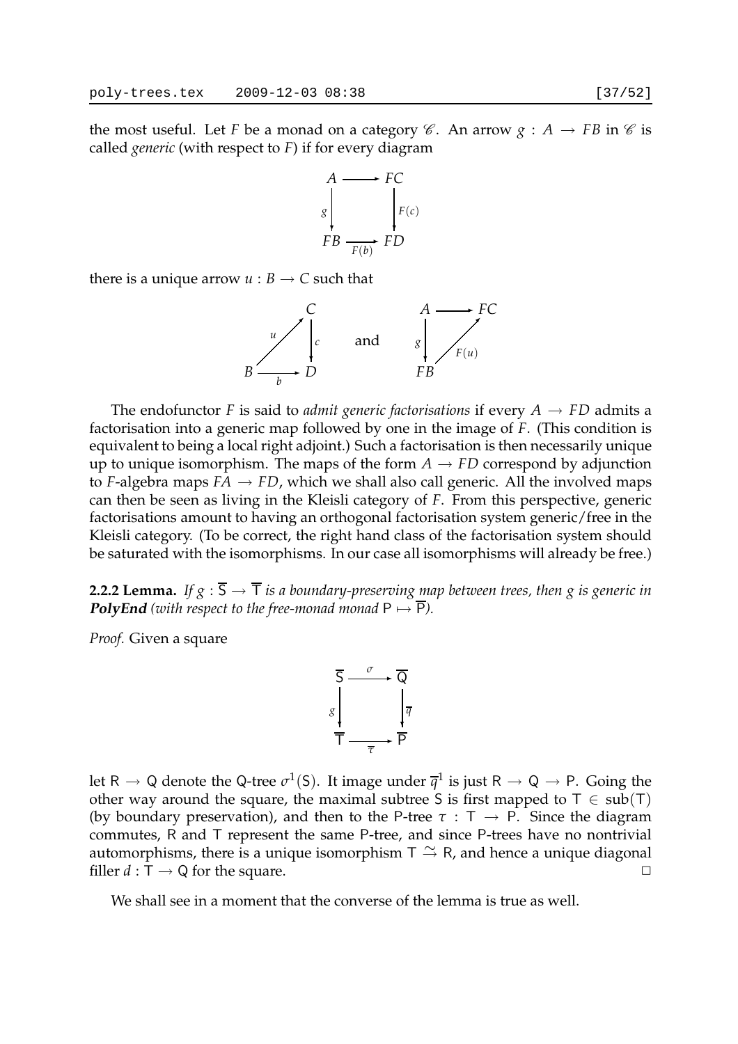the most useful. Let $F$ be a monad on a category $\mathscr{C}$. An arrow $g : A \to FB$ in $\mathscr{C}$ is called *generic* (with respect to $F$) if for every diagram

$$\begin{array}{ccc} A & \longrightarrow & FC \\ {\scriptstyle g}\downarrow & & \downarrow{\scriptstyle F(c)} \\ FB & \xrightarrow[F(b)]{} & FD \end{array}$$

there is a unique arrow $u : B \to C$ such that

$$\begin{array}{ccc} & & C \\ & {\scriptstyle u}\nearrow & \downarrow{\scriptstyle c} \\ B & \xrightarrow[b]{} & D \end{array} \qquad \text{and} \qquad \begin{array}{ccc} A & \longrightarrow & FC \\ {\scriptstyle g}\downarrow & \nearrow{\scriptstyle F(u)} & \\ FB & & \end{array}$$

The endofunctor $F$ is said to *admit generic factorisations* if every $A \to FD$ admits a factorisation into a generic map followed by one in the image of $F$. (This condition is equivalent to being a local right adjoint.) Such a factorisation is then necessarily unique up to unique isomorphism. The maps of the form $A \to FD$ correspond by adjunction to $F$-algebra maps $FA \to FD$, which we shall also call generic. All the involved maps can then be seen as living in the Kleisli category of $F$. From this perspective, generic factorisations amount to having an orthogonal factorisation system generic/free in the Kleisli category. (To be correct, the right hand class of the factorisation system should be saturated with the isomorphisms. In our case all isomorphisms will already be free.)

**2.2.2 Lemma.** *If $g : \overline{\mathsf{S}} \to \overline{\mathsf{T}}$ is a boundary-preserving map between trees, then $g$ is generic in* ***PolyEnd*** *(with respect to the free-monad monad $\mathsf{P} \mapsto \overline{\mathsf{P}}$).*

*Proof.* Given a square

$$\begin{array}{ccc} \overline{\mathsf{S}} & \xrightarrow{\sigma} & \overline{\mathsf{Q}} \\ {\scriptstyle g}\downarrow & & \downarrow{\scriptstyle \overline{q}} \\ \overline{\mathsf{T}} & \xrightarrow[\overline{\tau}]{} & \overline{\mathsf{P}} \end{array}$$

let $\mathsf{R} \to \mathsf{Q}$ denote the $\mathsf{Q}$-tree $\sigma^1(\mathsf{S})$. It image under $\overline{q}^1$ is just $\mathsf{R} \to \mathsf{Q} \to \mathsf{P}$. Going the other way around the square, the maximal subtree $\mathsf{S}$ is first mapped to $\mathsf{T} \in \mathrm{sub}(\mathsf{T})$ (by boundary preservation), and then to the $\mathsf{P}$-tree $\tau : \mathsf{T} \to \mathsf{P}$. Since the diagram commutes, $\mathsf{R}$ and $\mathsf{T}$ represent the same $\mathsf{P}$-tree, and since $\mathsf{P}$-trees have no nontrivial automorphisms, there is a unique isomorphism $\mathsf{T} \xrightarrow{\sim} \mathsf{R}$, and hence a unique diagonal filler $d : \mathsf{T} \to \mathsf{Q}$ for the square. $\square$

We shall see in a moment that the converse of the lemma is true as well.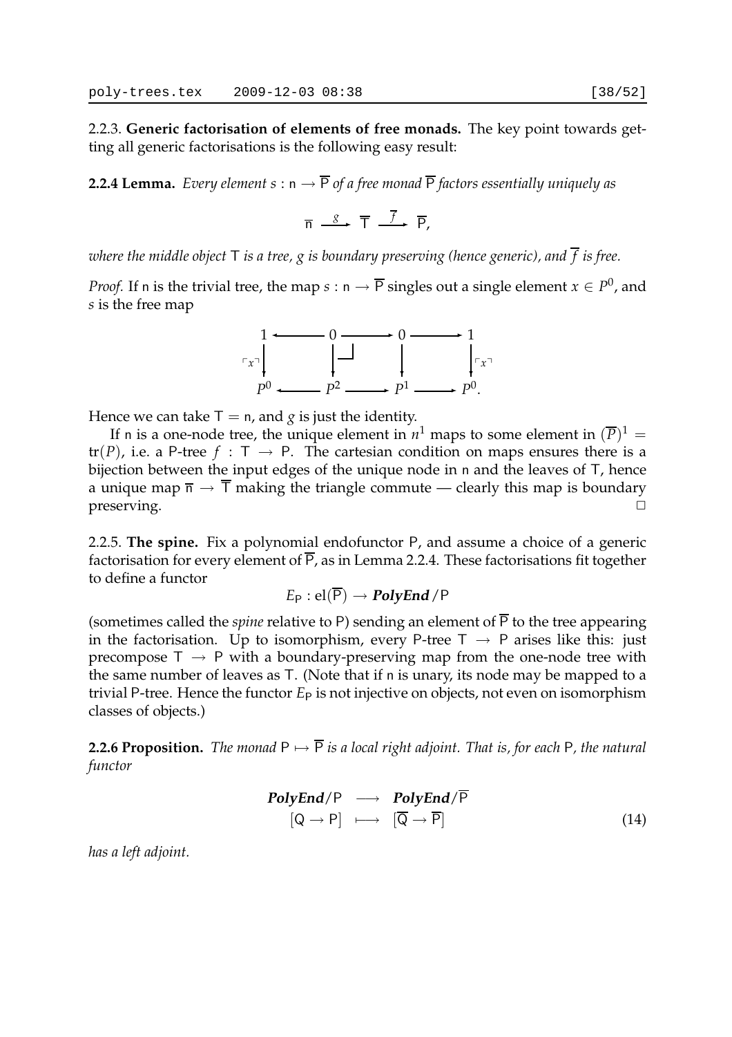2.2.3. **Generic factorisation of elements of free monads.** The key point towards getting all generic factorisations is the following easy result:

**2.2.4 Lemma.** *Every element $s : \mathsf{n} \to \overline{\mathsf{P}}$ of a free monad $\overline{\mathsf{P}}$ factors essentially uniquely as*

$$\overline{\mathsf{n}} \xrightarrow{\ g\ } \overline{\mathsf{T}} \xrightarrow{\ \overline{f}\ } \overline{\mathsf{P}},$$

*where the middle object $\mathsf{T}$ is a tree, $g$ is boundary preserving (hence generic), and $\overline{f}$ is free.*

*Proof.* If $\mathsf{n}$ is the trivial tree, the map $s : \mathsf{n} \to \overline{\mathsf{P}}$ singles out a single element $x \in P^0$, and $s$ is the free map

$$\begin{array}{ccccccc}
1 & \longleftarrow & 0 & \longrightarrow & 0 & \longrightarrow & 1 \\
{\scriptstyle \ulcorner x \urcorner}\downarrow & & \downarrow \lrcorner & & \downarrow & & \downarrow{\scriptstyle \ulcorner x \urcorner} \\
P^0 & \longleftarrow & P^2 & \longrightarrow & P^1 & \longrightarrow & P^0.
\end{array}$$

Hence we can take $\mathsf{T} = \mathsf{n}$, and $g$ is just the identity.

If $\mathsf{n}$ is a one-node tree, the unique element in $n^1$ maps to some element in $(\overline{P})^1 = \mathrm{tr}(P)$, i.e. a $\mathsf{P}$-tree $f : \mathsf{T} \to \mathsf{P}$. The cartesian condition on maps ensures there is a bijection between the input edges of the unique node in $\mathsf{n}$ and the leaves of $\mathsf{T}$, hence a unique map $\overline{\mathsf{n}} \to \overline{\mathsf{T}}$ making the triangle commute — clearly this map is boundary preserving. $\square$

2.2.5. **The spine.** Fix a polynomial endofunctor $\mathsf{P}$, and assume a choice of a generic factorisation for every element of $\overline{\mathsf{P}}$, as in Lemma 2.2.4. These factorisations fit together to define a functor

$$E_{\mathsf{P}} : \mathrm{el}(\overline{\mathsf{P}}) \to \boldsymbol{PolyEnd}/\mathsf{P}$$

(sometimes called the *spine* relative to $\mathsf{P}$) sending an element of $\overline{\mathsf{P}}$ to the tree appearing in the factorisation. Up to isomorphism, every $\mathsf{P}$-tree $\mathsf{T} \to \mathsf{P}$ arises like this: just precompose $\mathsf{T} \to \mathsf{P}$ with a boundary-preserving map from the one-node tree with the same number of leaves as $\mathsf{T}$. (Note that if $\mathsf{n}$ is unary, its node may be mapped to a trivial $\mathsf{P}$-tree. Hence the functor $E_{\mathsf{P}}$ is not injective on objects, not even on isomorphism classes of objects.)

**2.2.6 Proposition.** *The monad $\mathsf{P} \mapsto \overline{\mathsf{P}}$ is a local right adjoint. That is, for each $\mathsf{P}$, the natural functor*

$$\begin{array}{ccc}
\boldsymbol{PolyEnd}/\mathsf{P} & \longrightarrow & \boldsymbol{PolyEnd}/\overline{\mathsf{P}} \\
[\mathsf{Q} \to \mathsf{P}] & \longmapsto & [\overline{\mathsf{Q}} \to \overline{\mathsf{P}}]
\end{array} \tag{14}$$

*has a left adjoint.*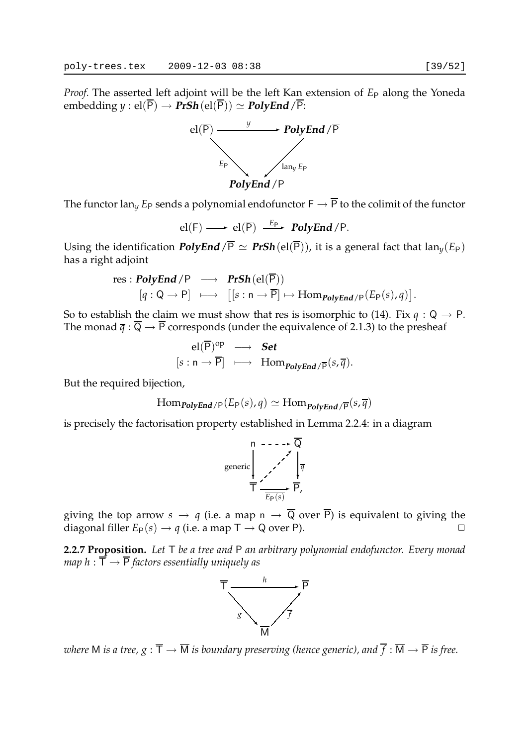*Proof.* The asserted left adjoint will be the left Kan extension of $E_{\mathsf{P}}$ along the Yoneda embedding $y : \mathrm{el}(\overline{\mathsf{P}}) \to \boldsymbol{PrSh}(\mathrm{el}(\overline{\mathsf{P}})) \simeq \boldsymbol{PolyEnd}/\overline{\mathsf{P}}$:

$$\begin{array}{ccc} \mathrm{el}(\overline{\mathsf{P}}) & \xrightarrow{\;y\;} & \boldsymbol{PolyEnd}/\overline{\mathsf{P}} \\ & {\scriptstyle E_{\mathsf{P}}} \searrow \quad \swarrow {\scriptstyle \mathrm{lan}_y E_{\mathsf{P}}} & \\ & \boldsymbol{PolyEnd}/\mathsf{P} & \end{array}$$

The functor $\mathrm{lan}_y E_{\mathsf{P}}$ sends a polynomial endofunctor $\mathsf{F} \to \overline{\mathsf{P}}$ to the colimit of the functor

$$\mathrm{el}(\mathsf{F}) \longrightarrow \mathrm{el}(\overline{\mathsf{P}}) \xrightarrow{E_{\mathsf{P}}} \boldsymbol{PolyEnd}/\mathsf{P}.$$

Using the identification $\boldsymbol{PolyEnd}/\overline{\mathsf{P}} \simeq \boldsymbol{PrSh}(\mathrm{el}(\overline{\mathsf{P}}))$, it is a general fact that $\mathrm{lan}_y(E_{\mathsf{P}})$ has a right adjoint

$$\begin{array}{rcl} \mathrm{res} : \boldsymbol{PolyEnd}/\mathsf{P} & \longrightarrow & \boldsymbol{PrSh}(\mathrm{el}(\overline{\mathsf{P}})) \\ {[q : \mathsf{Q} \to \mathsf{P}]} & \longmapsto & \big[ [s : \mathsf{n} \to \overline{\mathsf{P}}] \mapsto \mathrm{Hom}_{\boldsymbol{PolyEnd}/\mathsf{P}}(E_{\mathsf{P}}(s), q) \big]. \end{array}$$

So to establish the claim we must show that res is isomorphic to (14). Fix $q : \mathsf{Q} \to \mathsf{P}$. The monad $\overline{q} : \overline{\mathsf{Q}} \to \overline{\mathsf{P}}$ corresponds (under the equivalence of 2.1.3) to the presheaf

$$\begin{array}{rcl} \mathrm{el}(\overline{\mathsf{P}})^{\mathrm{op}} & \longrightarrow & \boldsymbol{Set} \\ {[s : \mathsf{n} \to \overline{\mathsf{P}}]} & \longmapsto & \mathrm{Hom}_{\boldsymbol{PolyEnd}/\overline{\mathsf{P}}}(s, \overline{q}). \end{array}$$

But the required bijection,

$$\mathrm{Hom}_{\boldsymbol{PolyEnd}/\mathsf{P}}(E_{\mathsf{P}}(s), q) \simeq \mathrm{Hom}_{\boldsymbol{PolyEnd}/\overline{\mathsf{P}}}(s, \overline{q})$$

is precisely the factorisation property established in Lemma 2.2.4: in a diagram

$$\begin{array}{ccc} \mathsf{n} & \dashrightarrow & \overline{\mathsf{Q}} \\ {\scriptstyle \text{generic}} \downarrow & \nearrow & \downarrow {\scriptstyle \overline{q}} \\ \overline{\mathsf{T}} & \xrightarrow[\overline{E_{\mathsf{P}}(s)}]{} & \overline{\mathsf{P}}, \end{array}$$

giving the top arrow $s \to \overline{q}$ (i.e. a map $\mathsf{n} \to \overline{\mathsf{Q}}$ over $\overline{\mathsf{P}}$) is equivalent to giving the diagonal filler $E_{\mathsf{P}}(s) \to q$ (i.e. a map $\mathsf{T} \to \mathsf{Q}$ over $\mathsf{P}$). □

**2.2.7 Proposition.** *Let* $\mathsf{T}$ *be a tree and* $\mathsf{P}$ *an arbitrary polynomial endofunctor. Every monad map* $h : \overline{\mathsf{T}} \to \overline{\mathsf{P}}$ *factors essentially uniquely as*

$$\begin{array}{ccc} \overline{\mathsf{T}} & \xrightarrow{\;h\;} & \overline{\mathsf{P}} \\ & {\scriptstyle g} \searrow \quad \nearrow {\scriptstyle \overline{f}} & \\ & \overline{\mathsf{M}} & \end{array}$$

*where* $\mathsf{M}$ *is a tree,* $g : \overline{\mathsf{T}} \to \overline{\mathsf{M}}$ *is boundary preserving (hence generic), and* $\overline{f} : \overline{\mathsf{M}} \to \overline{\mathsf{P}}$ *is free.*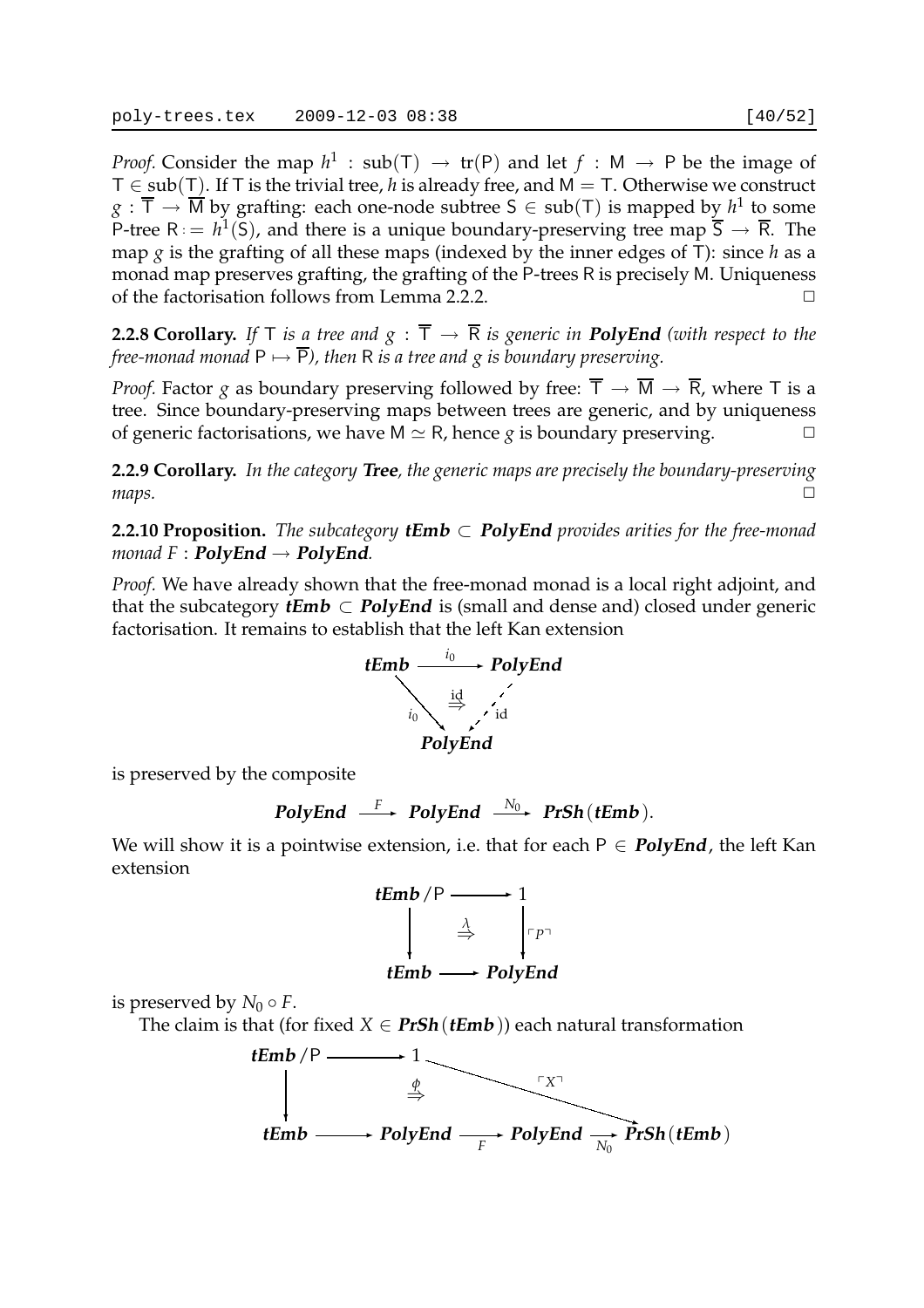*Proof.* Consider the map $h^1 : \mathrm{sub}(\mathsf{T}) \to \mathrm{tr}(\mathsf{P})$ and let $f : \mathsf{M} \to \mathsf{P}$ be the image of $\mathsf{T} \in \mathrm{sub}(\mathsf{T})$. If $\mathsf{T}$ is the trivial tree, $h$ is already free, and $\mathsf{M} = \mathsf{T}$. Otherwise we construct $g : \overline{\mathsf{T}} \to \overline{\mathsf{M}}$ by grafting: each one-node subtree $\mathsf{S} \in \mathrm{sub}(\mathsf{T})$ is mapped by $h^1$ to some P-tree $\mathsf{R} := h^1(\mathsf{S})$, and there is a unique boundary-preserving tree map $\overline{\mathsf{S}} \to \overline{\mathsf{R}}$. The map $g$ is the grafting of all these maps (indexed by the inner edges of T): since $h$ as a monad map preserves grafting, the grafting of the P-trees R is precisely M. Uniqueness of the factorisation follows from Lemma 2.2.2. ☐

**2.2.8 Corollary.** *If* $\mathsf{T}$ *is a tree and* $g : \overline{\mathsf{T}} \to \overline{\mathsf{R}}$ *is generic in* ***PolyEnd*** *(with respect to the free-monad monad* $\mathsf{P} \mapsto \overline{\mathsf{P}}$*), then* R *is a tree and* $g$ *is boundary preserving.*

*Proof.* Factor $g$ as boundary preserving followed by free: $\overline{\mathsf{T}} \to \overline{\mathsf{M}} \to \overline{\mathsf{R}}$, where T is a tree. Since boundary-preserving maps between trees are generic, and by uniqueness of generic factorisations, we have $\mathsf{M} \simeq \mathsf{R}$, hence $g$ is boundary preserving. ☐

**2.2.9 Corollary.** *In the category* ***Tree****, the generic maps are precisely the boundary-preserving maps.* ☐

**2.2.10 Proposition.** *The subcategory* ***tEmb*** $\subset$ ***PolyEnd*** *provides arities for the free-monad monad* $F$ : ***PolyEnd*** $\to$ ***PolyEnd****.*

*Proof.* We have already shown that the free-monad monad is a local right adjoint, and that the subcategory ***tEmb*** $\subset$ ***PolyEnd*** is (small and dense and) closed under generic factorisation. It remains to establish that the left Kan extension

$$\begin{array}{ccc} \textbf{tEmb} & \xrightarrow{i_0} & \textbf{PolyEnd} \\ & {}_{i_0}\searrow \;\overset{\mathrm{id}}{\Rightarrow}\; \swarrow_{\mathrm{id}} & \\ & \textbf{PolyEnd} & \end{array}$$

is preserved by the composite

$$\textbf{PolyEnd} \xrightarrow{F} \textbf{PolyEnd} \xrightarrow{N_0} \textbf{PrSh}(\textbf{tEmb}).$$

We will show it is a pointwise extension, i.e. that for each $\mathsf{P} \in$ ***PolyEnd***, the left Kan extension

$$\begin{array}{ccc} \textbf{tEmb}/\mathsf{P} & \longrightarrow & 1 \\ \downarrow & \overset{\lambda}{\Rightarrow} & \downarrow \ulcorner P \urcorner \\ \textbf{tEmb} & \longrightarrow & \textbf{PolyEnd} \end{array}$$

is preserved by $N_0 \circ F$.

The claim is that (for fixed $X \in$ ***PrSh***(***tEmb***)) each natural transformation

$$\begin{array}{ccccccc} \textbf{tEmb}/\mathsf{P} & \longrightarrow & 1 & & & \xrightarrow{\ulcorner X \urcorner} & \\ \downarrow & & \overset{\phi}{\Rightarrow} & & & & \\ \textbf{tEmb} & \longrightarrow & \textbf{PolyEnd} & \xrightarrow{F} & \textbf{PolyEnd} & \xrightarrow{N_0} & \textbf{PrSh}(\textbf{tEmb}) \end{array}$$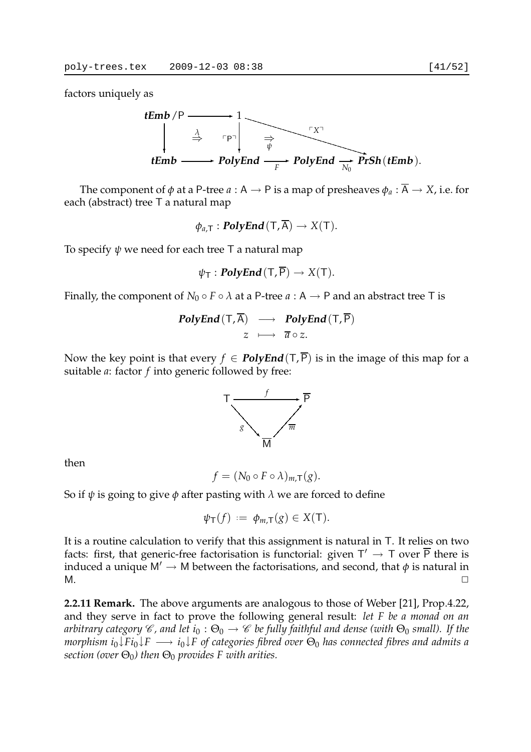factors uniquely as

$$\begin{array}{ccccccc}
\textbf{\textit{tEmb}}/\mathsf{P} & \longrightarrow & 1 & & & & \\
\big\downarrow & \overset{\lambda}{\Rightarrow} & \big\downarrow \ulcorner \mathsf{P} \urcorner & \underset{\psi}{\Rightarrow} & & \searrow^{\ulcorner X \urcorner} & \\
\textbf{\textit{tEmb}} & \longrightarrow & \textbf{\textit{PolyEnd}} & \xrightarrow[F]{} & \textbf{\textit{PolyEnd}} & \xrightarrow[N_0]{} & \textbf{\textit{PrSh}}(\textbf{\textit{tEmb}}).
\end{array}$$

The component of $\phi$ at a P-tree $a : \mathsf{A} \to \mathsf{P}$ is a map of presheaves $\phi_a : \overline{\mathsf{A}} \to X$, i.e. for each (abstract) tree $\mathsf{T}$ a natural map

$$\phi_{a,\mathsf{T}} : \textbf{\textit{PolyEnd}}(\mathsf{T}, \overline{\mathsf{A}}) \to X(\mathsf{T}).$$

To specify $\psi$ we need for each tree $\mathsf{T}$ a natural map

$$\psi_{\mathsf{T}} : \textbf{\textit{PolyEnd}}(\mathsf{T}, \overline{\mathsf{P}}) \to X(\mathsf{T}).$$

Finally, the component of $N_0 \circ F \circ \lambda$ at a P-tree $a : \mathsf{A} \to \mathsf{P}$ and an abstract tree $\mathsf{T}$ is

$$\begin{array}{ccc}
\textbf{\textit{PolyEnd}}(\mathsf{T}, \overline{\mathsf{A}}) & \longrightarrow & \textbf{\textit{PolyEnd}}(\mathsf{T}, \overline{\mathsf{P}}) \\
z & \longmapsto & \overline{a} \circ z.
\end{array}$$

Now the key point is that every $f \in \textbf{\textit{PolyEnd}}(\mathsf{T}, \overline{\mathsf{P}})$ is in the image of this map for a suitable $a$: factor $f$ into generic followed by free:

$$\begin{array}{ccc}
\mathsf{T} & \xrightarrow{\quad f \quad} & \overline{\mathsf{P}} \\
& {}_{g}\searrow \quad \nearrow_{\overline{m}} & \\
& \overline{\mathsf{M}} &
\end{array}$$

then

$$f = (N_0 \circ F \circ \lambda)_{m,\mathsf{T}}(g).$$

So if $\psi$ is going to give $\phi$ after pasting with $\lambda$ we are forced to define

$$\psi_{\mathsf{T}}(f) := \phi_{m,\mathsf{T}}(g) \in X(\mathsf{T}).$$

It is a routine calculation to verify that this assignment is natural in $\mathsf{T}$. It relies on two facts: first, that generic-free factorisation is functorial: given $\mathsf{T}' \to \mathsf{T}$ over $\overline{\mathsf{P}}$ there is induced a unique $\mathsf{M}' \to \mathsf{M}$ between the factorisations, and second, that $\phi$ is natural in $\mathsf{M}$. □

**2.2.11 Remark.** The above arguments are analogous to those of Weber [21], Prop.4.22, and they serve in fact to prove the following general result: *let $F$ be a monad on an arbitrary category $\mathscr{C}$, and let $i_0 : \Theta_0 \to \mathscr{C}$ be fully faithful and dense (with $\Theta_0$ small). If the morphism $i_0{\downarrow}Fi_0{\downarrow}F \longrightarrow i_0{\downarrow}F$ of categories fibred over $\Theta_0$ has connected fibres and admits a section (over $\Theta_0$) then $\Theta_0$ provides $F$ with arities.*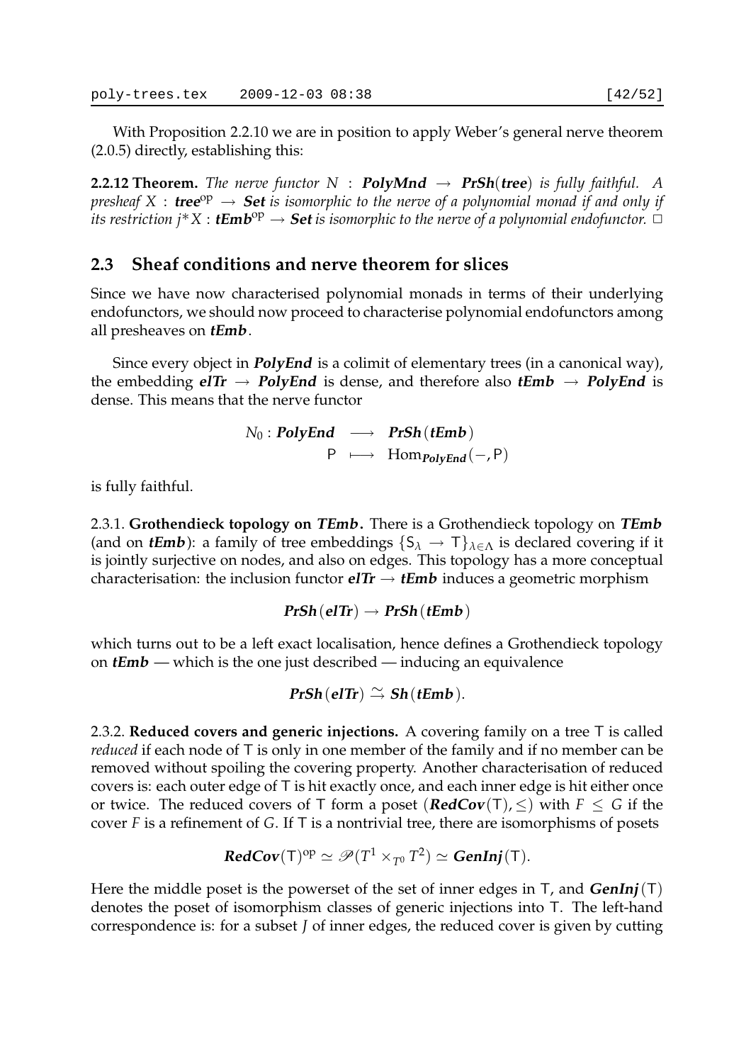With Proposition 2.2.10 we are in position to apply Weber's general nerve theorem (2.0.5) directly, establishing this:

**2.2.12 Theorem.** *The nerve functor $N$ : $\mathbf{PolyMnd} \to \mathbf{PrSh}(\mathbf{tree})$ is fully faithful. A presheaf $X$ : $\mathbf{tree}^{\mathrm{op}} \to \mathbf{Set}$ is isomorphic to the nerve of a polynomial monad if and only if its restriction $j^*X : \mathbf{tEmb}^{\mathrm{op}} \to \mathbf{Set}$ is isomorphic to the nerve of a polynomial endofunctor.* $\square$

## 2.3 Sheaf conditions and nerve theorem for slices

Since we have now characterised polynomial monads in terms of their underlying endofunctors, we should now proceed to characterise polynomial endofunctors among all presheaves on $\mathbf{tEmb}$.

Since every object in $\mathbf{PolyEnd}$ is a colimit of elementary trees (in a canonical way), the embedding $\mathbf{elTr} \to \mathbf{PolyEnd}$ is dense, and therefore also $\mathbf{tEmb} \to \mathbf{PolyEnd}$ is dense. This means that the nerve functor

$$
\begin{array}{rcl}
N_0 : \mathbf{PolyEnd} & \longrightarrow & \mathbf{PrSh}(\mathbf{tEmb}) \\
\mathsf{P} & \longmapsto & \mathrm{Hom}_{\mathbf{PolyEnd}}(-, \mathsf{P})
\end{array}
$$

is fully faithful.

2.3.1. **Grothendieck topology on $\mathbf{TEmb}$.** There is a Grothendieck topology on $\mathbf{TEmb}$ (and on $\mathbf{tEmb}$): a family of tree embeddings $\{\mathsf{S}_\lambda \to \mathsf{T}\}_{\lambda \in \Lambda}$ is declared covering if it is jointly surjective on nodes, and also on edges. This topology has a more conceptual characterisation: the inclusion functor $\mathbf{elTr} \to \mathbf{tEmb}$ induces a geometric morphism

$$\mathbf{PrSh}(\mathbf{elTr}) \to \mathbf{PrSh}(\mathbf{tEmb})$$

which turns out to be a left exact localisation, hence defines a Grothendieck topology on $\mathbf{tEmb}$ — which is the one just described — inducing an equivalence

$$\mathbf{PrSh}(\mathbf{elTr}) \xrightarrow{\simeq} \mathbf{Sh}(\mathbf{tEmb}).$$

2.3.2. **Reduced covers and generic injections.** A covering family on a tree $\mathsf{T}$ is called *reduced* if each node of $\mathsf{T}$ is only in one member of the family and if no member can be removed without spoiling the covering property. Another characterisation of reduced covers is: each outer edge of $\mathsf{T}$ is hit exactly once, and each inner edge is hit either once or twice. The reduced covers of $\mathsf{T}$ form a poset $(\mathbf{RedCov}(\mathsf{T}), \leq)$ with $F \leq G$ if the cover $F$ is a refinement of $G$. If $\mathsf{T}$ is a nontrivial tree, there are isomorphisms of posets

$$\mathbf{RedCov}(\mathsf{T})^{\mathrm{op}} \simeq \mathscr{P}(T^1 \times_{T^0} T^2) \simeq \mathbf{GenInj}(\mathsf{T}).$$

Here the middle poset is the powerset of the set of inner edges in $\mathsf{T}$, and $\mathbf{GenInj}(\mathsf{T})$ denotes the poset of isomorphism classes of generic injections into $\mathsf{T}$. The left-hand correspondence is: for a subset $J$ of inner edges, the reduced cover is given by cutting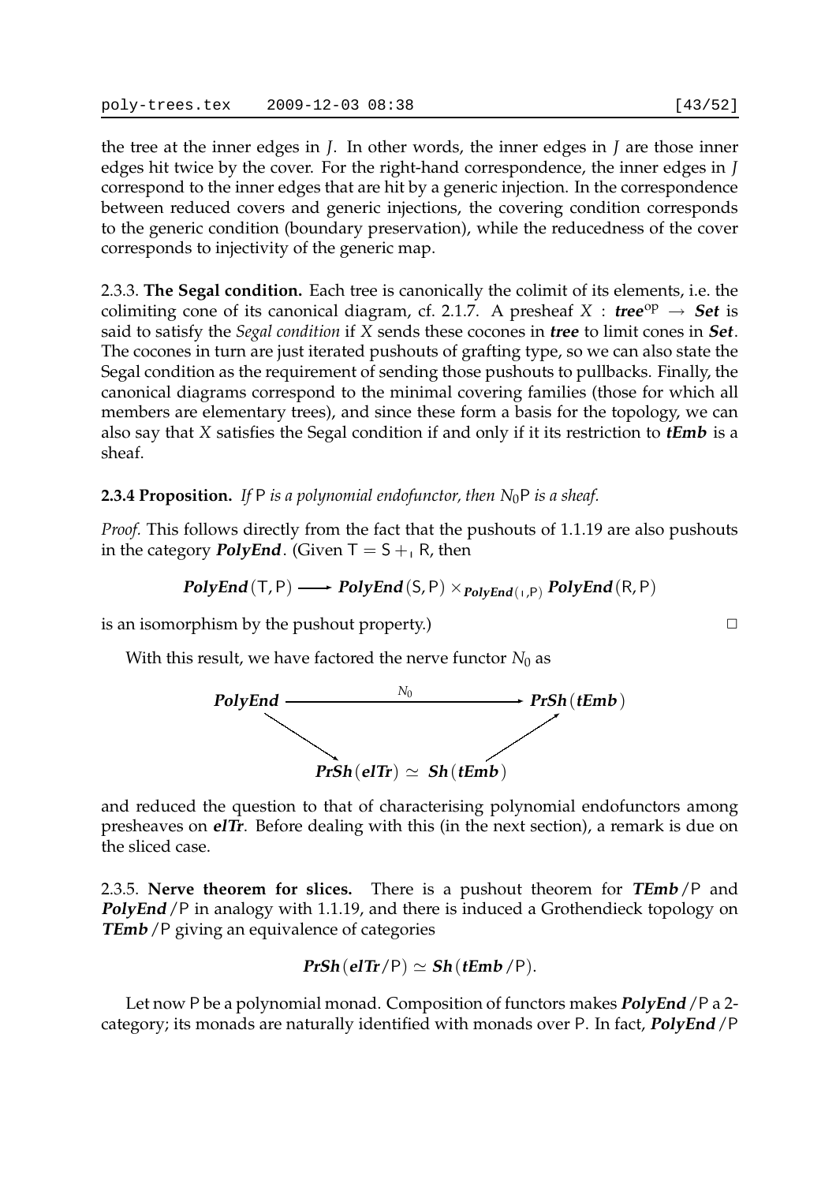the tree at the inner edges in $J$. In other words, the inner edges in $J$ are those inner edges hit twice by the cover. For the right-hand correspondence, the inner edges in $J$ correspond to the inner edges that are hit by a generic injection. In the correspondence between reduced covers and generic injections, the covering condition corresponds to the generic condition (boundary preservation), while the reducedness of the cover corresponds to injectivity of the generic map.

2.3.3. **The Segal condition.** Each tree is canonically the colimit of its elements, i.e. the colimiting cone of its canonical diagram, cf. 2.1.7. A presheaf $X : \textbf{\textit{tree}}^{\mathrm{op}} \to \textbf{\textit{Set}}$ is said to satisfy the *Segal condition* if $X$ sends these cocones in ***tree*** to limit cones in ***Set***. The cocones in turn are just iterated pushouts of grafting type, so we can also state the Segal condition as the requirement of sending those pushouts to pullbacks. Finally, the canonical diagrams correspond to the minimal covering families (those for which all members are elementary trees), and since these form a basis for the topology, we can also say that $X$ satisfies the Segal condition if and only if it its restriction to ***tEmb*** is a sheaf.

**2.3.4 Proposition.** *If* $\mathsf{P}$ *is a polynomial endofunctor, then* $N_0\mathsf{P}$ *is a sheaf.*

*Proof.* This follows directly from the fact that the pushouts of 1.1.19 are also pushouts in the category ***PolyEnd***. (Given $\mathsf{T} = \mathsf{S} +_{\mathsf{I}} \mathsf{R}$, then

$$\textbf{\textit{PolyEnd}}(\mathsf{T},\mathsf{P}) \longrightarrow \textbf{\textit{PolyEnd}}(\mathsf{S},\mathsf{P}) \times_{\textbf{\textit{PolyEnd}}(\mathsf{I},\mathsf{P})} \textbf{\textit{PolyEnd}}(\mathsf{R},\mathsf{P})$$

is an isomorphism by the pushout property.) $\square$

With this result, we have factored the nerve functor $N_0$ as

$$\begin{array}{ccc} \textbf{\textit{PolyEnd}} & \xrightarrow{\quad N_0 \quad} & \textbf{\textit{PrSh}}(\textbf{\textit{tEmb}}) \\ & \searrow \qquad\qquad \nearrow & \\ & \textbf{\textit{PrSh}}(\textbf{\textit{elTr}}) \simeq \textbf{\textit{Sh}}(\textbf{\textit{tEmb}}) & \end{array}$$

and reduced the question to that of characterising polynomial endofunctors among presheaves on ***elTr***. Before dealing with this (in the next section), a remark is due on the sliced case.

2.3.5. **Nerve theorem for slices.** There is a pushout theorem for ***TEmb***$/\mathsf{P}$ and ***PolyEnd***$/\mathsf{P}$ in analogy with 1.1.19, and there is induced a Grothendieck topology on ***TEmb***$/\mathsf{P}$ giving an equivalence of categories

$$\textbf{\textit{PrSh}}(\textbf{\textit{elTr}}/\mathsf{P}) \simeq \textbf{\textit{Sh}}(\textbf{\textit{tEmb}}/\mathsf{P}).$$

Let now $\mathsf{P}$ be a polynomial monad. Composition of functors makes ***PolyEnd***$/\mathsf{P}$ a 2-category; its monads are naturally identified with monads over $\mathsf{P}$. In fact, ***PolyEnd***$/\mathsf{P}$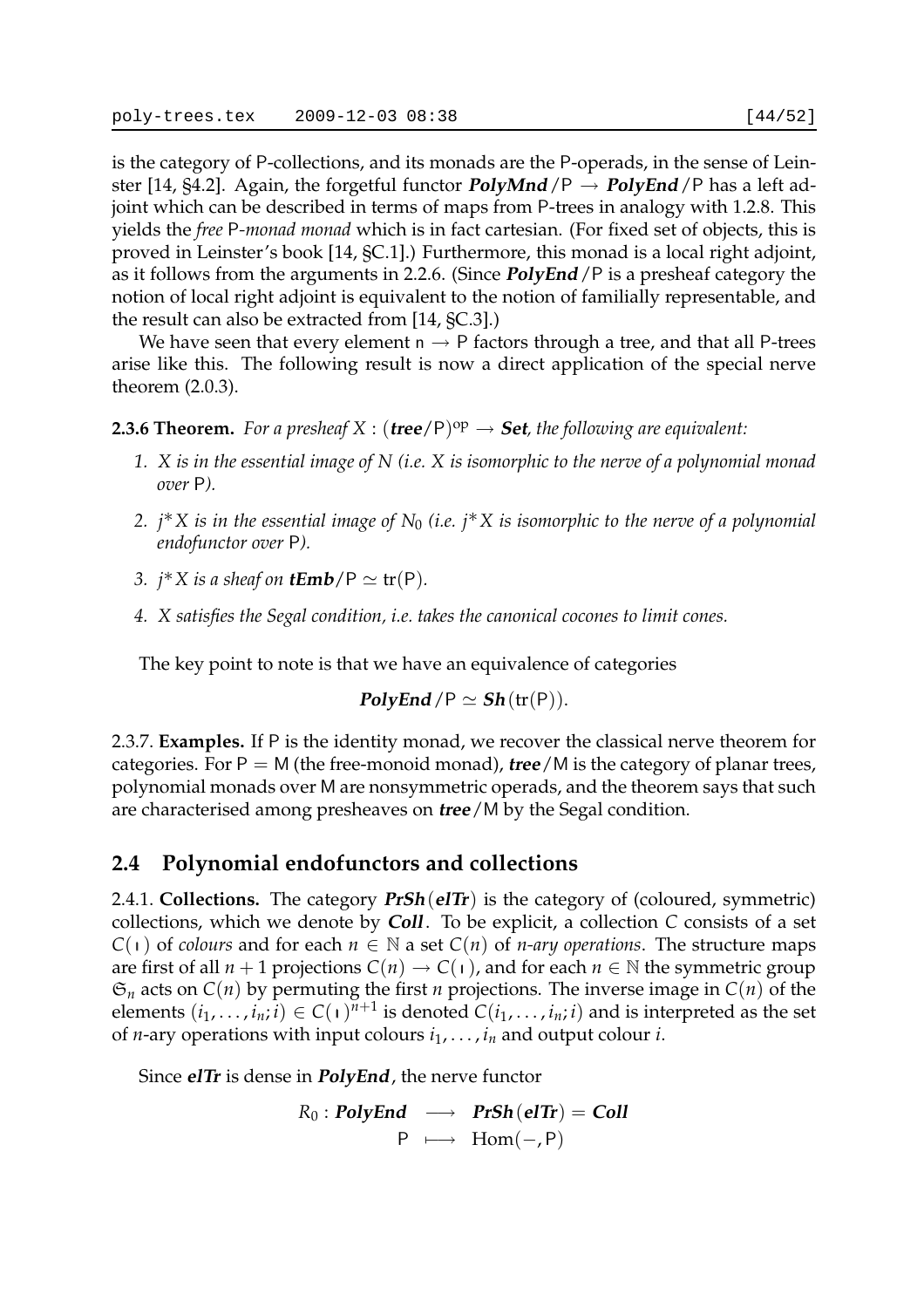is the category of P-collections, and its monads are the P-operads, in the sense of Leinster [14, §4.2]. Again, the forgetful functor $\textbf{\textit{PolyMnd}}/\mathsf{P} \to \textbf{\textit{PolyEnd}}/\mathsf{P}$ has a left adjoint which can be described in terms of maps from P-trees in analogy with 1.2.8. This yields the *free* P*-monad monad* which is in fact cartesian. (For fixed set of objects, this is proved in Leinster's book [14, §C.1].) Furthermore, this monad is a local right adjoint, as it follows from the arguments in 2.2.6. (Since $\textbf{\textit{PolyEnd}}/\mathsf{P}$ is a presheaf category the notion of local right adjoint is equivalent to the notion of familially representable, and the result can also be extracted from [14, §C.3].)

We have seen that every element $\mathsf{n} \to \mathsf{P}$ factors through a tree, and that all P-trees arise like this. The following result is now a direct application of the special nerve theorem (2.0.3).

**2.3.6 Theorem.** *For a presheaf* $X : (\textbf{\textit{tree}}/\mathsf{P})^{\mathrm{op}} \to \textbf{\textit{Set}}$*, the following are equivalent:*

1. *$X$ is in the essential image of $N$ (i.e. $X$ is isomorphic to the nerve of a polynomial monad over* P*).*
2. *$j^*X$ is in the essential image of $N_0$ (i.e. $j^*X$ is isomorphic to the nerve of a polynomial endofunctor over* P*).*
3. *$j^*X$ is a sheaf on* $\textbf{\textit{tEmb}}/\mathsf{P} \simeq \mathrm{tr}(\mathsf{P})$*.*
4. *$X$ satisfies the Segal condition, i.e. takes the canonical cocones to limit cones.*

The key point to note is that we have an equivalence of categories

$$\textbf{\textit{PolyEnd}}/\mathsf{P} \simeq \textbf{\textit{Sh}}(\mathrm{tr}(\mathsf{P})).$$

2.3.7. **Examples.** If P is the identity monad, we recover the classical nerve theorem for categories. For $\mathsf{P} = \mathsf{M}$ (the free-monoid monad), $\textbf{\textit{tree}}/\mathsf{M}$ is the category of planar trees, polynomial monads over M are nonsymmetric operads, and the theorem says that such are characterised among presheaves on $\textbf{\textit{tree}}/\mathsf{M}$ by the Segal condition.

## 2.4 Polynomial endofunctors and collections

2.4.1. **Collections.** The category $\textbf{\textit{PrSh}}(\textbf{\textit{elTr}})$ is the category of (coloured, symmetric) collections, which we denote by $\textbf{\textit{Coll}}$. To be explicit, a collection $C$ consists of a set $C(\shortmid)$ of *colours* and for each $n \in \mathbb{N}$ a set $C(n)$ of *n-ary operations*. The structure maps are first of all $n+1$ projections $C(n) \to C(\shortmid)$, and for each $n \in \mathbb{N}$ the symmetric group $\mathfrak{S}_n$ acts on $C(n)$ by permuting the first $n$ projections. The inverse image in $C(n)$ of the elements $(i_1, \ldots, i_n; i) \in C(\shortmid)^{n+1}$ is denoted $C(i_1, \ldots, i_n; i)$ and is interpreted as the set of $n$-ary operations with input colours $i_1, \ldots, i_n$ and output colour $i$.

Since $\textbf{\textit{elTr}}$ is dense in $\textbf{\textit{PolyEnd}}$, the nerve functor

$$\begin{array}{rcl} R_0 : \textbf{\textit{PolyEnd}} & \longrightarrow & \textbf{\textit{PrSh}}(\textbf{\textit{elTr}}) = \textbf{\textit{Coll}} \\ \mathsf{P} & \longmapsto & \mathrm{Hom}(-, \mathsf{P}) \end{array}$$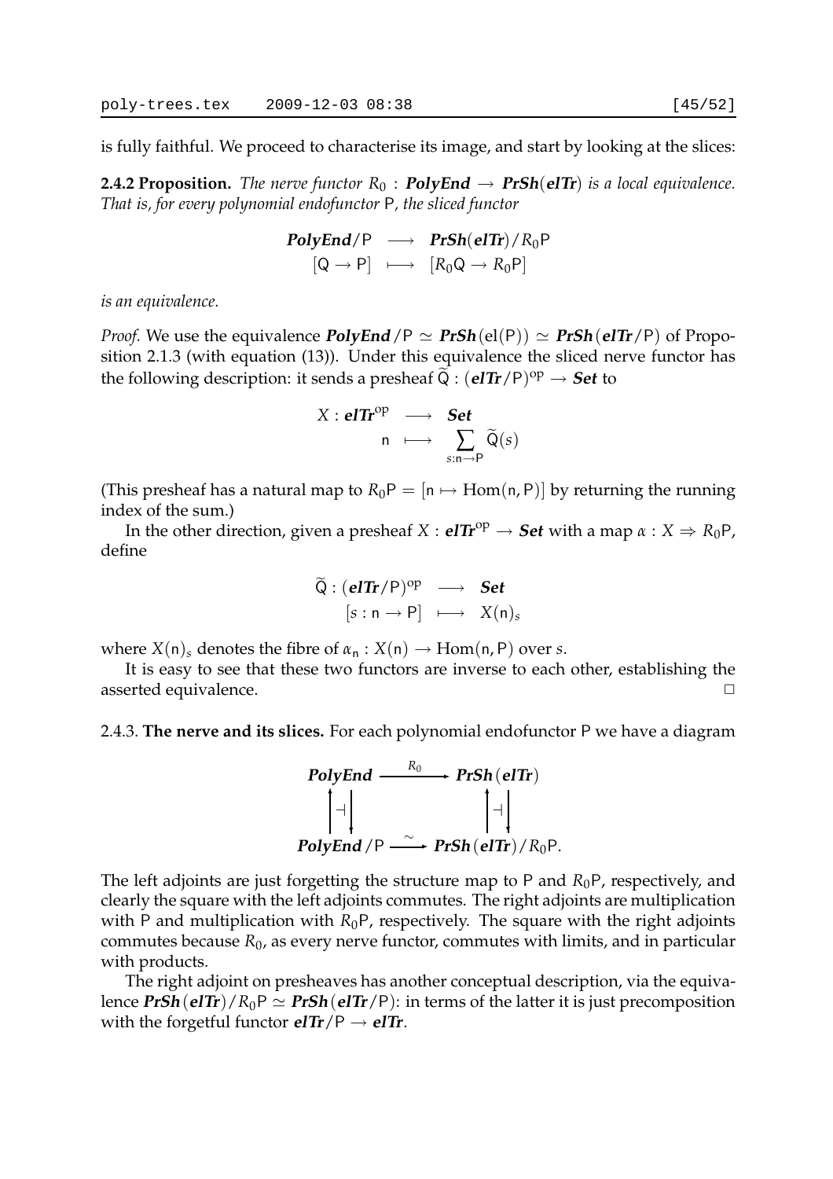is fully faithful. We proceed to characterise its image, and start by looking at the slices:

**2.4.2 Proposition.** *The nerve functor $R_0 : \mathbf{PolyEnd} \to \mathbf{PrSh}(\mathbf{elTr})$ is a local equivalence. That is, for every polynomial endofunctor* $\mathsf{P}$*, the sliced functor*

$$\begin{array}{rcl} \mathbf{PolyEnd}/\mathsf{P} & \longrightarrow & \mathbf{PrSh}(\mathbf{elTr})/R_0\mathsf{P} \\ [\mathsf{Q} \to \mathsf{P}] & \longmapsto & [R_0\mathsf{Q} \to R_0\mathsf{P}] \end{array}$$

*is an equivalence.*

*Proof.* We use the equivalence $\mathbf{PolyEnd}/\mathsf{P} \simeq \mathbf{PrSh}(\mathrm{el}(\mathsf{P})) \simeq \mathbf{PrSh}(\mathbf{elTr}/\mathsf{P})$ of Proposition 2.1.3 (with equation (13)). Under this equivalence the sliced nerve functor has the following description: it sends a presheaf $\widetilde{\mathsf{Q}} : (\mathbf{elTr}/\mathsf{P})^{\mathrm{op}} \to \mathbf{Set}$ to

$$\begin{array}{rcl} X : \mathbf{elTr}^{\mathrm{op}} & \longrightarrow & \mathbf{Set} \\ \mathsf{n} & \longmapsto & \displaystyle\sum_{s:\mathsf{n}\to\mathsf{P}} \widetilde{\mathsf{Q}}(s) \end{array}$$

(This presheaf has a natural map to $R_0\mathsf{P} = [\mathsf{n} \mapsto \mathrm{Hom}(\mathsf{n}, \mathsf{P})]$ by returning the running index of the sum.)

In the other direction, given a presheaf $X : \mathbf{elTr}^{\mathrm{op}} \to \mathbf{Set}$ with a map $\alpha : X \Rightarrow R_0\mathsf{P}$, define

$$\begin{array}{rcl} \widetilde{\mathsf{Q}} : (\mathbf{elTr}/\mathsf{P})^{\mathrm{op}} & \longrightarrow & \mathbf{Set} \\ [s : \mathsf{n} \to \mathsf{P}] & \longmapsto & X(\mathsf{n})_s \end{array}$$

where $X(\mathsf{n})_s$ denotes the fibre of $\alpha_\mathsf{n} : X(\mathsf{n}) \to \mathrm{Hom}(\mathsf{n}, \mathsf{P})$ over $s$.

It is easy to see that these two functors are inverse to each other, establishing the asserted equivalence. □

2.4.3. **The nerve and its slices.** For each polynomial endofunctor $\mathsf{P}$ we have a diagram

$$\begin{array}{ccc} \mathbf{PolyEnd} & \xrightarrow{R_0} & \mathbf{PrSh}(\mathbf{elTr}) \\ \uparrow\dashv\downarrow & & \uparrow\dashv\downarrow \\ \mathbf{PolyEnd}/\mathsf{P} & \xrightarrow{\sim} & \mathbf{PrSh}(\mathbf{elTr})/R_0\mathsf{P}. \end{array}$$

The left adjoints are just forgetting the structure map to $\mathsf{P}$ and $R_0\mathsf{P}$, respectively, and clearly the square with the left adjoints commutes. The right adjoints are multiplication with $\mathsf{P}$ and multiplication with $R_0\mathsf{P}$, respectively. The square with the right adjoints commutes because $R_0$, as every nerve functor, commutes with limits, and in particular with products.

The right adjoint on presheaves has another conceptual description, via the equivalence $\mathbf{PrSh}(\mathbf{elTr})/R_0\mathsf{P} \simeq \mathbf{PrSh}(\mathbf{elTr}/\mathsf{P})$: in terms of the latter it is just precomposition with the forgetful functor $\mathbf{elTr}/\mathsf{P} \to \mathbf{elTr}$.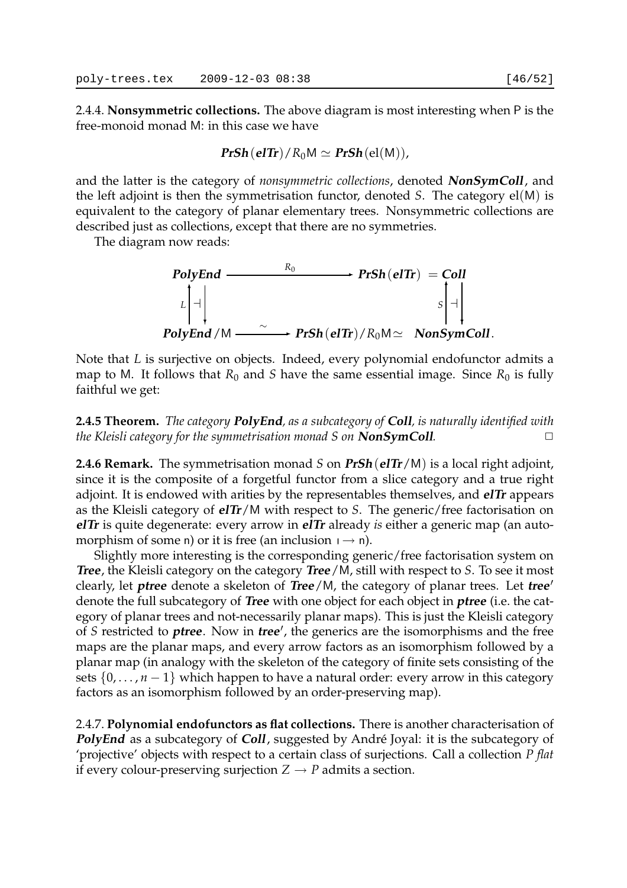2.4.4. **Nonsymmetric collections.** The above diagram is most interesting when $\mathsf{P}$ is the free-monoid monad $\mathsf{M}$: in this case we have

$$\boldsymbol{PrSh}(\boldsymbol{elTr})/R_0\mathsf{M} \simeq \boldsymbol{PrSh}(\mathrm{el}(\mathsf{M})),$$

and the latter is the category of *nonsymmetric collections*, denoted $\boldsymbol{NonSymColl}$, and the left adjoint is then the symmetrisation functor, denoted $S$. The category $\mathrm{el}(\mathsf{M})$ is equivalent to the category of planar elementary trees. Nonsymmetric collections are described just as collections, except that there are no symmetries.

The diagram now reads:

$$\begin{array}{ccc}
\boldsymbol{PolyEnd} & \xrightarrow{\quad R_0 \quad} & \boldsymbol{PrSh}(\boldsymbol{elTr}) = \boldsymbol{Coll} \\
L \big\uparrow \dashv \big\downarrow & & S \big\uparrow \dashv \big\downarrow \\
\boldsymbol{PolyEnd}/\mathsf{M} & \xrightarrow{\quad \sim \quad} & \boldsymbol{PrSh}(\boldsymbol{elTr})/R_0\mathsf{M} \simeq \boldsymbol{NonSymColl}.
\end{array}$$

Note that $L$ is surjective on objects. Indeed, every polynomial endofunctor admits a map to $\mathsf{M}$. It follows that $R_0$ and $S$ have the same essential image. Since $R_0$ is fully faithful we get:

**2.4.5 Theorem.** *The category* $\boldsymbol{PolyEnd}$*, as a subcategory of* $\boldsymbol{Coll}$*, is naturally identified with the Kleisli category for the symmetrisation monad* $S$ *on* $\boldsymbol{NonSymColl}$*.* □

**2.4.6 Remark.** The symmetrisation monad $S$ on $\boldsymbol{PrSh}(\boldsymbol{elTr}/\mathsf{M})$ is a local right adjoint, since it is the composite of a forgetful functor from a slice category and a true right adjoint. It is endowed with arities by the representables themselves, and $\boldsymbol{elTr}$ appears as the Kleisli category of $\boldsymbol{elTr}/\mathsf{M}$ with respect to $S$. The generic/free factorisation on $\boldsymbol{elTr}$ is quite degenerate: every arrow in $\boldsymbol{elTr}$ already *is* either a generic map (an automorphism of some $\mathsf{n}$) or it is free (an inclusion $\mathsf{I} \to \mathsf{n}$).

Slightly more interesting is the corresponding generic/free factorisation system on $\boldsymbol{Tree}$, the Kleisli category on the category $\boldsymbol{Tree}/\mathsf{M}$, still with respect to $S$. To see it most clearly, let $\boldsymbol{ptree}$ denote a skeleton of $\boldsymbol{Tree}/\mathsf{M}$, the category of planar trees. Let $\boldsymbol{tree}'$ denote the full subcategory of $\boldsymbol{Tree}$ with one object for each object in $\boldsymbol{ptree}$ (i.e. the category of planar trees and not-necessarily planar maps). This is just the Kleisli category of $S$ restricted to $\boldsymbol{ptree}$. Now in $\boldsymbol{tree}'$, the generics are the isomorphisms and the free maps are the planar maps, and every arrow factors as an isomorphism followed by a planar map (in analogy with the skeleton of the category of finite sets consisting of the sets $\{0, \ldots, n-1\}$ which happen to have a natural order: every arrow in this category factors as an isomorphism followed by an order-preserving map).

2.4.7. **Polynomial endofunctors as flat collections.** There is another characterisation of $\boldsymbol{PolyEnd}$ as a subcategory of $\boldsymbol{Coll}$, suggested by André Joyal: it is the subcategory of 'projective' objects with respect to a certain class of surjections. Call a collection $P$ *flat* if every colour-preserving surjection $Z \to P$ admits a section.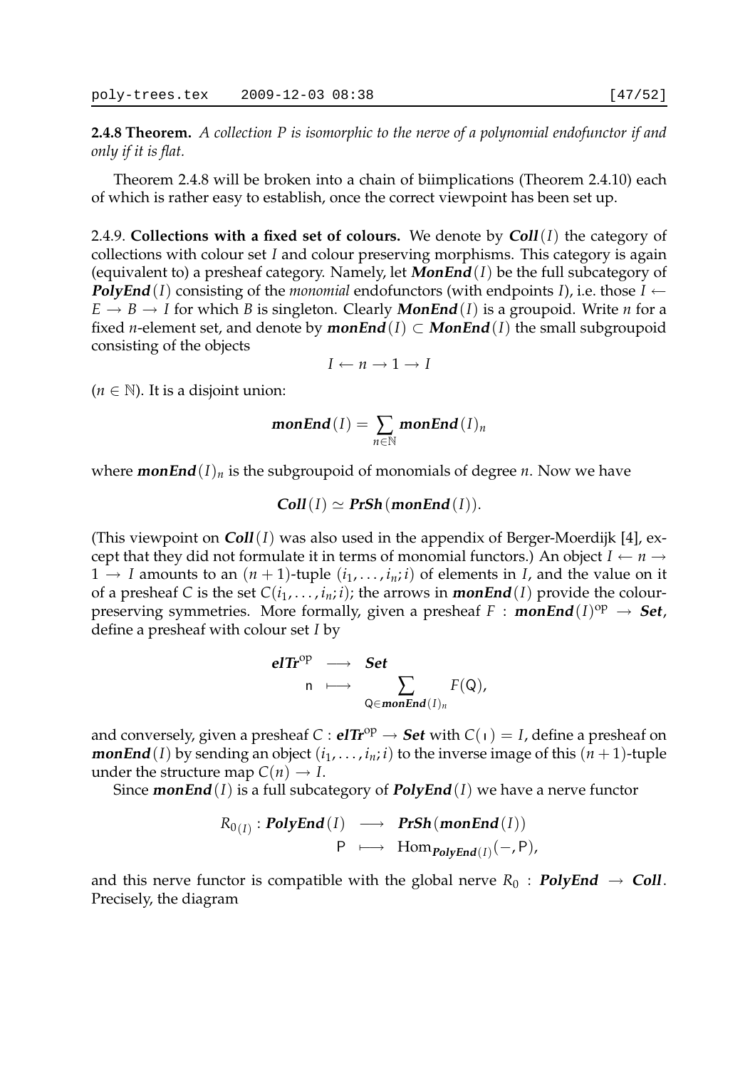**2.4.8 Theorem.** *A collection $P$ is isomorphic to the nerve of a polynomial endofunctor if and only if it is flat.*

Theorem 2.4.8 will be broken into a chain of biimplications (Theorem 2.4.10) each of which is rather easy to establish, once the correct viewpoint has been set up.

2.4.9. **Collections with a fixed set of colours.** We denote by $\boldsymbol{Coll}(I)$ the category of collections with colour set $I$ and colour preserving morphisms. This category is again (equivalent to) a presheaf category. Namely, let $\boldsymbol{MonEnd}(I)$ be the full subcategory of $\boldsymbol{PolyEnd}(I)$ consisting of the *monomial* endofunctors (with endpoints $I$), i.e. those $I \leftarrow E \to B \to I$ for which $B$ is singleton. Clearly $\boldsymbol{MonEnd}(I)$ is a groupoid. Write $n$ for a fixed $n$-element set, and denote by $\boldsymbol{monEnd}(I) \subset \boldsymbol{MonEnd}(I)$ the small subgroupoid consisting of the objects

$$I \leftarrow n \to 1 \to I$$

($n \in \mathbb{N}$). It is a disjoint union:

$$\boldsymbol{monEnd}(I) = \sum_{n \in \mathbb{N}} \boldsymbol{monEnd}(I)_n$$

where $\boldsymbol{monEnd}(I)_n$ is the subgroupoid of monomials of degree $n$. Now we have

$$\boldsymbol{Coll}(I) \simeq \boldsymbol{PrSh}(\boldsymbol{monEnd}(I)).$$

(This viewpoint on $\boldsymbol{Coll}(I)$ was also used in the appendix of Berger-Moerdijk [4], except that they did not formulate it in terms of monomial functors.) An object $I \leftarrow n \to 1 \to I$ amounts to an $(n+1)$-tuple $(i_1, \ldots, i_n; i)$ of elements in $I$, and the value on it of a presheaf $C$ is the set $C(i_1, \ldots, i_n; i)$; the arrows in $\boldsymbol{monEnd}(I)$ provide the colour-preserving symmetries. More formally, given a presheaf $F : \boldsymbol{monEnd}(I)^{\text{op}} \to \boldsymbol{Set}$, define a presheaf with colour set $I$ by

$$\begin{array}{rcl} \boldsymbol{elTr}^{\text{op}} & \longrightarrow & \boldsymbol{Set} \\ \mathsf{n} & \longmapsto & \displaystyle\sum_{\mathsf{Q} \in \boldsymbol{monEnd}(I)_n} F(\mathsf{Q}), \end{array}$$

and conversely, given a presheaf $C : \boldsymbol{elTr}^{\text{op}} \to \boldsymbol{Set}$ with $C(\shortmid) = I$, define a presheaf on $\boldsymbol{monEnd}(I)$ by sending an object $(i_1, \ldots, i_n; i)$ to the inverse image of this $(n+1)$-tuple under the structure map $C(n) \to I$.

Since $\boldsymbol{monEnd}(I)$ is a full subcategory of $\boldsymbol{PolyEnd}(I)$ we have a nerve functor

$$\begin{array}{rcl} R_{0(I)} : \boldsymbol{PolyEnd}(I) & \longrightarrow & \boldsymbol{PrSh}(\boldsymbol{monEnd}(I)) \\ \mathsf{P} & \longmapsto & \text{Hom}_{\boldsymbol{PolyEnd}(I)}(-, \mathsf{P}), \end{array}$$

and this nerve functor is compatible with the global nerve $R_0 : \boldsymbol{PolyEnd} \to \boldsymbol{Coll}$. Precisely, the diagram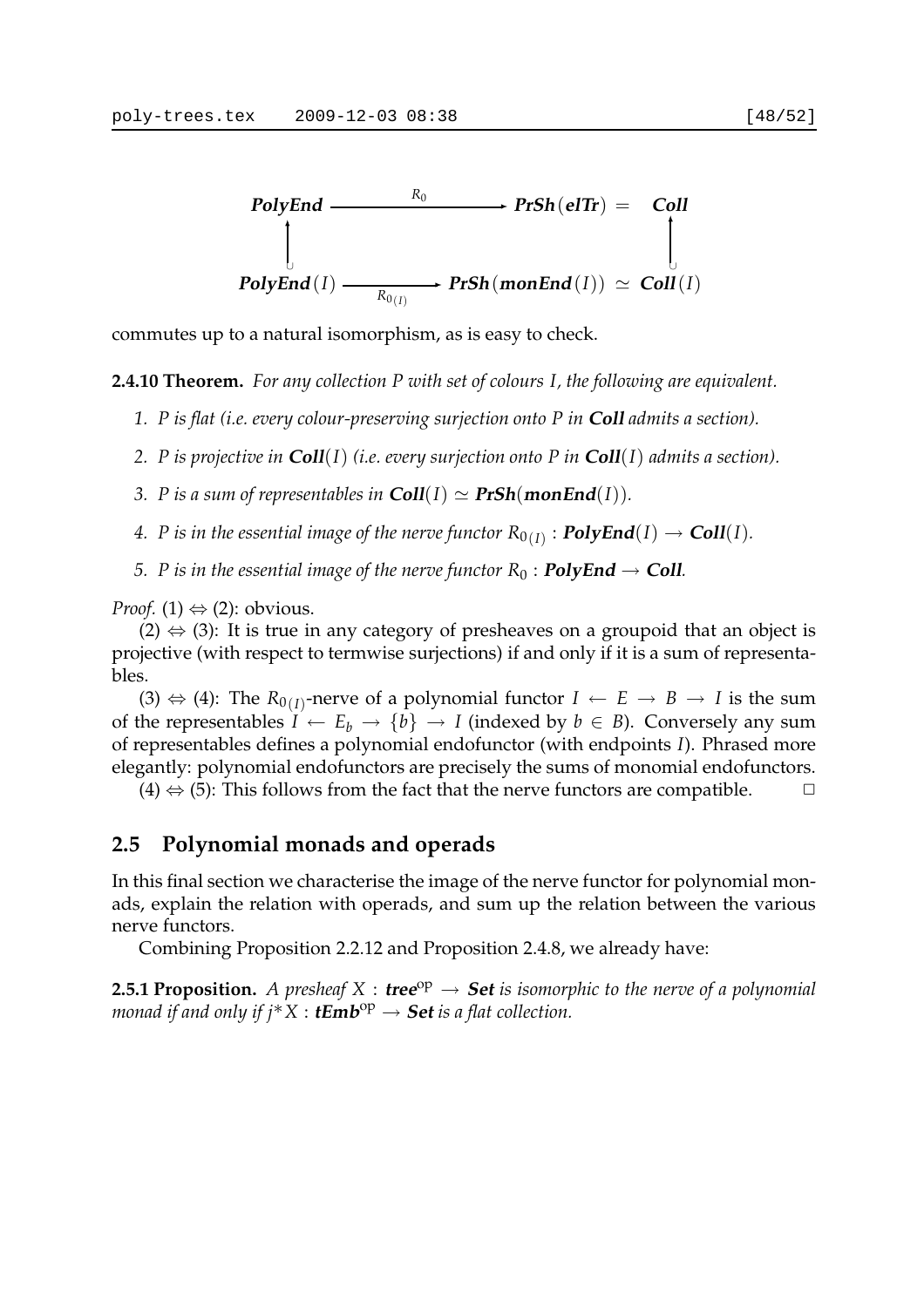$$
\begin{array}{ccc}
\textbf{\textit{PolyEnd}} & \xrightarrow{\quad R_0 \quad} & \textbf{\textit{PrSh}}(\textbf{\textit{elTr}}) = \quad \textbf{\textit{Coll}} \\
\uparrow \cup & & \uparrow \cup \\
\textbf{\textit{PolyEnd}}(I) & \xrightarrow[R_{0(I)}]{} & \textbf{\textit{PrSh}}(\textbf{\textit{monEnd}}(I)) \simeq \textbf{\textit{Coll}}(I)
\end{array}
$$

commutes up to a natural isomorphism, as is easy to check.

**2.4.10 Theorem.** *For any collection $P$ with set of colours $I$, the following are equivalent.*

1. *$P$ is flat (i.e. every colour-preserving surjection onto $P$ in **Coll** admits a section).*
2. *$P$ is projective in $\textbf{Coll}(I)$ (i.e. every surjection onto $P$ in $\textbf{Coll}(I)$ admits a section).*
3. *$P$ is a sum of representables in $\textbf{Coll}(I) \simeq \textbf{PrSh}(\textbf{monEnd}(I))$.*
4. *$P$ is in the essential image of the nerve functor $R_{0(I)} : \textbf{PolyEnd}(I) \to \textbf{Coll}(I)$.*
5. *$P$ is in the essential image of the nerve functor $R_0 : \textbf{PolyEnd} \to \textbf{Coll}$.*

*Proof.* (1) $\Leftrightarrow$ (2): obvious.

(2) $\Leftrightarrow$ (3): It is true in any category of presheaves on a groupoid that an object is projective (with respect to termwise surjections) if and only if it is a sum of representables.

(3) $\Leftrightarrow$ (4): The $R_{0(I)}$-nerve of a polynomial functor $I \leftarrow E \to B \to I$ is the sum of the representables $I \leftarrow E_b \to \{b\} \to I$ (indexed by $b \in B$). Conversely any sum of representables defines a polynomial endofunctor (with endpoints $I$). Phrased more elegantly: polynomial endofunctors are precisely the sums of monomial endofunctors.

(4) $\Leftrightarrow$ (5): This follows from the fact that the nerve functors are compatible. $\square$

## 2.5 Polynomial monads and operads

In this final section we characterise the image of the nerve functor for polynomial monads, explain the relation with operads, and sum up the relation between the various nerve functors.

Combining Proposition 2.2.12 and Proposition 2.4.8, we already have:

**2.5.1 Proposition.** *A presheaf $X : \textbf{tree}^{\text{op}} \to \textbf{Set}$ is isomorphic to the nerve of a polynomial monad if and only if $j^*X : \textbf{tEmb}^{\text{op}} \to \textbf{Set}$ is a flat collection.*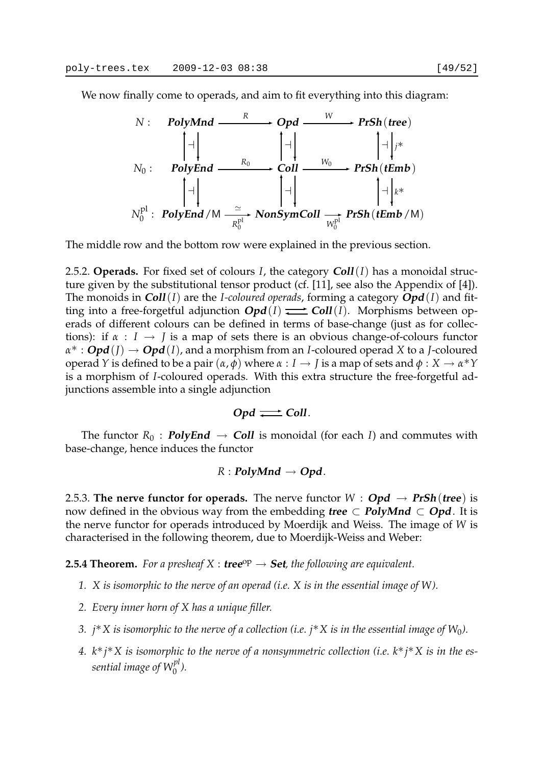We now finally come to operads, and aim to fit everything into this diagram:

$$
\begin{array}{lccccc}
N: & \textbf{\textit{PolyMnd}} & \xrightarrow{\;R\;} & \textbf{\textit{Opd}} & \xrightarrow{\;W\;} & \textbf{\textit{PrSh}}(\textbf{\textit{tree}}) \\
 & \uparrow\dashv\downarrow & & \uparrow\dashv\downarrow & & \uparrow\dashv\downarrow j^* \\
N_0: & \textbf{\textit{PolyEnd}} & \xrightarrow{\;R_0\;} & \textbf{\textit{Coll}} & \xrightarrow{\;W_0\;} & \textbf{\textit{PrSh}}(\textbf{\textit{tEmb}}) \\
 & \uparrow\dashv\downarrow & & \uparrow\dashv\downarrow & & \uparrow\dashv\downarrow k^* \\
N_0^{\mathrm{pl}}: & \textbf{\textit{PolyEnd}}/\mathsf{M} & \underset{R_0^{\mathrm{pl}}}{\xrightarrow{\;\simeq\;}} & \textbf{\textit{NonSymColl}} & \underset{W_0^{\mathrm{pl}}}{\longrightarrow} & \textbf{\textit{PrSh}}(\textbf{\textit{tEmb}}/\mathsf{M})
\end{array}
$$

The middle row and the bottom row were explained in the previous section.

2.5.2. **Operads.** For fixed set of colours $I$, the category $\textbf{\textit{Coll}}(I)$ has a monoidal structure given by the substitutional tensor product (cf. [11], see also the Appendix of [4]). The monoids in $\textbf{\textit{Coll}}(I)$ are the *$I$-coloured operads*, forming a category $\textbf{\textit{Opd}}(I)$ and fitting into a free-forgetful adjunction $\textbf{\textit{Opd}}(I) \rightleftarrows \textbf{\textit{Coll}}(I)$. Morphisms between operads of different colours can be defined in terms of base-change (just as for collections): if $\alpha : I \to J$ is a map of sets there is an obvious change-of-colours functor $\alpha^* : \textbf{\textit{Opd}}(J) \to \textbf{\textit{Opd}}(I)$, and a morphism from an $I$-coloured operad $X$ to a $J$-coloured operad $Y$ is defined to be a pair $(\alpha, \phi)$ where $\alpha : I \to J$ is a map of sets and $\phi : X \to \alpha^* Y$ is a morphism of $I$-coloured operads. With this extra structure the free-forgetful adjunctions assemble into a single adjunction

$$\textbf{\textit{Opd}} \rightleftarrows \textbf{\textit{Coll}}.$$

The functor $R_0 : \textbf{\textit{PolyEnd}} \to \textbf{\textit{Coll}}$ is monoidal (for each $I$) and commutes with base-change, hence induces the functor

$$R : \textbf{\textit{PolyMnd}} \to \textbf{\textit{Opd}}.$$

2.5.3. **The nerve functor for operads.** The nerve functor $W : \textbf{\textit{Opd}} \to \textbf{\textit{PrSh}}(\textbf{\textit{tree}})$ is now defined in the obvious way from the embedding $\textbf{\textit{tree}} \subset \textbf{\textit{PolyMnd}} \subset \textbf{\textit{Opd}}$. It is the nerve functor for operads introduced by Moerdijk and Weiss. The image of $W$ is characterised in the following theorem, due to Moerdijk-Weiss and Weber:

**2.5.4 Theorem.** *For a presheaf $X : \textbf{tree}^{\mathrm{op}} \to \textbf{Set}$, the following are equivalent.*

1. *$X$ is isomorphic to the nerve of an operad (i.e. $X$ is in the essential image of $W$).*
2. *Every inner horn of $X$ has a unique filler.*
3. *$j^* X$ is isomorphic to the nerve of a collection (i.e. $j^* X$ is in the essential image of $W_0$).*
4. *$k^* j^* X$ is isomorphic to the nerve of a nonsymmetric collection (i.e. $k^* j^* X$ is in the essential image of $W_0^{pl}$).*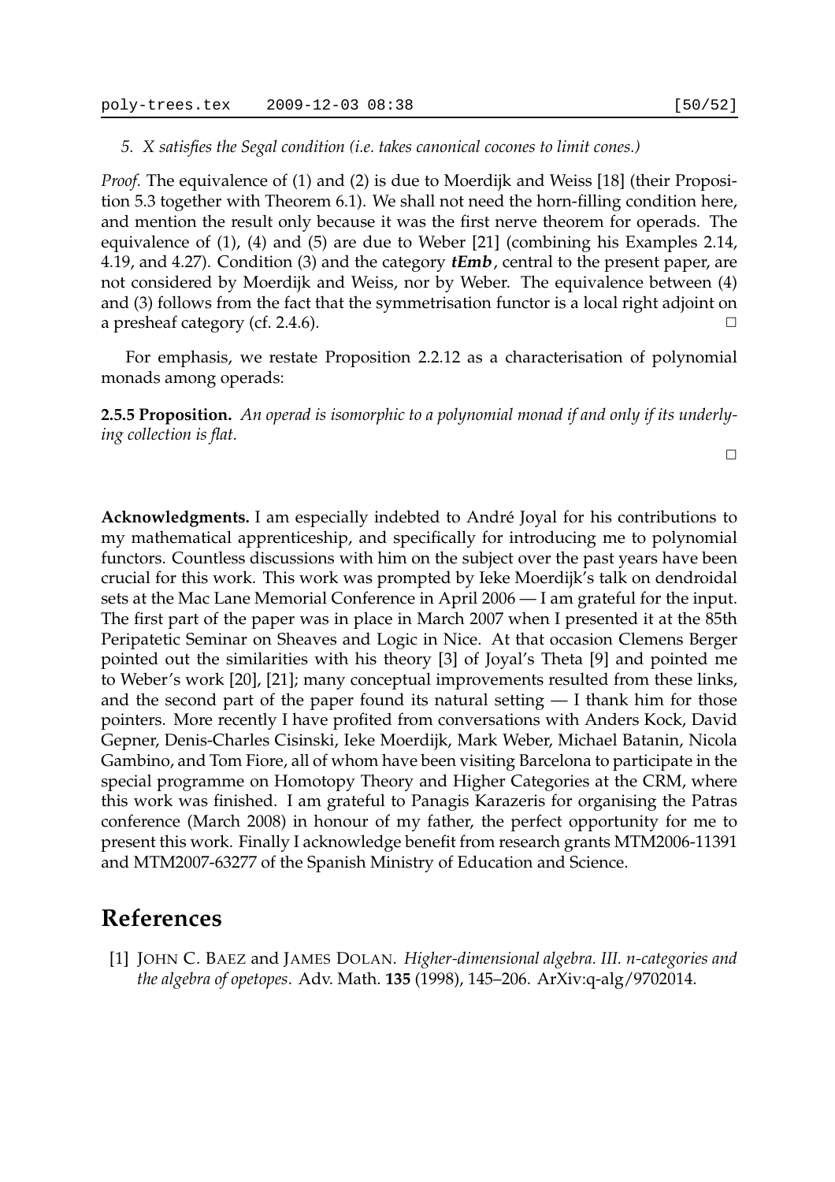*5. X satisfies the Segal condition (i.e. takes canonical cocones to limit cones.)*

*Proof.* The equivalence of (1) and (2) is due to Moerdijk and Weiss [18] (their Proposition 5.3 together with Theorem 6.1). We shall not need the horn-filling condition here, and mention the result only because it was the first nerve theorem for operads. The equivalence of (1), (4) and (5) are due to Weber [21] (combining his Examples 2.14, 4.19, and 4.27). Condition (3) and the category ***tEmb***, central to the present paper, are not considered by Moerdijk and Weiss, nor by Weber. The equivalence between (4) and (3) follows from the fact that the symmetrisation functor is a local right adjoint on a presheaf category (cf. 2.4.6). □

For emphasis, we restate Proposition 2.2.12 as a characterisation of polynomial monads among operads:

**2.5.5 Proposition.** *An operad is isomorphic to a polynomial monad if and only if its underlying collection is flat.*

□

**Acknowledgments.** I am especially indebted to André Joyal for his contributions to my mathematical apprenticeship, and specifically for introducing me to polynomial functors. Countless discussions with him on the subject over the past years have been crucial for this work. This work was prompted by Ieke Moerdijk's talk on dendroidal sets at the Mac Lane Memorial Conference in April 2006 — I am grateful for the input. The first part of the paper was in place in March 2007 when I presented it at the 85th Peripatetic Seminar on Sheaves and Logic in Nice. At that occasion Clemens Berger pointed out the similarities with his theory [3] of Joyal's Theta [9] and pointed me to Weber's work [20], [21]; many conceptual improvements resulted from these links, and the second part of the paper found its natural setting — I thank him for those pointers. More recently I have profited from conversations with Anders Kock, David Gepner, Denis-Charles Cisinski, Ieke Moerdijk, Mark Weber, Michael Batanin, Nicola Gambino, and Tom Fiore, all of whom have been visiting Barcelona to participate in the special programme on Homotopy Theory and Higher Categories at the CRM, where this work was finished. I am grateful to Panagis Karazeris for organising the Patras conference (March 2008) in honour of my father, the perfect opportunity for me to present this work. Finally I acknowledge benefit from research grants MTM2006-11391 and MTM2007-63277 of the Spanish Ministry of Education and Science.

# References

[1] JOHN C. BAEZ and JAMES DOLAN. *Higher-dimensional algebra. III. n-categories and the algebra of opetopes*. Adv. Math. **135** (1998), 145–206. ArXiv:q-alg/9702014.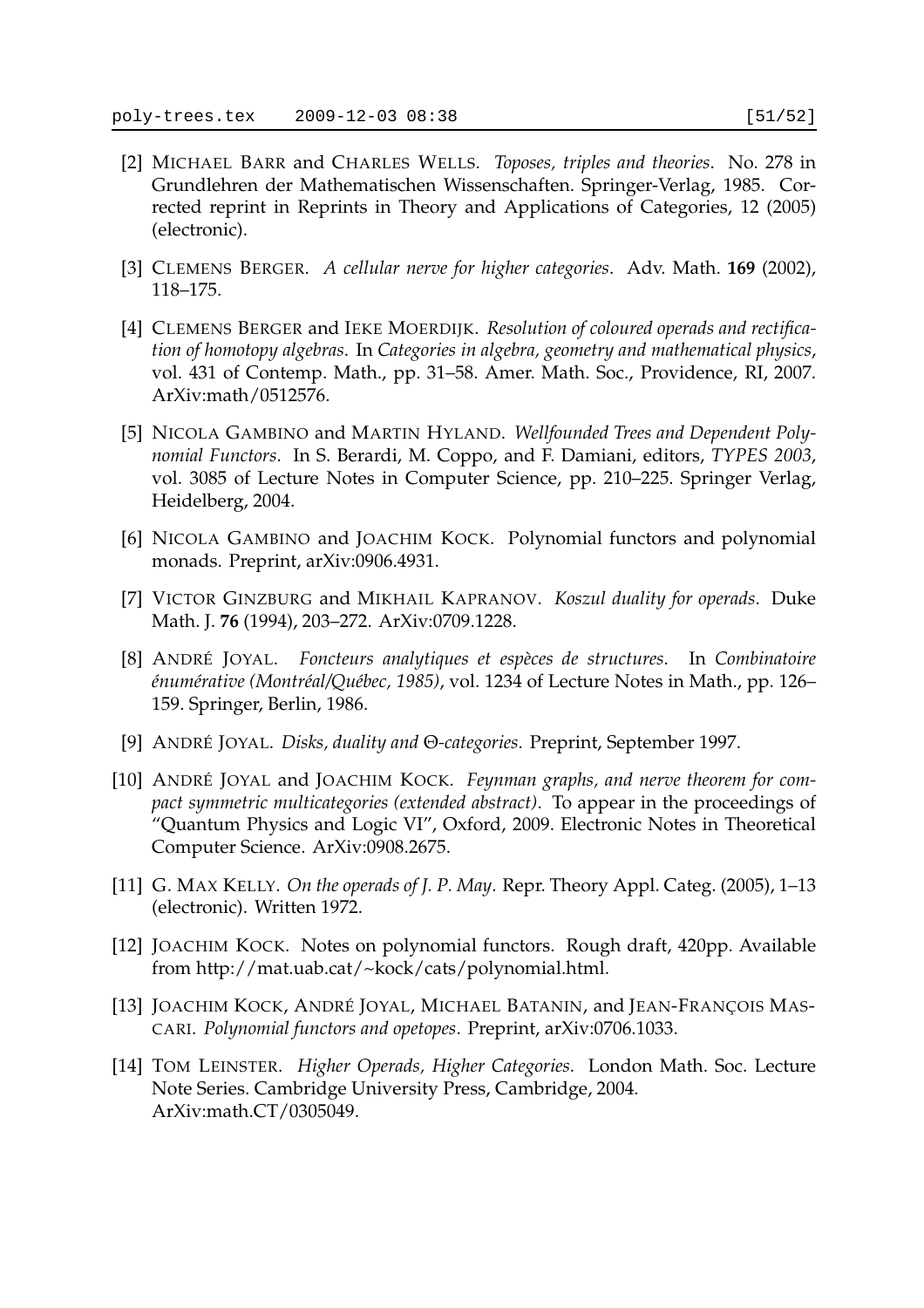[2] Michael Barr and Charles Wells. *Toposes, triples and theories*. No. 278 in Grundlehren der Mathematischen Wissenschaften. Springer-Verlag, 1985. Corrected reprint in Reprints in Theory and Applications of Categories, 12 (2005) (electronic).

[3] Clemens Berger. *A cellular nerve for higher categories*. Adv. Math. **169** (2002), 118–175.

[4] Clemens Berger and Ieke Moerdijk. *Resolution of coloured operads and rectification of homotopy algebras*. In *Categories in algebra, geometry and mathematical physics*, vol. 431 of Contemp. Math., pp. 31–58. Amer. Math. Soc., Providence, RI, 2007. ArXiv:math/0512576.

[5] Nicola Gambino and Martin Hyland. *Wellfounded Trees and Dependent Polynomial Functors*. In S. Berardi, M. Coppo, and F. Damiani, editors, *TYPES 2003*, vol. 3085 of Lecture Notes in Computer Science, pp. 210–225. Springer Verlag, Heidelberg, 2004.

[6] Nicola Gambino and Joachim Kock. Polynomial functors and polynomial monads. Preprint, arXiv:0906.4931.

[7] Victor Ginzburg and Mikhail Kapranov. *Koszul duality for operads*. Duke Math. J. **76** (1994), 203–272. ArXiv:0709.1228.

[8] André Joyal. *Foncteurs analytiques et espèces de structures*. In *Combinatoire énumérative (Montréal/Québec, 1985)*, vol. 1234 of Lecture Notes in Math., pp. 126–159. Springer, Berlin, 1986.

[9] André Joyal. *Disks, duality and Θ-categories*. Preprint, September 1997.

[10] André Joyal and Joachim Kock. *Feynman graphs, and nerve theorem for compact symmetric multicategories (extended abstract)*. To appear in the proceedings of "Quantum Physics and Logic VI", Oxford, 2009. Electronic Notes in Theoretical Computer Science. ArXiv:0908.2675.

[11] G. Max Kelly. *On the operads of J. P. May*. Repr. Theory Appl. Categ. (2005), 1–13 (electronic). Written 1972.

[12] Joachim Kock. Notes on polynomial functors. Rough draft, 420pp. Available from http://mat.uab.cat/~kock/cats/polynomial.html.

[13] Joachim Kock, André Joyal, Michael Batanin, and Jean-François Mascari. *Polynomial functors and opetopes*. Preprint, arXiv:0706.1033.

[14] Tom Leinster. *Higher Operads, Higher Categories*. London Math. Soc. Lecture Note Series. Cambridge University Press, Cambridge, 2004. ArXiv:math.CT/0305049.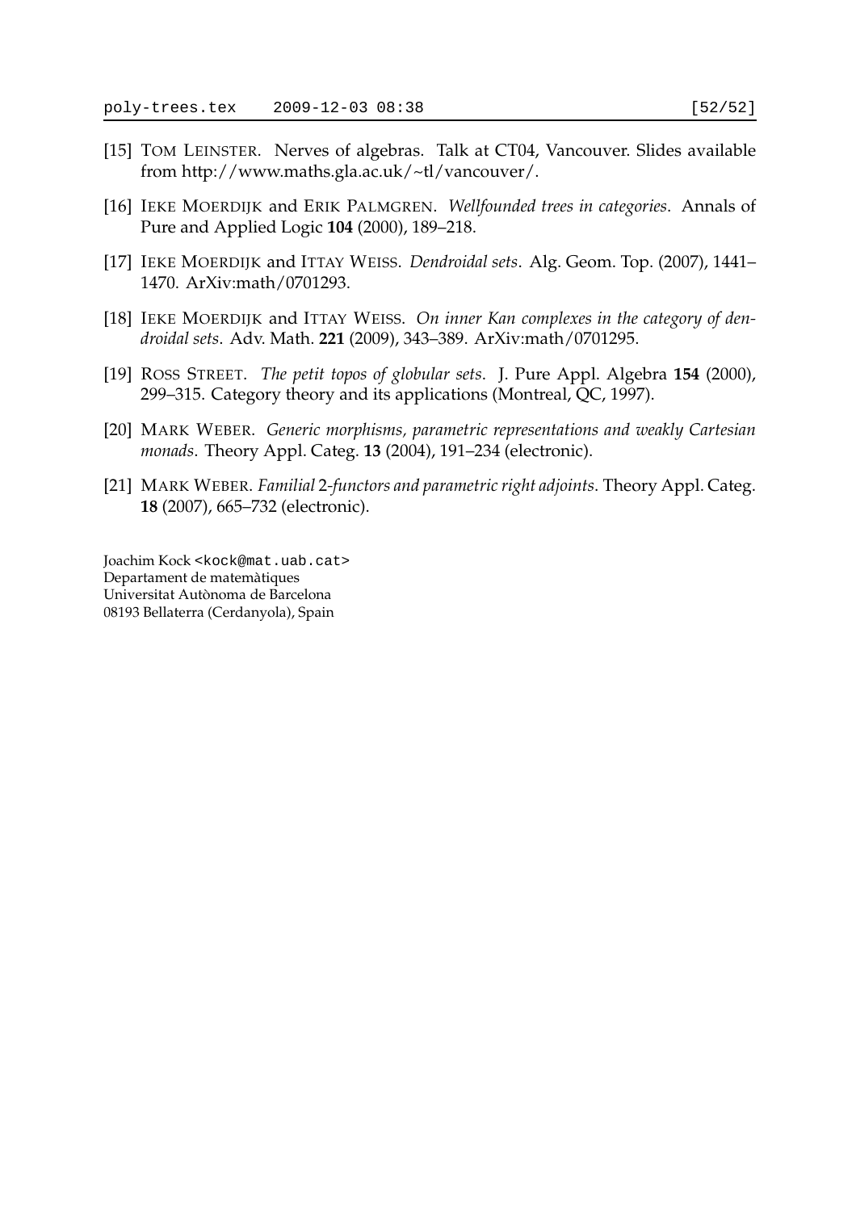[15] TOM LEINSTER. Nerves of algebras. Talk at CT04, Vancouver. Slides available from http://www.maths.gla.ac.uk/~tl/vancouver/.

[16] IEKE MOERDIJK and ERIK PALMGREN. *Wellfounded trees in categories*. Annals of Pure and Applied Logic **104** (2000), 189–218.

[17] IEKE MOERDIJK and ITTAY WEISS. *Dendroidal sets*. Alg. Geom. Top. (2007), 1441–1470. ArXiv:math/0701293.

[18] IEKE MOERDIJK and ITTAY WEISS. *On inner Kan complexes in the category of dendroidal sets*. Adv. Math. **221** (2009), 343–389. ArXiv:math/0701295.

[19] ROSS STREET. *The petit topos of globular sets*. J. Pure Appl. Algebra **154** (2000), 299–315. Category theory and its applications (Montreal, QC, 1997).

[20] MARK WEBER. *Generic morphisms, parametric representations and weakly Cartesian monads*. Theory Appl. Categ. **13** (2004), 191–234 (electronic).

[21] MARK WEBER. *Familial 2-functors and parametric right adjoints*. Theory Appl. Categ. **18** (2007), 665–732 (electronic).

Joachim Kock <kock@mat.uab.cat>
Departament de matemàtiques
Universitat Autònoma de Barcelona
08193 Bellaterra (Cerdanyola), Spain